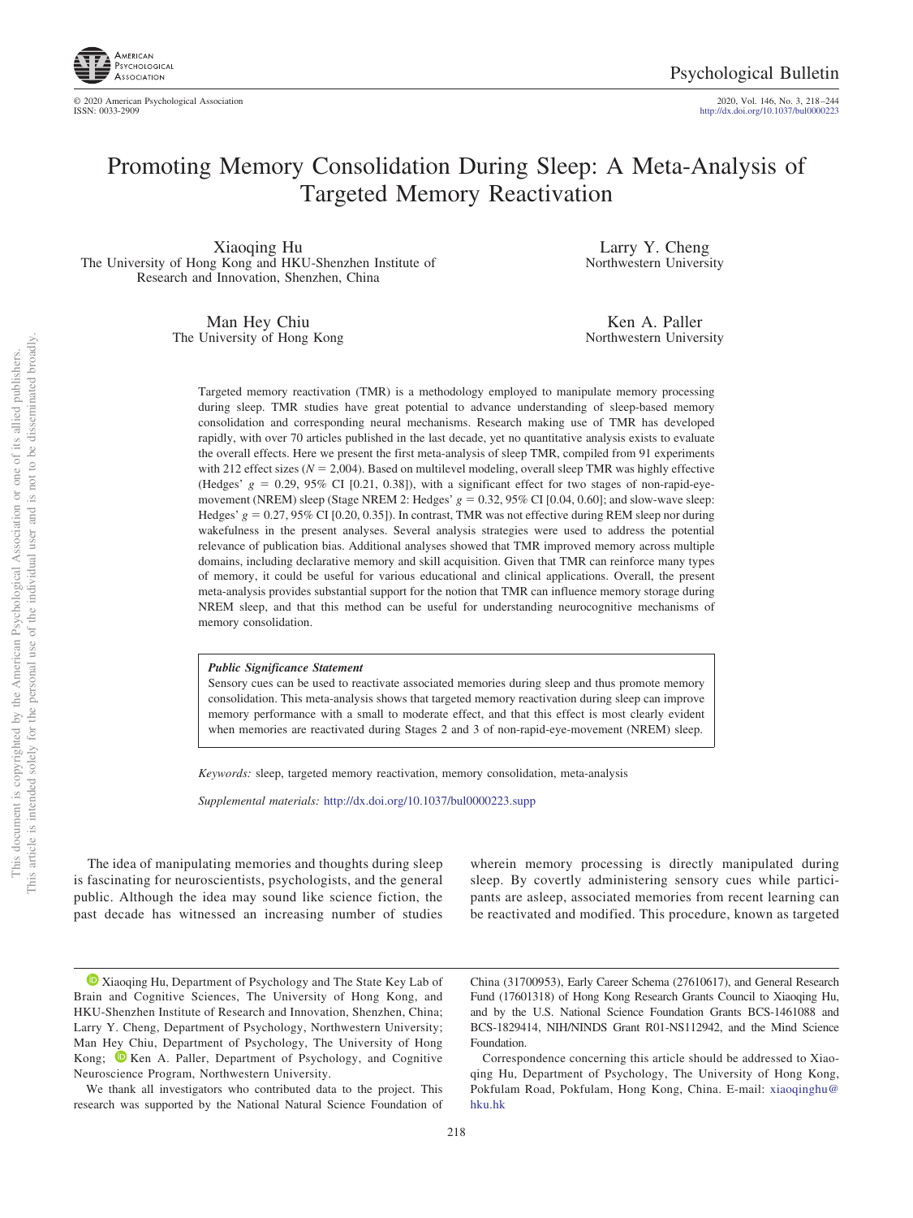# Promoting Memory Consolidation During Sleep: A Meta-Analysis of Targeted Memory Reactivation

Xiaoqing Hu
The University of Hong Kong and HKU-Shenzhen Institute of Research and Innovation, Shenzhen, China

Larry Y. Cheng
Northwestern University

Man Hey Chiu
The University of Hong Kong

Ken A. Paller
Northwestern University

Targeted memory reactivation (TMR) is a methodology employed to manipulate memory processing during sleep. TMR studies have great potential to advance understanding of sleep-based memory consolidation and corresponding neural mechanisms. Research making use of TMR has developed rapidly, with over 70 articles published in the last decade, yet no quantitative analysis exists to evaluate the overall effects. Here we present the first meta-analysis of sleep TMR, compiled from 91 experiments with 212 effect sizes ($N = 2{,}004$). Based on multilevel modeling, overall sleep TMR was highly effective (Hedges' $g = 0.29$, 95% CI [0.21, 0.38]), with a significant effect for two stages of non-rapid-eye-movement (NREM) sleep (Stage NREM 2: Hedges' $g = 0.32$, 95% CI [0.04, 0.60]; and slow-wave sleep: Hedges' $g = 0.27$, 95% CI [0.20, 0.35]). In contrast, TMR was not effective during REM sleep nor during wakefulness in the present analyses. Several analysis strategies were used to address the potential relevance of publication bias. Additional analyses showed that TMR improved memory across multiple domains, including declarative memory and skill acquisition. Given that TMR can reinforce many types of memory, it could be useful for various educational and clinical applications. Overall, the present meta-analysis provides substantial support for the notion that TMR can influence memory storage during NREM sleep, and that this method can be useful for understanding neurocognitive mechanisms of memory consolidation.

> ***Public Significance Statement***
> Sensory cues can be used to reactivate associated memories during sleep and thus promote memory consolidation. This meta-analysis shows that targeted memory reactivation during sleep can improve memory performance with a small to moderate effect, and that this effect is most clearly evident when memories are reactivated during Stages 2 and 3 of non-rapid-eye-movement (NREM) sleep.

*Keywords:* sleep, targeted memory reactivation, memory consolidation, meta-analysis

*Supplemental materials:* http://dx.doi.org/10.1037/bul0000223.supp

The idea of manipulating memories and thoughts during sleep is fascinating for neuroscientists, psychologists, and the general public. Although the idea may sound like science fiction, the past decade has witnessed an increasing number of studies wherein memory processing is directly manipulated during sleep. By covertly administering sensory cues while participants are asleep, associated memories from recent learning can be reactivated and modified. This procedure, known as targeted

---

Xiaoqing Hu, Department of Psychology and The State Key Lab of Brain and Cognitive Sciences, The University of Hong Kong, and HKU-Shenzhen Institute of Research and Innovation, Shenzhen, China; Larry Y. Cheng, Department of Psychology, Northwestern University; Man Hey Chiu, Department of Psychology, The University of Hong Kong; Ken A. Paller, Department of Psychology, and Cognitive Neuroscience Program, Northwestern University.

We thank all investigators who contributed data to the project. This research was supported by the National Natural Science Foundation of China (31700953), Early Career Schema (27610617), and General Research Fund (17601318) of Hong Kong Research Grants Council to Xiaoqing Hu, and by the U.S. National Science Foundation Grants BCS-1461088 and BCS-1829414, NIH/NINDS Grant R01-NS112942, and the Mind Science Foundation.

Correspondence concerning this article should be addressed to Xiaoqing Hu, Department of Psychology, The University of Hong Kong, Pokfulam Road, Pokfulam, Hong Kong, China. E-mail: xiaoqinghu@hku.hk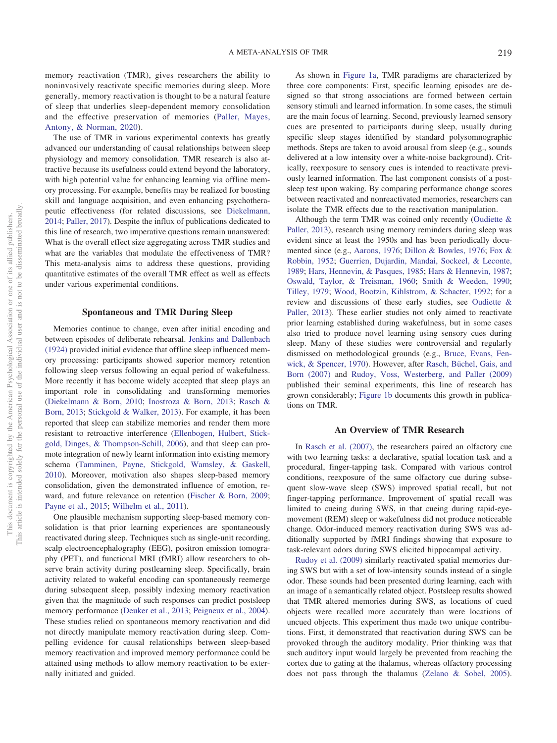memory reactivation (TMR), gives researchers the ability to noninvasively reactivate specific memories during sleep. More generally, memory reactivation is thought to be a natural feature of sleep that underlies sleep-dependent memory consolidation and the effective preservation of memories (Paller, Mayes, Antony, & Norman, 2020).

The use of TMR in various experimental contexts has greatly advanced our understanding of causal relationships between sleep physiology and memory consolidation. TMR research is also attractive because its usefulness could extend beyond the laboratory, with high potential value for enhancing learning via offline memory processing. For example, benefits may be realized for boosting skill and language acquisition, and even enhancing psychotherapeutic effectiveness (for related discussions, see Diekelmann, 2014; Paller, 2017). Despite the influx of publications dedicated to this line of research, two imperative questions remain unanswered: What is the overall effect size aggregating across TMR studies and what are the variables that modulate the effectiveness of TMR? This meta-analysis aims to address these questions, providing quantitative estimates of the overall TMR effect as well as effects under various experimental conditions.

## Spontaneous and TMR During Sleep

Memories continue to change, even after initial encoding and between episodes of deliberate rehearsal. Jenkins and Dallenbach (1924) provided initial evidence that offline sleep influenced memory processing: participants showed superior memory retention following sleep versus following an equal period of wakefulness. More recently it has become widely accepted that sleep plays an important role in consolidating and transforming memories (Diekelmann & Born, 2010; Inostroza & Born, 2013; Rasch & Born, 2013; Stickgold & Walker, 2013). For example, it has been reported that sleep can stabilize memories and render them more resistant to retroactive interference (Ellenbogen, Hulbert, Stickgold, Dinges, & Thompson-Schill, 2006), and that sleep can promote integration of newly learnt information into existing memory schema (Tamminen, Payne, Stickgold, Wamsley, & Gaskell, 2010). Moreover, motivation also shapes sleep-based memory consolidation, given the demonstrated influence of emotion, reward, and future relevance on retention (Fischer & Born, 2009; Payne et al., 2015; Wilhelm et al., 2011).

One plausible mechanism supporting sleep-based memory consolidation is that prior learning experiences are spontaneously reactivated during sleep. Techniques such as single-unit recording, scalp electroencephalography (EEG), positron emission tomography (PET), and functional MRI (fMRI) allow researchers to observe brain activity during postlearning sleep. Specifically, brain activity related to wakeful encoding can spontaneously reemerge during subsequent sleep, possibly indexing memory reactivation given that the magnitude of such responses can predict postsleep memory performance (Deuker et al., 2013; Peigneux et al., 2004). These studies relied on spontaneous memory reactivation and did not directly manipulate memory reactivation during sleep. Compelling evidence for causal relationships between sleep-based memory reactivation and improved memory performance could be attained using methods to allow memory reactivation to be externally initiated and guided.

As shown in Figure 1a, TMR paradigms are characterized by three core components: First, specific learning episodes are designed so that strong associations are formed between certain sensory stimuli and learned information. In some cases, the stimuli are the main focus of learning. Second, previously learned sensory cues are presented to participants during sleep, usually during specific sleep stages identified by standard polysomnographic methods. Steps are taken to avoid arousal from sleep (e.g., sounds delivered at a low intensity over a white-noise background). Critically, reexposure to sensory cues is intended to reactivate previously learned information. The last component consists of a postsleep test upon waking. By comparing performance change scores between reactivated and nonreactivated memories, researchers can isolate the TMR effects due to the reactivation manipulation.

Although the term TMR was coined only recently (Oudiette & Paller, 2013), research using memory reminders during sleep was evident since at least the 1950s and has been periodically documented since (e.g., Aarons, 1976; Dillon & Bowles, 1976; Fox & Robbin, 1952; Guerrien, Dujardin, Mandai, Sockeel, & Leconte, 1989; Hars, Hennevin, & Pasques, 1985; Hars & Hennevin, 1987; Oswald, Taylor, & Treisman, 1960; Smith & Weeden, 1990; Tilley, 1979; Wood, Bootzin, Kihlstrom, & Schacter, 1992; for a review and discussions of these early studies, see Oudiette & Paller, 2013). These earlier studies not only aimed to reactivate prior learning established during wakefulness, but in some cases also tried to produce novel learning using sensory cues during sleep. Many of these studies were controversial and regularly dismissed on methodological grounds (e.g., Bruce, Evans, Fenwick, & Spencer, 1970). However, after Rasch, Büchel, Gais, and Born (2007) and Rudoy, Voss, Westerberg, and Paller (2009) published their seminal experiments, this line of research has grown considerably; Figure 1b documents this growth in publications on TMR.

## An Overview of TMR Research

In Rasch et al. (2007), the researchers paired an olfactory cue with two learning tasks: a declarative, spatial location task and a procedural, finger-tapping task. Compared with various control conditions, reexposure of the same olfactory cue during subsequent slow-wave sleep (SWS) improved spatial recall, but not finger-tapping performance. Improvement of spatial recall was limited to cueing during SWS, in that cueing during rapid-eye-movement (REM) sleep or wakefulness did not produce noticeable change. Odor-induced memory reactivation during SWS was additionally supported by fMRI findings showing that exposure to task-relevant odors during SWS elicited hippocampal activity.

Rudoy et al. (2009) similarly reactivated spatial memories during SWS but with a set of low-intensity sounds instead of a single odor. These sounds had been presented during learning, each with an image of a semantically related object. Postsleep results showed that TMR altered memories during SWS, as locations of cued objects were recalled more accurately than were locations of uncued objects. This experiment thus made two unique contributions. First, it demonstrated that reactivation during SWS can be provoked through the auditory modality. Prior thinking was that such auditory input would largely be prevented from reaching the cortex due to gating at the thalamus, whereas olfactory processing does not pass through the thalamus (Zelano & Sobel, 2005).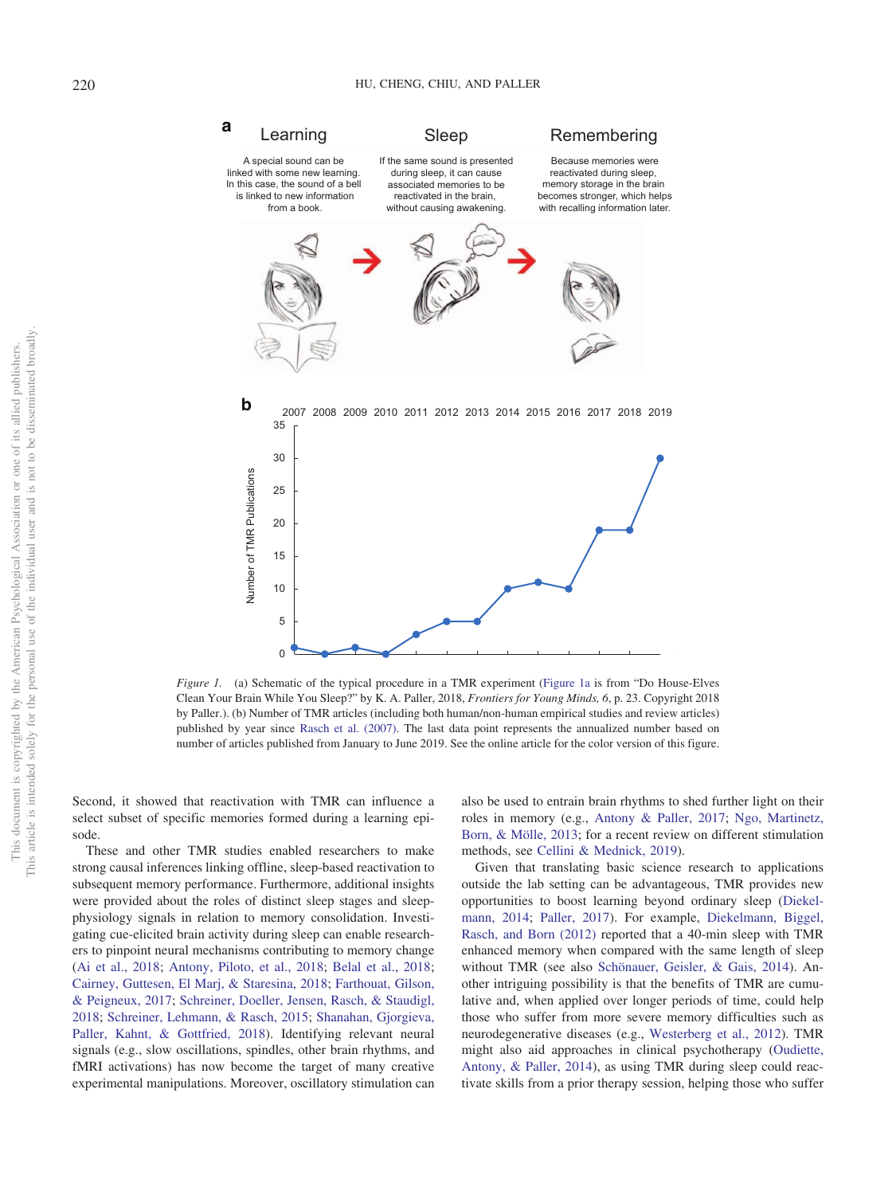*Figure 1.* (a) Schematic of the typical procedure in a TMR experiment (Figure 1a is from "Do House-Elves Clean Your Brain While You Sleep?" by K. A. Paller, 2018, *Frontiers for Young Minds, 6*, p. 23. Copyright 2018 by Paller.). (b) Number of TMR articles (including both human/non-human empirical studies and review articles) published by year since Rasch et al. (2007). The last data point represents the annualized number based on number of articles published from January to June 2019. See the online article for the color version of this figure.

Second, it showed that reactivation with TMR can influence a select subset of specific memories formed during a learning episode.

These and other TMR studies enabled researchers to make strong causal inferences linking offline, sleep-based reactivation to subsequent memory performance. Furthermore, additional insights were provided about the roles of distinct sleep stages and sleep-physiology signals in relation to memory consolidation. Investigating cue-elicited brain activity during sleep can enable researchers to pinpoint neural mechanisms contributing to memory change (Ai et al., 2018; Antony, Piloto, et al., 2018; Belal et al., 2018; Cairney, Guttesen, El Marj, & Staresina, 2018; Farthouat, Gilson, & Peigneux, 2017; Schreiner, Doeller, Jensen, Rasch, & Staudigl, 2018; Schreiner, Lehmann, & Rasch, 2015; Shanahan, Gjorgieva, Paller, Kahnt, & Gottfried, 2018). Identifying relevant neural signals (e.g., slow oscillations, spindles, other brain rhythms, and fMRI activations) has now become the target of many creative experimental manipulations. Moreover, oscillatory stimulation can also be used to entrain brain rhythms to shed further light on their roles in memory (e.g., Antony & Paller, 2017; Ngo, Martinetz, Born, & Mölle, 2013; for a recent review on different stimulation methods, see Cellini & Mednick, 2019).

Given that translating basic science research to applications outside the lab setting can be advantageous, TMR provides new opportunities to boost learning beyond ordinary sleep (Diekelmann, 2014; Paller, 2017). For example, Diekelmann, Biggel, Rasch, and Born (2012) reported that a 40-min sleep with TMR enhanced memory when compared with the same length of sleep without TMR (see also Schönauer, Geisler, & Gais, 2014). Another intriguing possibility is that the benefits of TMR are cumulative and, when applied over longer periods of time, could help those who suffer from more severe memory difficulties such as neurodegenerative diseases (e.g., Westerberg et al., 2012). TMR might also aid approaches in clinical psychotherapy (Oudiette, Antony, & Paller, 2014), as using TMR during sleep could reactivate skills from a prior therapy session, helping those who suffer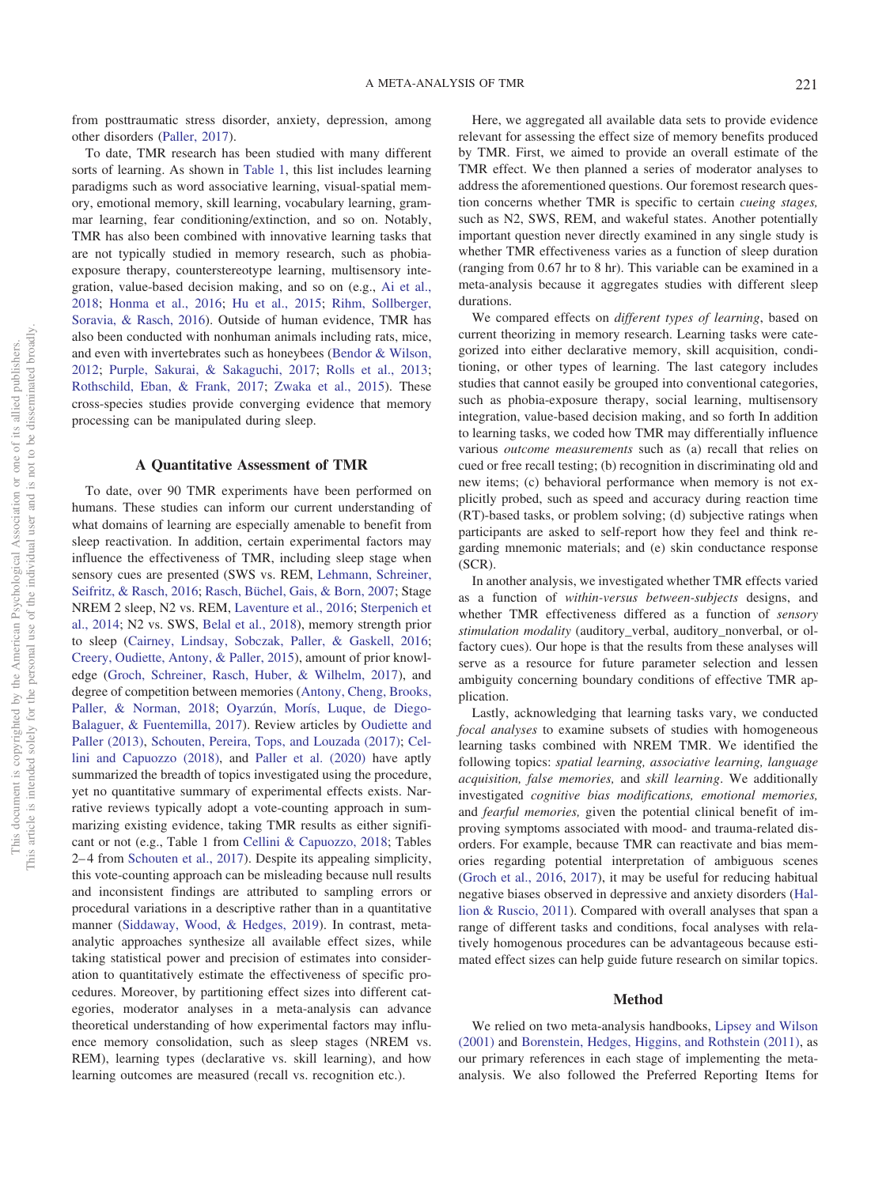from posttraumatic stress disorder, anxiety, depression, among other disorders (Paller, 2017).

To date, TMR research has been studied with many different sorts of learning. As shown in Table 1, this list includes learning paradigms such as word associative learning, visual-spatial memory, emotional memory, skill learning, vocabulary learning, grammar learning, fear conditioning/extinction, and so on. Notably, TMR has also been combined with innovative learning tasks that are not typically studied in memory research, such as phobia-exposure therapy, counterstereotype learning, multisensory integration, value-based decision making, and so on (e.g., Ai et al., 2018; Honma et al., 2016; Hu et al., 2015; Rihm, Sollberger, Soravia, & Rasch, 2016). Outside of human evidence, TMR has also been conducted with nonhuman animals including rats, mice, and even with invertebrates such as honeybees (Bendor & Wilson, 2012; Purple, Sakurai, & Sakaguchi, 2017; Rolls et al., 2013; Rothschild, Eban, & Frank, 2017; Zwaka et al., 2015). These cross-species studies provide converging evidence that memory processing can be manipulated during sleep.

## A Quantitative Assessment of TMR

To date, over 90 TMR experiments have been performed on humans. These studies can inform our current understanding of what domains of learning are especially amenable to benefit from sleep reactivation. In addition, certain experimental factors may influence the effectiveness of TMR, including sleep stage when sensory cues are presented (SWS vs. REM, Lehmann, Schreiner, Seifritz, & Rasch, 2016; Rasch, Büchel, Gais, & Born, 2007; Stage NREM 2 sleep, N2 vs. REM, Laventure et al., 2016; Sterpenich et al., 2014; N2 vs. SWS, Belal et al., 2018), memory strength prior to sleep (Cairney, Lindsay, Sobczak, Paller, & Gaskell, 2016; Creery, Oudiette, Antony, & Paller, 2015), amount of prior knowledge (Groch, Schreiner, Rasch, Huber, & Wilhelm, 2017), and degree of competition between memories (Antony, Cheng, Brooks, Paller, & Norman, 2018; Oyarzún, Morís, Luque, de Diego-Balaguer, & Fuentemilla, 2017). Review articles by Oudiette and Paller (2013), Schouten, Pereira, Tops, and Louzada (2017); Cellini and Capuozzo (2018), and Paller et al. (2020) have aptly summarized the breadth of topics investigated using the procedure, yet no quantitative summary of experimental effects exists. Narrative reviews typically adopt a vote-counting approach in summarizing existing evidence, taking TMR results as either significant or not (e.g., Table 1 from Cellini & Capuozzo, 2018; Tables 2–4 from Schouten et al., 2017). Despite its appealing simplicity, this vote-counting approach can be misleading because null results and inconsistent findings are attributed to sampling errors or procedural variations in a descriptive rather than in a quantitative manner (Siddaway, Wood, & Hedges, 2019). In contrast, meta-analytic approaches synthesize all available effect sizes, while taking statistical power and precision of estimates into consideration to quantitatively estimate the effectiveness of specific procedures. Moreover, by partitioning effect sizes into different categories, moderator analyses in a meta-analysis can advance theoretical understanding of how experimental factors may influence memory consolidation, such as sleep stages (NREM vs. REM), learning types (declarative vs. skill learning), and how learning outcomes are measured (recall vs. recognition etc.).

Here, we aggregated all available data sets to provide evidence relevant for assessing the effect size of memory benefits produced by TMR. First, we aimed to provide an overall estimate of the TMR effect. We then planned a series of moderator analyses to address the aforementioned questions. Our foremost research question concerns whether TMR is specific to certain *cueing stages,* such as N2, SWS, REM, and wakeful states. Another potentially important question never directly examined in any single study is whether TMR effectiveness varies as a function of sleep duration (ranging from 0.67 hr to 8 hr). This variable can be examined in a meta-analysis because it aggregates studies with different sleep durations.

We compared effects on *different types of learning*, based on current theorizing in memory research. Learning tasks were categorized into either declarative memory, skill acquisition, conditioning, or other types of learning. The last category includes studies that cannot easily be grouped into conventional categories, such as phobia-exposure therapy, social learning, multisensory integration, value-based decision making, and so forth In addition to learning tasks, we coded how TMR may differentially influence various *outcome measurements* such as (a) recall that relies on cued or free recall testing; (b) recognition in discriminating old and new items; (c) behavioral performance when memory is not explicitly probed, such as speed and accuracy during reaction time (RT)-based tasks, or problem solving; (d) subjective ratings when participants are asked to self-report how they feel and think regarding mnemonic materials; and (e) skin conductance response (SCR).

In another analysis, we investigated whether TMR effects varied as a function of *within-versus between-subjects* designs, and whether TMR effectiveness differed as a function of *sensory stimulation modality* (auditory_verbal, auditory_nonverbal, or olfactory cues). Our hope is that the results from these analyses will serve as a resource for future parameter selection and lessen ambiguity concerning boundary conditions of effective TMR application.

Lastly, acknowledging that learning tasks vary, we conducted *focal analyses* to examine subsets of studies with homogeneous learning tasks combined with NREM TMR. We identified the following topics: *spatial learning, associative learning, language acquisition, false memories,* and *skill learning*. We additionally investigated *cognitive bias modifications, emotional memories,* and *fearful memories,* given the potential clinical benefit of improving symptoms associated with mood- and trauma-related disorders. For example, because TMR can reactivate and bias memories regarding potential interpretation of ambiguous scenes (Groch et al., 2016, 2017), it may be useful for reducing habitual negative biases observed in depressive and anxiety disorders (Hallion & Ruscio, 2011). Compared with overall analyses that span a range of different tasks and conditions, focal analyses with relatively homogenous procedures can be advantageous because estimated effect sizes can help guide future research on similar topics.

## Method

We relied on two meta-analysis handbooks, Lipsey and Wilson (2001) and Borenstein, Hedges, Higgins, and Rothstein (2011), as our primary references in each stage of implementing the meta-analysis. We also followed the Preferred Reporting Items for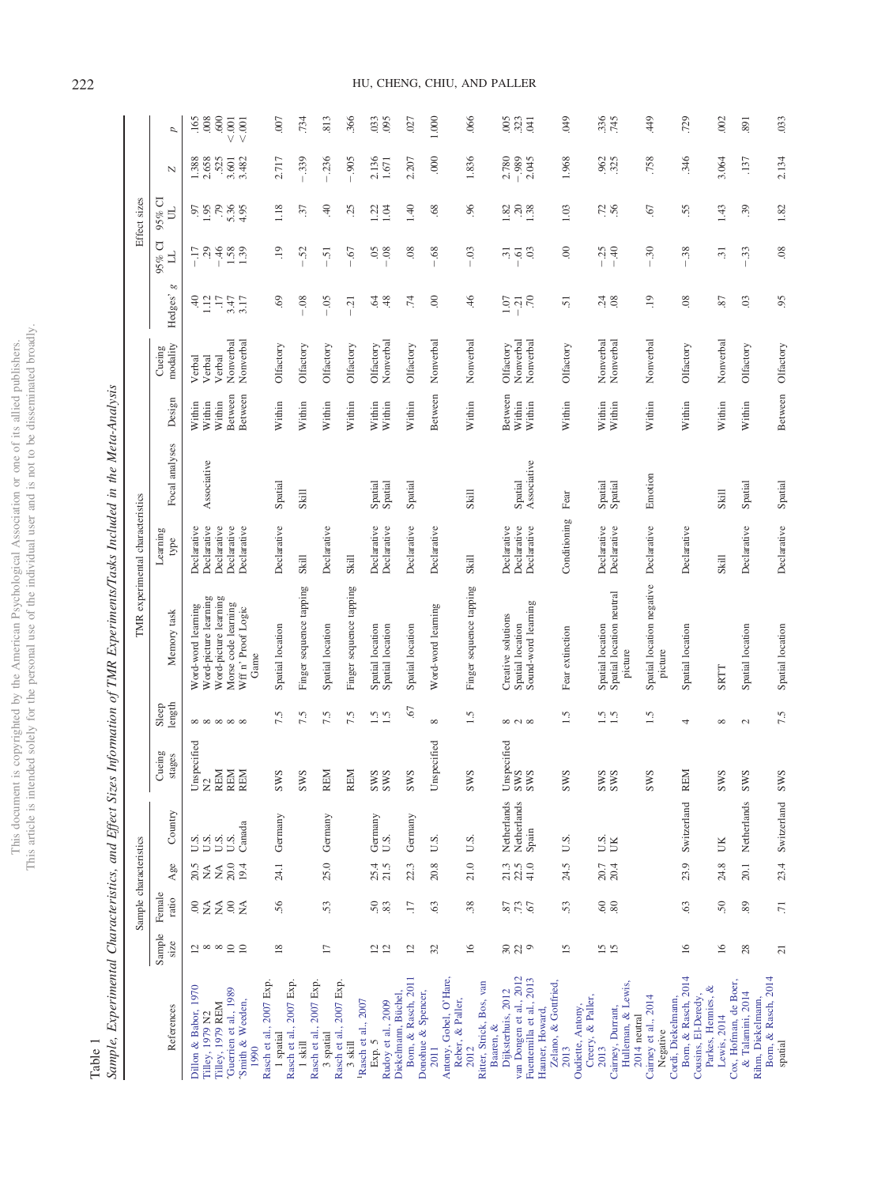Table 1
*Sample, Experimental Characteristics, and Effect Sizes Information of TMR Experiments/Tasks Included in the Meta-Analysis*

| References | Sample characteristics | | | | TMR experimental characteristics | | | | | | | Effect sizes | | | | |
|---|---|---|---|---|---|---|---|---|---|---|---|---|---|---|---|---|
| | Sample size | Female ratio | Age | Country | Cueing stages | Sleep length | Memory task | Learning type | Focal analyses | Design | Cueing modality | Hedges' *g* | 95% CI LL | 95% CI UL | *Z* | *p* |
| Dillon & Babor, 1970 | 12 | .00 | 20.5 | U.S. | Unspecified | 8 | Word-word learning | Declarative | | Within | Verbal | .40 | −.17 | .97 | 1.388 | .165 |
| Tilley, 1979 N2 | 8 | NA | NA | U.S. | N2 | 8 | Word-picture learning | Declarative | Associative | Within | Verbal | 1.12 | .29 | 1.95 | 2.658 | .008 |
| Tilley, 1979 REM | 8 | NA | NA | U.S. | REM | 8 | Word-picture learning | Declarative | | Within | Verbal | .17 | −.46 | .79 | .525 | .600 |
| [a]Guerrien et al., 1989 | 10 | .00 | 20.0 | U.S. | REM | 8 | Morse code learning | Declarative | | Between | Nonverbal | 3.47 | 1.58 | 5.36 | 3.601 | <.001 |
| [a]Smith & Weeden, 1990 | 10 | NA | 19.4 | Canada | REM | 8 | Wff n' Proof Logic Game | Declarative | | Between | Nonverbal | 3.17 | 1.39 | 4.95 | 3.482 | <.001 |
| Rasch et al., 2007 Exp. 1 spatial | 18 | .56 | 24.1 | Germany | SWS | 7.5 | Spatial location | Declarative | Spatial | Within | Olfactory | .69 | .19 | 1.18 | 2.717 | .007 |
| Rasch et al., 2007 Exp. 1 skill | | | | | SWS | 7.5 | Finger sequence tapping | Skill | Skill | Within | Olfactory | −.08 | −.52 | .37 | −.339 | .734 |
| Rasch et al., 2007 Exp. 3 spatial | 17 | .53 | 25.0 | Germany | REM | 7.5 | Spatial location | Declarative | | Within | Olfactory | −.05 | −.51 | .40 | −.236 | .813 |
| Rasch et al., 2007 Exp. 3 skill | | | | | REM | 7.5 | Finger sequence tapping | Skill | | Within | Olfactory | −.21 | −.67 | .25 | −.905 | .366 |
| [b]Rasch et al., 2007 Exp. 5 | 12 | .50 | 25.4 | Germany | SWS | 1.5 | Spatial location | Declarative | Spatial | Within | Olfactory | .64 | .05 | 1.22 | 2.136 | .033 |
| Rudoy et al., 2009 | 12 | .83 | 21.5 | U.S. | SWS | 1.5 | Spatial location | Declarative | Spatial | Within | Nonverbal | .48 | −.08 | 1.04 | 1.671 | .095 |
| Diekelmann, Büchel, Born, & Rasch, 2011 | 12 | .17 | 22.3 | Germany | SWS | .67 | Spatial location | Declarative | Spatial | Within | Olfactory | .74 | .08 | 1.40 | 2.207 | .027 |
| Donohue & Spencer, 2011 | 32 | .63 | 20.8 | U.S. | Unspecified | 8 | Word-word learning | Declarative | | Between | Nonverbal | .00 | −.68 | .68 | .000 | 1.000 |
| Antony, Gobel, O'Hare, Reber, & Paller, 2012 | 16 | .38 | 21.0 | U.S. | SWS | 1.5 | Finger sequence tapping | Skill | Skill | Within | Nonverbal | .46 | −.03 | .96 | 1.836 | .066 |
| Ritter, Strick, Bos, van Baaren, & Dijksterhuis, 2012 | 30 | .87 | 21.3 | Netherlands | Unspecified | 8 | Creative solutions | Declarative | | Between | Olfactory | 1.07 | .31 | 1.82 | 2.780 | .005 |
| van Dongen et al., 2012 | 22 | .73 | 22.5 | Netherlands | SWS | 2 | Spatial location | Declarative | Spatial | Within | Nonverbal | −.21 | −.61 | .20 | −.989 | .323 |
| Fuentemilla et al., 2013 | 9 | .67 | 41.0 | Spain | SWS | 8 | Sound-word learning | Declarative | Associative | Within | Nonverbal | .70 | .03 | 1.38 | 2.045 | .041 |
| Hauner, Howard, Zelano, & Gottfried, 2013 | 15 | .53 | 24.5 | U.S. | SWS | 1.5 | Fear extinction | Conditioning | Fear | Within | Olfactory | .51 | .00 | 1.03 | 1.968 | .049 |
| Oudiette, Antony, Creery, & Paller, 2013 | 15 | .60 | 20.7 | U.S. | SWS | 1.5 | Spatial location | Declarative | Spatial | Within | Nonverbal | .24 | −.25 | .72 | .962 | .336 |
| Cairney, Durrant, Hulleman, & Lewis, 2014 neutral | 15 | .80 | 20.4 | UK | SWS | 1.5 | Spatial location neutral picture | Declarative | Spatial | Within | Nonverbal | .08 | −.40 | .56 | .325 | .745 |
| Cairney et al., 2014 Negative | | | | | SWS | 1.5 | Spatial location negative picture | Declarative | Emotion | Within | Nonverbal | .19 | −.30 | .67 | .758 | .449 |
| Cordi, Diekelmann, Born, & Rasch, 2014 | 16 | .63 | 23.9 | Switzerland | REM | 4 | Spatial location | Declarative | | Within | Olfactory | .08 | −.38 | .55 | .346 | .729 |
| Cousins, El-Deredy, Parkes, Hennies, & Lewis, 2014 | 16 | .50 | 24.8 | UK | SWS | 8 | SRTT | Skill | Skill | Within | Nonverbal | .87 | .31 | 1.43 | 3.064 | .002 |
| Cox, Hofman, de Boer, & Talamini, 2014 | 28 | .89 | 20.1 | Netherlands | SWS | 2 | Spatial location | Declarative | Spatial | Within | Olfactory | .03 | −.33 | .39 | .137 | .891 |
| Rihm, Diekelmann, Born, & Rasch, 2014 spatial | 21 | .71 | 23.4 | Switzerland | SWS | 7.5 | Spatial location | Declarative | Spatial | Between | Olfactory | .95 | .08 | 1.82 | 2.134 | .033 |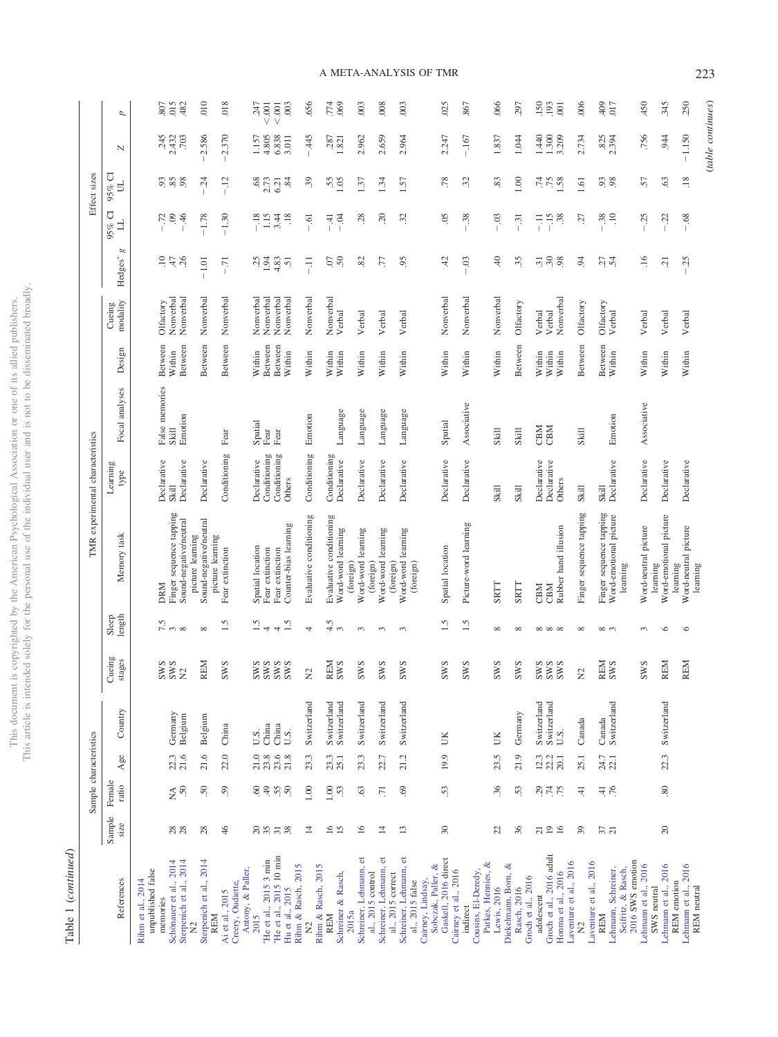Table 1 (*continued*)

| References | Sample characteristics | | | | TMR experimental characteristics | | | | | | | Effect sizes | | | | |
|---|---|---|---|---|---|---|---|---|---|---|---|---|---|---|---|---|
| | Sample size | Female ratio | Age | Country | Cueing stages | Sleep length | Memory task | Learning type | Focal analyses | Design | Cueing modality | Hedges' *g* | 95% CI LL | 95% CI UL | *Z* | *p* |
| Rihm et al., 2014 unpublished false memories | 28 | NA | | | SWS | 7.5 | DRM | Declarative | False memories | Between | Olfactory | .10 | −.72 | .93 | .245 | .807 |
| Schönauer et al., 2014 | 28 | .50 | 22.3 | Germany | SWS | 3 | Finger sequence tapping | Skill | Skill | Within | Nonverbal | .47 | .09 | .85 | 2.432 | .015 |
| Sterpenich et al., 2014 N2 | 28 | .50 | 21.6 | Belgium | N2 | 8 | Sound-negative/neutral picture learning | Declarative | Emotion | Between | Nonverbal | .26 | −.46 | .98 | .703 | .482 |
| Sterpenich et al., 2014 REM | 28 | .50 | 21.6 | Belgium | REM | 8 | Sound-negative/neutral picture learning | Declarative | | Between | Nonverbal | −1.01 | −1.78 | −.24 | −2.586 | .010 |
| Ai et al., 2015 | 46 | .59 | 22.0 | China | SWS | 1.5 | Fear extinction | Conditioning | Fear | Between | Nonverbal | −.71 | −1.30 | −.12 | −2.370 | .018 |
| Creery, Oudiette, Antony, & Paller, 2015 | 20 | .60 | 21.0 | U.S. | SWS | 1.5 | Spatial location | Declarative | Spatial | Within | Nonverbal | .25 | −.18 | .68 | 1.157 | .247 |
| He et al., 2015 3 min | 35 | .49 | 23.8 | China | SWS | 4 | Fear extinction | Conditioning | Fear | Between | Nonverbal | 1.94 | 1.15 | 2.73 | 4.805 | <.001 |
| He et al., 2015 10 min | 31 | .55 | 23.6 | China | SWS | 4 | Fear extinction | Conditioning | Fear | Between | Nonverbal | 4.83 | 3.44 | 6.21 | 6.838 | <.001 |
| Hu et al., 2015 | 38 | .50 | 21.8 | U.S. | SWS | 1.5 | Counter-bias learning | Others | | Within | Nonverbal | .51 | .18 | .84 | 3.011 | .003 |
| Rihm & Rasch, 2015 N2 | 14 | 1.00 | 23.3 | Switzerland | N2 | 4 | Evaluative conditioning | Conditioning | Emotion | Within | Nonverbal | −.11 | −.61 | .39 | −.445 | .656 |
| Rihm & Rasch, 2015 REM | 16 | 1.00 | 23.3 | Switzerland | REM | 4.5 | Evaluative conditioning | Conditioning | | Within | Nonverbal | .07 | −.41 | .55 | .287 | .774 |
| Schreiner & Rasch, 2015a | 15 | .53 | 25.1 | Switzerland | SWS | 3 | Word-word learning (foreign) | Declarative | Language | Within | Verbal | .50 | −.04 | 1.05 | 1.821 | .069 |
| Schreiner, Lehmann, et al., 2015 control | 16 | .63 | 23.3 | Switzerland | SWS | 3 | Word-word learning (foreign) | Declarative | Language | Within | Verbal | .82 | .28 | 1.37 | 2.962 | .003 |
| Schreiner, Lehmann, et al., 2015 correct | 14 | .71 | 22.7 | Switzerland | SWS | 3 | Word-word learning (foreign) | Declarative | Language | Within | Verbal | .77 | .20 | 1.34 | 2.659 | .008 |
| Schreiner, Lehmann, et al., 2015 false | 13 | .69 | 21.2 | Switzerland | SWS | 3 | Word-word learning (foreign) | Declarative | Language | Within | Verbal | .95 | .32 | 1.57 | 2.964 | .003 |
| Cairney, Lindsay, Sobczak, Paller, & Gaskell, 2016 direct | 30 | .53 | 19.9 | UK | SWS | 1.5 | Spatial location | Declarative | Spatial | Within | Nonverbal | .42 | .05 | .78 | 2.247 | .025 |
| Cairney et al., 2016 indirect | | | | | SWS | 1.5 | Picture-word learning | Declarative | Associative | Within | Nonverbal | −.03 | −.38 | .32 | −.167 | .867 |
| Cousins, El-Deredy, Parkes, Hennies, & Lewis, 2016 | 22 | .36 | 23.5 | UK | SWS | 8 | SRTT | Skill | Skill | Within | Nonverbal | .40 | −.03 | .83 | 1.837 | .066 |
| Diekelmann, Born, & Rasch, 2016 | 36 | .53 | 21.9 | Germany | SWS | 8 | SRTT | Skill | Skill | Between | Olfactory | .35 | −.31 | 1.00 | 1.044 | .297 |
| Groch et al., 2016 adolescent | 21 | .29 | 12.3 | Switzerland | SWS | 8 | CBM | Declarative | CBM | Within | Verbal | .31 | −.11 | .74 | 1.440 | .150 |
| Groch et al., 2016 adult | 19 | .74 | 22.2 | Switzerland | SWS | 8 | CBM | Declarative | CBM | Within | Verbal | .30 | −.15 | .75 | 1.300 | .193 |
| Honma et al., 2016 | 16 | .75 | 20.1 | U.S. | SWS | 8 | Rubber hand illusion | Others | | Within | Nonverbal | .98 | .38 | 1.58 | 3.209 | .001 |
| Laventure et al., 2016 N2 | 39 | .41 | 25.1 | Canada | N2 | 8 | Finger sequence tapping | Skill | Skill | Between | Olfactory | .94 | .27 | 1.61 | 2.734 | .006 |
| Laventure et al., 2016 REM | 37 | .41 | 24.7 | Canada | REM | 8 | Finger sequence tapping | Skill | | Between | Olfactory | .27 | −.38 | .93 | .825 | .409 |
| Lehmann, Schreiner, Seifritz, & Rasch, 2016 SWS emotion | 21 | .76 | 22.1 | Switzerland | SWS | 3 | Word-emotional picture learning | Declarative | Emotion | Within | Verbal | .54 | .10 | .98 | 2.394 | .017 |
| Lehmann et al., 2016 SWS neutral | | | | | SWS | 3 | Word-neutral picture learning | Declarative | Associative | Within | Verbal | .16 | −.25 | .57 | .756 | .450 |
| Lehmann et al., 2016 REM emotion | 20 | .80 | 22.3 | Switzerland | REM | 6 | Word-emotional picture learning | Declarative | | Within | Verbal | .21 | −.22 | .63 | .944 | .345 |
| Lehmann et al., 2016 REM neutral | | | | | REM | 6 | Word-neutral picture learning | Declarative | | Within | Verbal | −.25 | −.68 | .18 | −1.150 | .250 |

(*table continues*)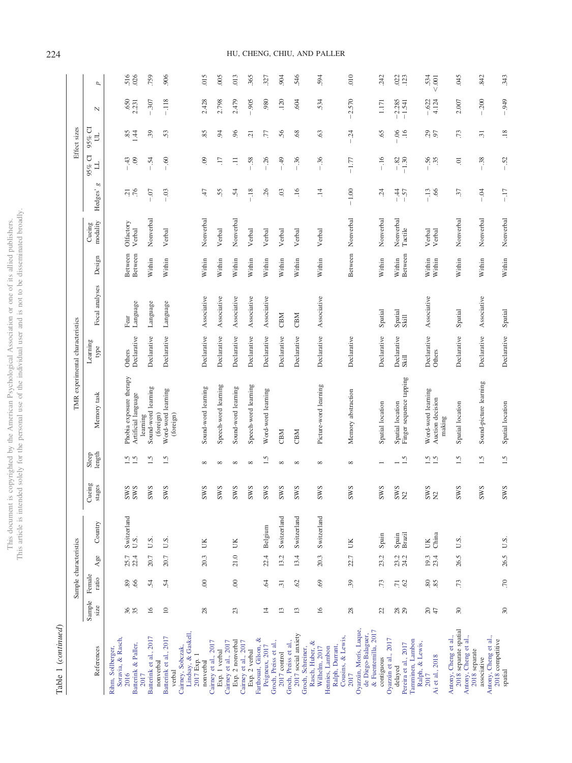Table 1 (*continued*)

| References | Sample characteristics | | | | TMR experimental characteristics | | | | | | | Effect sizes | | | | |
|---|---|---|---|---|---|---|---|---|---|---|---|---|---|---|---|---|
| | Sample size | Female ratio | Age | Country | Cueing stages | Sleep length | Memory task | Learning type | Focal analyses | Design | Cueing modality | Hedges' *g* | 95% CI LL | 95% CI UL | *Z* | *p* |
| Rihm, Sollberger, Soravia, & Rasch, 2016 | 36 | .89 | 25.7 | Switzerland | SWS | 1.5 | Phobia exposure therapy | Others | Fear | Between | Olfactory | .21 | −.43 | .85 | .650 | .516 |
| Batterink & Paller, 2017 | 35 | .66 | 22.4 | U.S. | SWS | 1.5 | Artificial language learning | Declarative | Language | Between | Verbal | .76 | .09 | 1.44 | 2.231 | .026 |
| Batterink et al., 2017 nonverbal | 16 | .54 | 20.7 | U.S. | SWS | 1.5 | Sound-word learning (foreign) | Declarative | Language | Within | Nonverbal | −.07 | −.54 | .39 | −.307 | .759 |
| Batterink et al., 2017 verbal | 10 | .54 | 20.7 | U.S. | SWS | 1.5 | Word-word learning (foreign) | Declarative | Language | Within | Verbal | −.03 | −.60 | .53 | −.118 | .906 |
| Cairney, Sobczak, Lindsay, & Gaskell, 2017 Exp. 1 nonverbal | 28 | .00 | 20.3 | UK | SWS | 8 | Sound-word learning | Declarative | Associative | Within | Nonverbal | .47 | .09 | .85 | 2.428 | .015 |
| Cairney et al., 2017 Exp. 1 verbal | | | | | SWS | 8 | Speech-word learning | Declarative | Associative | Within | Verbal | .55 | .17 | .94 | 2.798 | .005 |
| Cairney et al., 2017 Exp. 2 nonverbal | 23 | .00 | 21.0 | UK | SWS | 8 | Sound-word learning | Declarative | Associative | Within | Nonverbal | .54 | .11 | .96 | 2.479 | .013 |
| Cairney et al., 2017 Exp. 2 verbal | | | | | SWS | 8 | Speech-word learning | Declarative | Associative | Within | Verbal | −.18 | −.58 | .21 | −.905 | .365 |
| Farthouat, Gilson, & Peigneux, 2017 | 14 | .64 | 22.4 | Belgium | SWS | 1.5 | Word-word learning | Declarative | Associative | Within | Verbal | .26 | −.26 | .77 | .980 | .327 |
| Groch, Preiss et al., 2017 control | 13 | .31 | 13.2 | Switzerland | SWS | 8 | CBM | Declarative | CBM | Within | Verbal | .03 | −.49 | .56 | .120 | .904 |
| Groch, Preiss et al., 2017 social anxiety | 13 | .62 | 13.4 | Switzerland | SWS | 8 | CBM | Declarative | CBM | Within | Verbal | .16 | −.36 | .68 | .604 | .546 |
| Groch, Schreiner, Rasch, Huber, & Wilhelm, 2017 | 16 | .69 | 20.3 | Switzerland | SWS | 8 | Picture-word learning | Declarative | Associative | Within | Verbal | .14 | −.36 | .63 | .534 | .594 |
| Hennies, Lambon Ralph, Durrant, Cousins, & Lewis, 2017 | 28 | .39 | 22.7 | UK | SWS | 8 | Memory abstraction | Declarative | | Between | Nonverbal | −1.00 | −1.77 | −.24 | −2.570 | .010 |
| Oyarzún, Morís, Luque, de Diego-Balaguer, & Fuentemilla, 2017 contiguous | 22 | .73 | 23.2 | Spain | SWS | 1 | Spatial location | Declarative | Spatial | Within | Nonverbal | .24 | −.16 | .65 | 1.171 | .242 |
| Oyarzún et al., 2017 delayed | 28 | .71 | 23.2 | Spain | SWS | 1 | Spatial location | Declarative | Spatial | Within | Nonverbal | −.44 | −.82 | −.06 | −2.285 | .022 |
| Pereira et al., 2017 | 29 | .62 | 24.2 | Brazil | N2 | 1.5 | Finger sequence tapping | Skill | Skill | Between | Tactile | −.57 | −1.30 | .16 | −1.541 | .123 |
| Tamminen, Lambon Ralph, & Lewis, 2017 | 20 | .80 | 19.3 | UK | SWS | 1.5 | Word-word learning | Declarative | Associative | Within | Verbal | −.13 | −.56 | .29 | −.622 | .534 |
| Ai et al., 2018 | 47 | .85 | 23.4 | China | N2 | 1.5 | Auction decision making | Others | | Within | Verbal | .66 | .35 | .97 | 4.124 | < .001 |
| Antony, Cheng et al., 2018 separate spatial | 30 | .73 | 26.5 | U.S. | SWS | 1.5 | Spatial location | Declarative | Spatial | Within | Nonverbal | .37 | .01 | .73 | 2.007 | .045 |
| Antony, Cheng et al., 2018 separate associative | | | | | SWS | 1.5 | Sound-picture learning | Declarative | Associative | Within | Nonverbal | −.04 | −.38 | .31 | −.200 | .842 |
| Antony, Cheng et al., 2018 competitive spatial | 30 | .70 | 26.5 | U.S. | SWS | 1.5 | Spatial location | Declarative | Spatial | Within | Nonverbal | −.17 | −.52 | .18 | −.949 | .343 |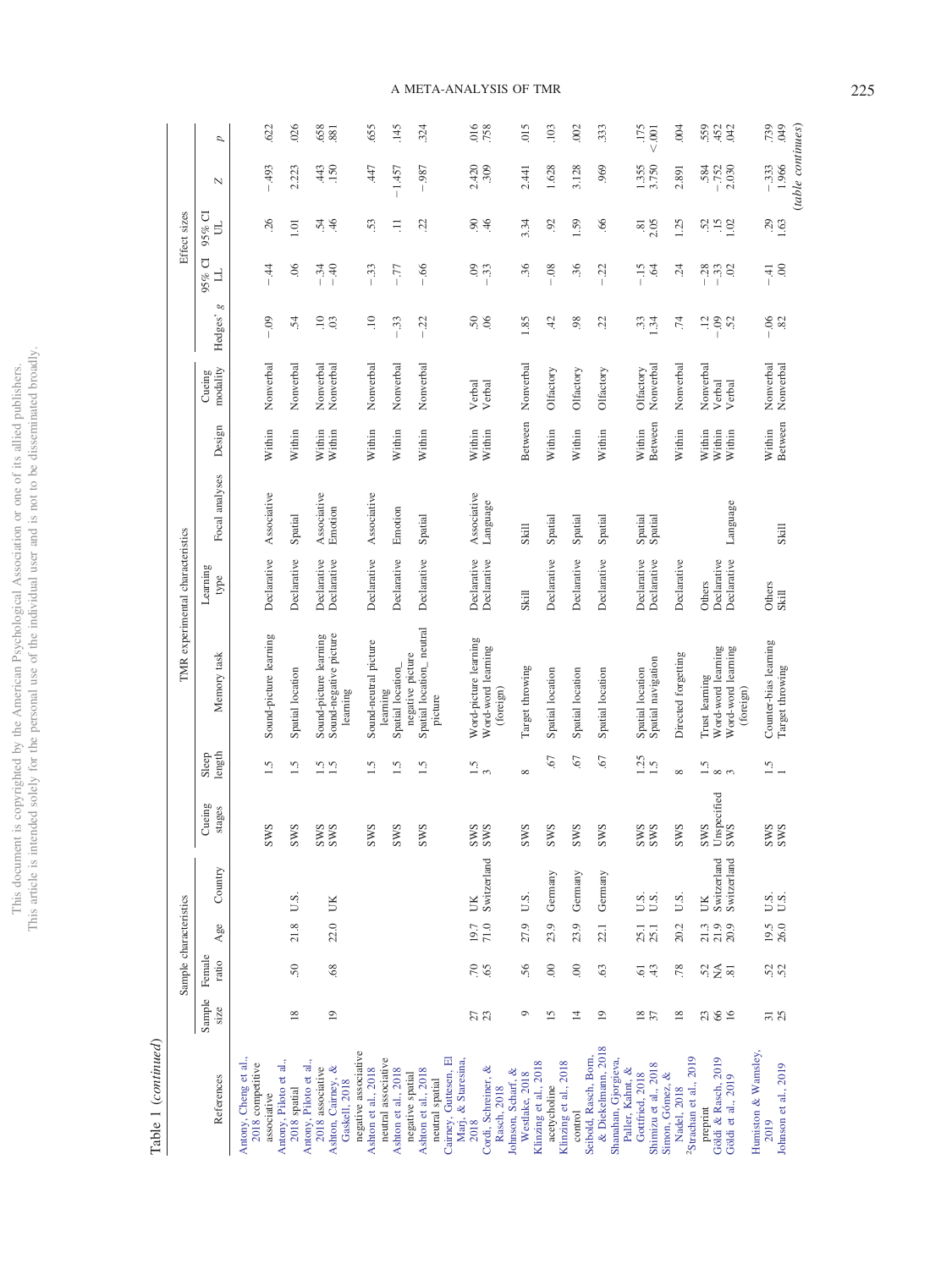Table 1 (*continued*)

| References | Sample characteristics | | | | TMR experimental characteristics | | | | | | | Effect sizes | | | | |
|---|---|---|---|---|---|---|---|---|---|---|---|---|---|---|---|---|
| | Sample size | Female ratio | Age | Country | Cueing stages | Sleep length | Memory task | Learning type | Focal analyses | Design | Cueing modality | Hedges' g | 95% CI LL | 95% CI UL | Z | p |
| Antony, Cheng et al., 2018 competitive associative | | | | | SWS | 1.5 | Sound-picture learning | Declarative | Associative | Within | Nonverbal | −.09 | −.44 | .26 | −.493 | .622 |
| Antony, Piloto et al., 2018 spatial | 18 | .50 | 21.8 | U.S. | SWS | 1.5 | Spatial location | Declarative | Spatial | Within | Nonverbal | .54 | .06 | 1.01 | 2.223 | .026 |
| Antony, Piloto et al., 2018 associative | | | | | SWS | 1.5 | Sound-picture learning | Declarative | Associative | Within | Nonverbal | .10 | −.34 | .54 | .443 | .658 |
| Ashton, Cairney, & Gaskell, 2018 negative associative | 19 | .68 | 22.0 | UK | SWS | 1.5 | Sound-negative picture learning | Declarative | Emotion | Within | Nonverbal | .03 | −.40 | .46 | .150 | .881 |
| Ashton et al., 2018 neutral associative | | | | | SWS | 1.5 | Sound-neutral picture learning | Declarative | Associative | Within | Nonverbal | .10 | −.33 | .53 | .447 | .655 |
| Ashton et al., 2018 negative spatial | | | | | SWS | 1.5 | Spatial location_ negative picture | Declarative | Emotion | Within | Nonverbal | −.33 | −.77 | .11 | −1.457 | .145 |
| Ashton et al., 2018 neutral spatial | | | | | SWS | 1.5 | Spatial location_ neutral picture | Declarative | Spatial | Within | Nonverbal | −.22 | −.66 | .22 | −.987 | .324 |
| Cairney, Guttesen, El Marj, & Staresina, 2018 | 27 | .70 | 19.7 | UK | SWS | 1.5 | Word-picture learning | Declarative | Associative | Within | Verbal | .50 | .09 | .90 | 2.420 | .016 |
| Cordi, Schreiner, & Rasch, 2018 | 23 | .65 | 71.0 | Switzerland | SWS | 3 | Word-word learning (foreign) | Declarative | Language | Within | Verbal | .06 | −.33 | .46 | .309 | .758 |
| Johnson, Scharf, & Westlake, 2018 | 9 | .56 | 27.9 | U.S. | SWS | 8 | Target throwing | Skill | Skill | Between | Nonverbal | 1.85 | .36 | 3.34 | 2.441 | .015 |
| Klinzing et al., 2018 acetycholine | 15 | .00 | 23.9 | Germany | SWS | .67 | Spatial location | Declarative | Spatial | Within | Olfactory | .42 | −.08 | .92 | 1.628 | .103 |
| Klinzing et al., 2018 control | 14 | .00 | 23.9 | Germany | SWS | .67 | Spatial location | Declarative | Spatial | Within | Olfactory | .98 | .36 | 1.59 | 3.128 | .002 |
| Seibold, Rasch, Born, & Diekelmann, 2018 | 19 | .63 | 22.1 | Germany | SWS | .67 | Spatial location | Declarative | Spatial | Within | Olfactory | .22 | −.22 | .66 | .969 | .333 |
| Shanahan, Gjorgieva, Paller, Kahnt, & Gottfried, 2018 | 18 | .61 | 25.1 | U.S. | SWS | 1.25 | Spatial location | Declarative | Spatial | Within | Olfactory | .33 | −.15 | .81 | 1.355 | .175 |
| Shimizu et al., 2018 | 37 | .43 | 25.1 | U.S. | SWS | 1.5 | Spatial navigation | Declarative | Spatial | Between | Nonverbal | 1.34 | .64 | 2.05 | 3.750 | < .001 |
| Simon, Gómez, & Nadel, 2018 | 18 | .78 | 20.2 | U.S. | SWS | 8 | Directed forgetting | Declarative | | Within | Nonverbal | .74 | .24 | 1.25 | 2.891 | .004 |
| [a]Strachan et al., 2019 preprint | 23 | .52 | 21.3 | UK | SWS | 1.5 | Trust learning | Others | | Within | Nonverbal | .12 | −.28 | .52 | .584 | .559 |
| Göldi & Rasch, 2019 | 66 | NA | 21.9 | Switzerland | Unspecified | 8 | Word-word learning | Declarative | | Within | Verbal | −.09 | −.33 | .15 | −.752 | .452 |
| Göldi et al., 2019 | 16 | .81 | 20.9 | Switzerland | SWS | 3 | Word-word learning (foreign) | Declarative | Language | Within | Verbal | .52 | .02 | 1.02 | 2.030 | .042 |
| Humiston & Wamsley, 2019 | 31 | .52 | 19.5 | U.S. | SWS | 1.5 | Counter-bias learning | Others | | Within | Nonverbal | −.06 | −.41 | .29 | −.333 | .739 |
| Johnson et al., 2019 | 25 | .52 | 26.0 | U.S. | SWS | 1 | Target throwing | Skill | Skill | Between | Nonverbal | .82 | .00 | 1.63 | 1.966 | .049 |

(*table continues*)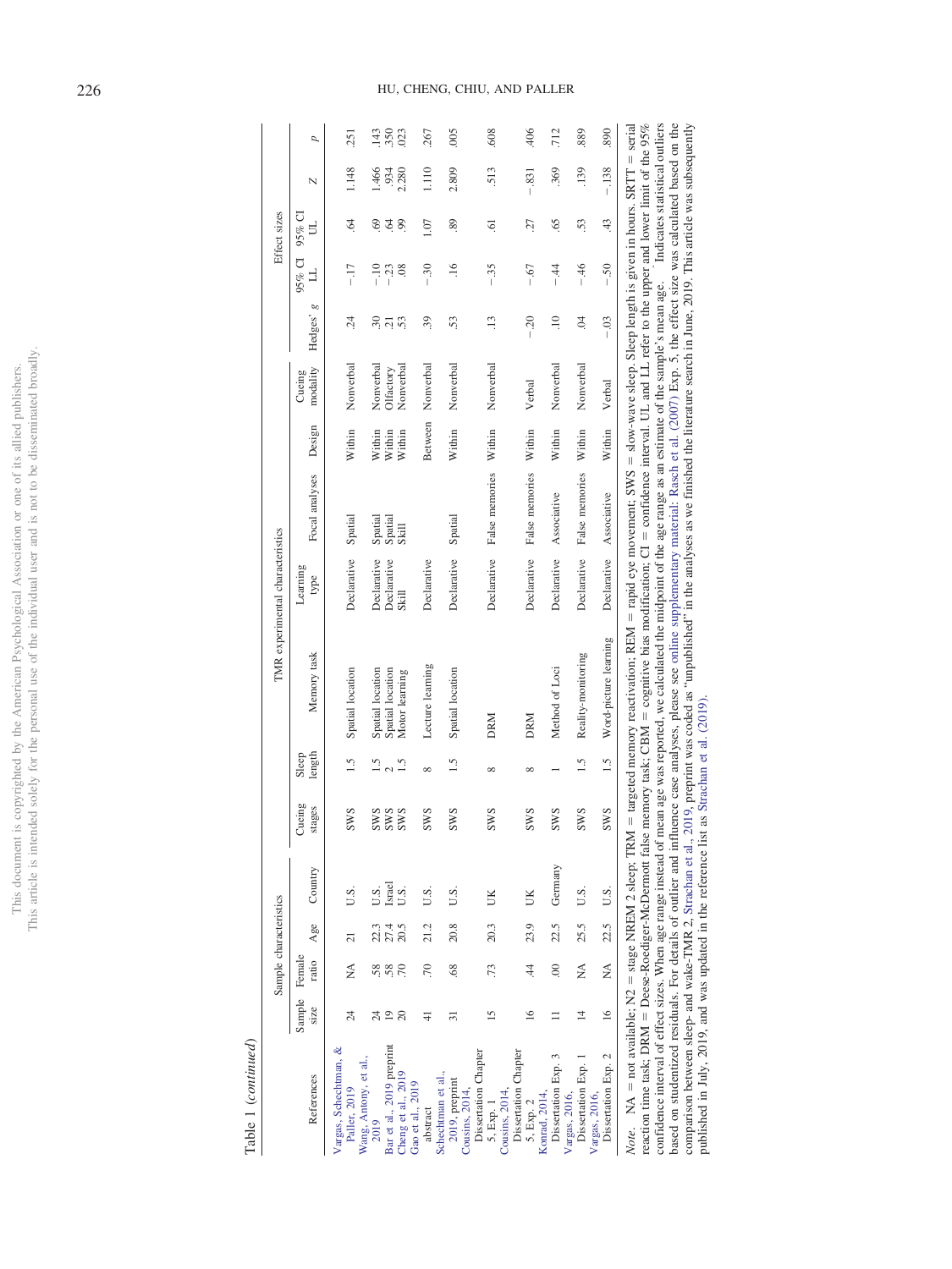Table 1 (*continued*)

| References | Sample characteristics | | | | TMR experimental characteristics | | | | | | | | Effect sizes | | | | |
|---|---|---|---|---|---|---|---|---|---|---|---|---|---|---|---|---|---|
| | Sample size | Female ratio | Age | Country | Cueing stages | Sleep length | Memory task | Learning type | Focal analyses | Design | Cueing modality | Hedges' *g* | 95% CI LL | 95% CI UL | *Z* | *p* |
| Vargas, Schechtman, & Paller, 2019 | 24 | NA | 21 | U.S. | SWS | 1.5 | Spatial location | Declarative | Spatial | Within | Nonverbal | .24 | −.17 | .64 | 1.148 | .251 |
| Wang, Antony, et al., 2019 | 24 | .58 | 22.3 | U.S. | SWS | 1.5 | Spatial location | Declarative | Spatial | Within | Nonverbal | .30 | −.10 | .69 | 1.466 | .143 |
| Bar et al., 2019 preprint | 19 | .58 | 27.4 | Israel | SWS | 2 | Spatial location | Declarative | Spatial | Within | Olfactory | .21 | −.23 | .64 | .934 | .350 |
| Cheng et al., 2019 | 20 | .70 | 20.5 | U.S. | SWS | 1.5 | Motor learning | Skill | Skill | Within | Nonverbal | .53 | .08 | .99 | 2.280 | .023 |
| Gao et al., 2019 abstract | 41 | .70 | 21.2 | U.S. | SWS | 8 | Lecture learning | Declarative | | Between | Nonverbal | .39 | −.30 | 1.07 | 1.110 | .267 |
| Schechtman et al., 2019, preprint | 31 | .68 | 20.8 | U.S. | SWS | 1.5 | Spatial location | Declarative | Spatial | Within | Nonverbal | .53 | .16 | .89 | 2.809 | .005 |
| Cousins, 2014, Dissertation Chapter 5, Exp. 1 | 15 | .73 | 20.3 | UK | SWS | 8 | DRM | Declarative | False memories | Within | Nonverbal | .13 | −.35 | .61 | .513 | .608 |
| Cousins, 2014, Dissertation Chapter 5, Exp. 2 | 16 | .44 | 23.9 | UK | SWS | 8 | DRM | Declarative | False memories | Within | Verbal | −.20 | −.67 | .27 | −.831 | .406 |
| Konrad, 2014, Dissertation Exp. 3 | 11 | .00 | 22.5 | Germany | SWS | 1 | Method of Loci | Declarative | Associative | Within | Nonverbal | .10 | −.44 | .65 | .369 | .712 |
| Vargas, 2016, Dissertation Exp. 1 | 14 | NA | 25.5 | U.S. | SWS | 1.5 | Reality-monitoring | Declarative | False memories | Within | Nonverbal | .04 | −.46 | .53 | .139 | .889 |
| Vargas, 2016, Dissertation Exp. 2 | 16 | NA | 22.5 | U.S. | SWS | 1.5 | Word-picture learning | Declarative | Associative | Within | Verbal | −.03 | −.50 | .43 | −.138 | .890 |

*Note.* NA = not available; N2 = stage NREM 2 sleep; TRM = targeted memory reactivation; REM = rapid eye movement; SWS = slow-wave sleep. Sleep length is given in hours. SRTT = serial reaction time task; DRM = Deese-Roediger-McDermott false memory task; CBM = cognitive bias modification; CI = confidence interval. UL and LL refer to the upper and lower limit of the 95% confidence interval of effect sizes. When age range instead of mean age was reported, we calculated the midpoint of the age range as an estimate of the sample's mean age. ^ Indicates statistical outliers based on studentized residuals. For details of outlier and influence case analyses, please see online supplementary material. Rasch et al. (2007) Exp. 5, the effect size was calculated based on the comparison between sleep- and wake-TMR 2. Strachan et al., 2019, preprint was coded as "unpublished" in the analyses as we finished the literature search in June, 2019. This article was subsequently published in July, 2019, and was updated in the reference list as Strachan et al. (2019).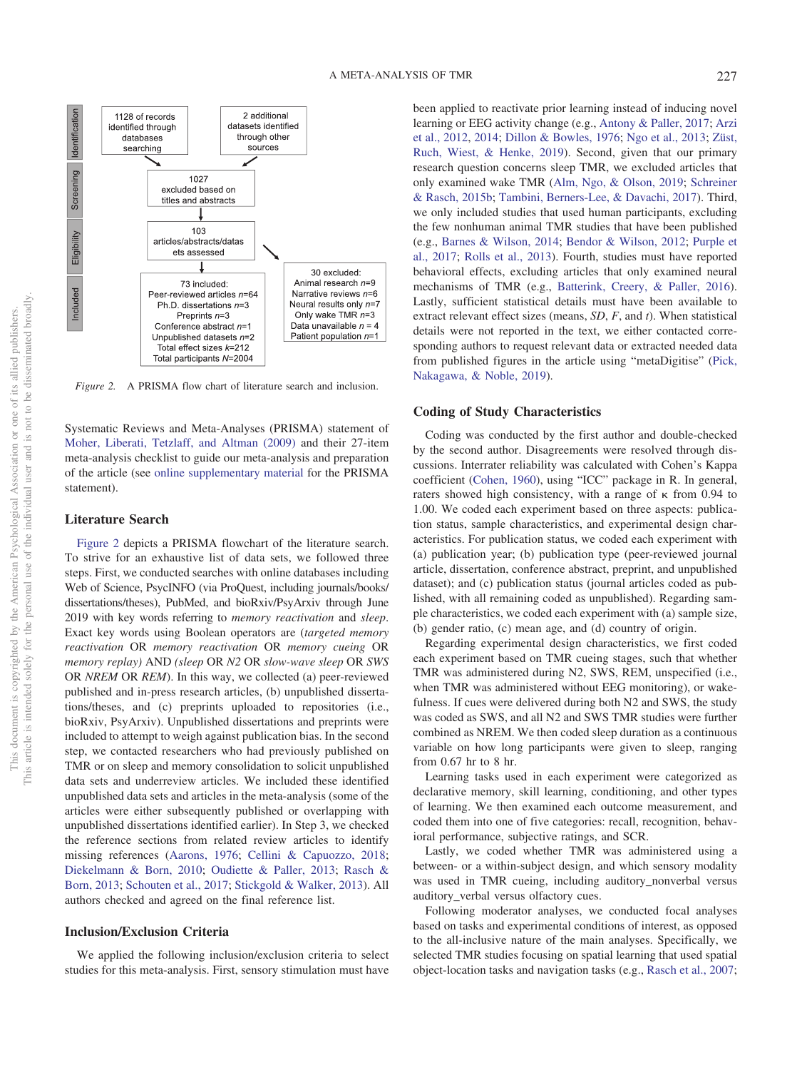| Identification | 1128 of records identified through databases searching | 2 additional datasets identified through other sources |
|---|---|---|
| Screening | 1027 excluded based on titles and abstracts | |
| Eligibility | 103 articles/abstracts/datasets assessed | |
| Included | 73 included: Peer-reviewed articles $n$=64; Ph.D. dissertations $n$=3; Preprints $n$=3; Conference abstract $n$=1; Unpublished datasets $n$=2; Total effect sizes $k$=212; Total participants $N$=2004 | 30 excluded: Animal research $n$=9; Narrative reviews $n$=6; Neural results only $n$=7; Only wake TMR $n$=3; Data unavailable $n$ = 4; Patient population $n$=1 |

*Figure 2.* A PRISMA flow chart of literature search and inclusion.

Systematic Reviews and Meta-Analyses (PRISMA) statement of Moher, Liberati, Tetzlaff, and Altman (2009) and their 27-item meta-analysis checklist to guide our meta-analysis and preparation of the article (see online supplementary material for the PRISMA statement).

## Literature Search

Figure 2 depicts a PRISMA flowchart of the literature search. To strive for an exhaustive list of data sets, we followed three steps. First, we conducted searches with online databases including Web of Science, PsycINFO (via ProQuest, including journals/books/dissertations/theses), PubMed, and bioRxiv/PsyArxiv through June 2019 with key words referring to *memory reactivation* and *sleep*. Exact key words using Boolean operators are (*targeted memory reactivation* OR *memory reactivation* OR *memory cueing* OR *memory replay)* AND *(sleep* OR *N2* OR *slow-wave sleep* OR *SWS* OR *NREM* OR *REM*). In this way, we collected (a) peer-reviewed published and in-press research articles, (b) unpublished dissertations/theses, and (c) preprints uploaded to repositories (i.e., bioRxiv, PsyArxiv). Unpublished dissertations and preprints were included to attempt to weigh against publication bias. In the second step, we contacted researchers who had previously published on TMR or on sleep and memory consolidation to solicit unpublished data sets and underreview articles. We included these identified unpublished data sets and articles in the meta-analysis (some of the articles were either subsequently published or overlapping with unpublished dissertations identified earlier). In Step 3, we checked the reference sections from related review articles to identify missing references (Aarons, 1976; Cellini & Capuozzo, 2018; Diekelmann & Born, 2010; Oudiette & Paller, 2013; Rasch & Born, 2013; Schouten et al., 2017; Stickgold & Walker, 2013). All authors checked and agreed on the final reference list.

## Inclusion/Exclusion Criteria

We applied the following inclusion/exclusion criteria to select studies for this meta-analysis. First, sensory stimulation must have been applied to reactivate prior learning instead of inducing novel learning or EEG activity change (e.g., Antony & Paller, 2017; Arzi et al., 2012, 2014; Dillon & Bowles, 1976; Ngo et al., 2013; Züst, Ruch, Wiest, & Henke, 2019). Second, given that our primary research question concerns sleep TMR, we excluded articles that only examined wake TMR (Alm, Ngo, & Olson, 2019; Schreiner & Rasch, 2015b; Tambini, Berners-Lee, & Davachi, 2017). Third, we only included studies that used human participants, excluding the few nonhuman animal TMR studies that have been published (e.g., Barnes & Wilson, 2014; Bendor & Wilson, 2012; Purple et al., 2017; Rolls et al., 2013). Fourth, studies must have reported behavioral effects, excluding articles that only examined neural mechanisms of TMR (e.g., Batterink, Creery, & Paller, 2016). Lastly, sufficient statistical details must have been available to extract relevant effect sizes (means, *SD*, *F*, and *t*). When statistical details were not reported in the text, we either contacted corresponding authors to request relevant data or extracted needed data from published figures in the article using "metaDigitise" (Pick, Nakagawa, & Noble, 2019).

## Coding of Study Characteristics

Coding was conducted by the first author and double-checked by the second author. Disagreements were resolved through discussions. Interrater reliability was calculated with Cohen's Kappa coefficient (Cohen, 1960), using "ICC" package in R. In general, raters showed high consistency, with a range of $\kappa$ from 0.94 to 1.00. We coded each experiment based on three aspects: publication status, sample characteristics, and experimental design characteristics. For publication status, we coded each experiment with (a) publication year; (b) publication type (peer-reviewed journal article, dissertation, conference abstract, preprint, and unpublished dataset); and (c) publication status (journal articles coded as published, with all remaining coded as unpublished). Regarding sample characteristics, we coded each experiment with (a) sample size, (b) gender ratio, (c) mean age, and (d) country of origin.

Regarding experimental design characteristics, we first coded each experiment based on TMR cueing stages, such that whether TMR was administered during N2, SWS, REM, unspecified (i.e., when TMR was administered without EEG monitoring), or wakefulness. If cues were delivered during both N2 and SWS, the study was coded as SWS, and all N2 and SWS TMR studies were further combined as NREM. We then coded sleep duration as a continuous variable on how long participants were given to sleep, ranging from 0.67 hr to 8 hr.

Learning tasks used in each experiment were categorized as declarative memory, skill learning, conditioning, and other types of learning. We then examined each outcome measurement, and coded them into one of five categories: recall, recognition, behavioral performance, subjective ratings, and SCR.

Lastly, we coded whether TMR was administered using a between- or a within-subject design, and which sensory modality was used in TMR cueing, including auditory_nonverbal versus auditory_verbal versus olfactory cues.

Following moderator analyses, we conducted focal analyses based on tasks and experimental conditions of interest, as opposed to the all-inclusive nature of the main analyses. Specifically, we selected TMR studies focusing on spatial learning that used spatial object-location tasks and navigation tasks (e.g., Rasch et al., 2007;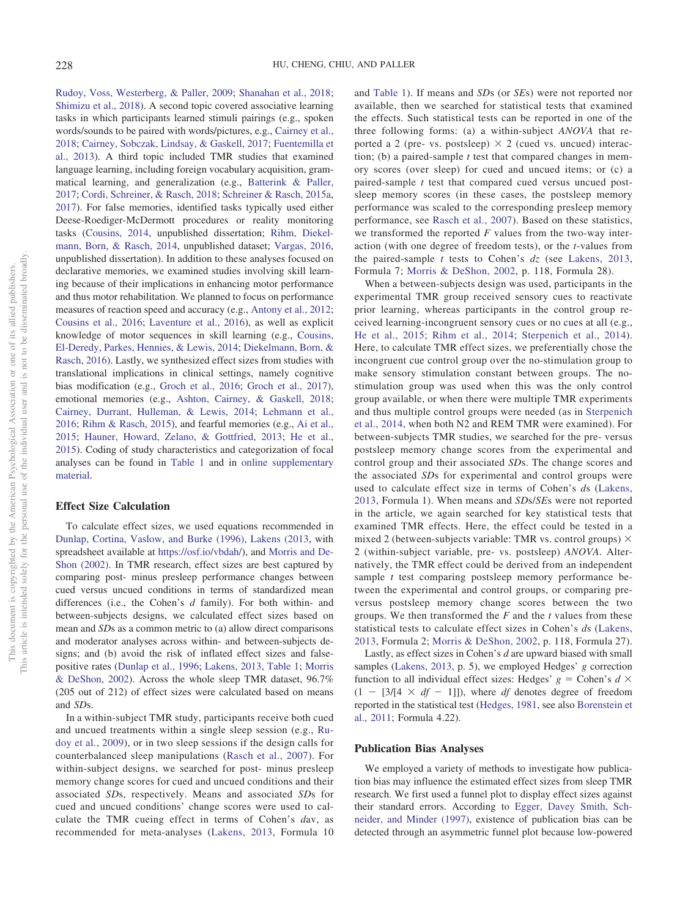Rudoy, Voss, Westerberg, & Paller, 2009; Shanahan et al., 2018; Shimizu et al., 2018). A second topic covered associative learning tasks in which participants learned stimuli pairings (e.g., spoken words/sounds to be paired with words/pictures, e.g., Cairney et al., 2018; Cairney, Sobczak, Lindsay, & Gaskell, 2017; Fuentemilla et al., 2013). A third topic included TMR studies that examined language learning, including foreign vocabulary acquisition, grammatical learning, and generalization (e.g., Batterink & Paller, 2017; Cordi, Schreiner, & Rasch, 2018; Schreiner & Rasch, 2015a, 2017). For false memories, identified tasks typically used either Deese-Roediger-McDermott procedures or reality monitoring tasks (Cousins, 2014, unpublished dissertation; Rihm, Diekelmann, Born, & Rasch, 2014, unpublished dataset; Vargas, 2016, unpublished dissertation). In addition to these analyses focused on declarative memories, we examined studies involving skill learning because of their implications in enhancing motor performance and thus motor rehabilitation. We planned to focus on performance measures of reaction speed and accuracy (e.g., Antony et al., 2012; Cousins et al., 2016; Laventure et al., 2016), as well as explicit knowledge of motor sequences in skill learning (e.g., Cousins, El-Deredy, Parkes, Hennies, & Lewis, 2014; Diekelmann, Born, & Rasch, 2016). Lastly, we synthesized effect sizes from studies with translational implications in clinical settings, namely cognitive bias modification (e.g., Groch et al., 2016; Groch et al., 2017), emotional memories (e.g., Ashton, Cairney, & Gaskell, 2018; Cairney, Durrant, Hulleman, & Lewis, 2014; Lehmann et al., 2016; Rihm & Rasch, 2015), and fearful memories (e.g., Ai et al., 2015; Hauner, Howard, Zelano, & Gottfried, 2013; He et al., 2015). Coding of study characteristics and categorization of focal analyses can be found in Table 1 and in online supplementary material.

## Effect Size Calculation

To calculate effect sizes, we used equations recommended in Dunlap, Cortina, Vaslow, and Burke (1996), Lakens (2013, with spreadsheet available at https://osf.io/vbdah/), and Morris and DeShon (2002). In TMR research, effect sizes are best captured by comparing post- minus presleep performance changes between cued versus uncued conditions in terms of standardized mean differences (i.e., the Cohen's *d* family). For both within- and between-subjects designs, we calculated effect sizes based on mean and *SD*s as a common metric to (a) allow direct comparisons and moderator analyses across within- and between-subjects designs; and (b) avoid the risk of inflated effect sizes and false-positive rates (Dunlap et al., 1996; Lakens, 2013, Table 1; Morris & DeShon, 2002). Across the whole sleep TMR dataset, 96.7% (205 out of 212) of effect sizes were calculated based on means and *SD*s.

In a within-subject TMR study, participants receive both cued and uncued treatments within a single sleep session (e.g., Rudoy et al., 2009), or in two sleep sessions if the design calls for counterbalanced sleep manipulations (Rasch et al., 2007). For within-subject designs, we searched for post- minus presleep memory change scores for cued and uncued conditions and their associated *SD*s, respectively. Means and associated *SD*s for cued and uncued conditions' change scores were used to calculate the TMR cueing effect in terms of Cohen's $d_{av}$, as recommended for meta-analyses (Lakens, 2013, Formula 10 and Table 1). If means and *SD*s (or *SE*s) were not reported nor available, then we searched for statistical tests that examined the effects. Such statistical tests can be reported in one of the three following forms: (a) a within-subject *ANOVA* that reported a 2 (pre- vs. postsleep) × 2 (cued vs. uncued) interaction; (b) a paired-sample *t* test that compared changes in memory scores (over sleep) for cued and uncued items; or (c) a paired-sample *t* test that compared cued versus uncued postsleep memory scores (in these cases, the postsleep memory performance was scaled to the corresponding presleep memory performance, see Rasch et al., 2007). Based on these statistics, we transformed the reported *F* values from the two-way interaction (with one degree of freedom tests), or the *t*-values from the paired-sample *t* tests to Cohen's $d_z$ (see Lakens, 2013, Formula 7; Morris & DeShon, 2002, p. 118, Formula 28).

When a between-subjects design was used, participants in the experimental TMR group received sensory cues to reactivate prior learning, whereas participants in the control group received learning-incongruent sensory cues or no cues at all (e.g., He et al., 2015; Rihm et al., 2014; Sterpenich et al., 2014). Here, to calculate TMR effect sizes, we preferentially chose the incongruent cue control group over the no-stimulation group to make sensory stimulation constant between groups. The no-stimulation group was used when this was the only control group available, or when there were multiple TMR experiments and thus multiple control groups were needed (as in Sterpenich et al., 2014, when both N2 and REM TMR were examined). For between-subjects TMR studies, we searched for the pre- versus postsleep memory change scores from the experimental and control group and their associated *SD*s. The change scores and the associated *SD*s for experimental and control groups were used to calculate effect size in terms of Cohen's *d*s (Lakens, 2013, Formula 1). When means and *SD*s/*SE*s were not reported in the article, we again searched for key statistical tests that examined TMR effects. Here, the effect could be tested in a mixed 2 (between-subjects variable: TMR vs. control groups) × 2 (within-subject variable, pre- vs. postsleep) *ANOVA*. Alternatively, the TMR effect could be derived from an independent sample *t* test comparing postsleep memory performance between the experimental and control groups, or comparing pre- versus postsleep memory change scores between the two groups. We then transformed the *F* and the *t* values from these statistical tests to calculate effect sizes in Cohen's *d*s (Lakens, 2013, Formula 2; Morris & DeShon, 2002, p. 118, Formula 27).

Lastly, as effect sizes in Cohen's *d* are upward biased with small samples (Lakens, 2013, p. 5), we employed Hedges' *g* correction function to all individual effect sizes: Hedges' $g$ = Cohen's $d \times (1 - [3/[4 \times df - 1]])$, where *df* denotes degree of freedom reported in the statistical test (Hedges, 1981, see also Borenstein et al., 2011; Formula 4.22).

## Publication Bias Analyses

We employed a variety of methods to investigate how publication bias may influence the estimated effect sizes from sleep TMR research. We first used a funnel plot to display effect sizes against their standard errors. According to Egger, Davey Smith, Schneider, and Minder (1997), existence of publication bias can be detected through an asymmetric funnel plot because low-powered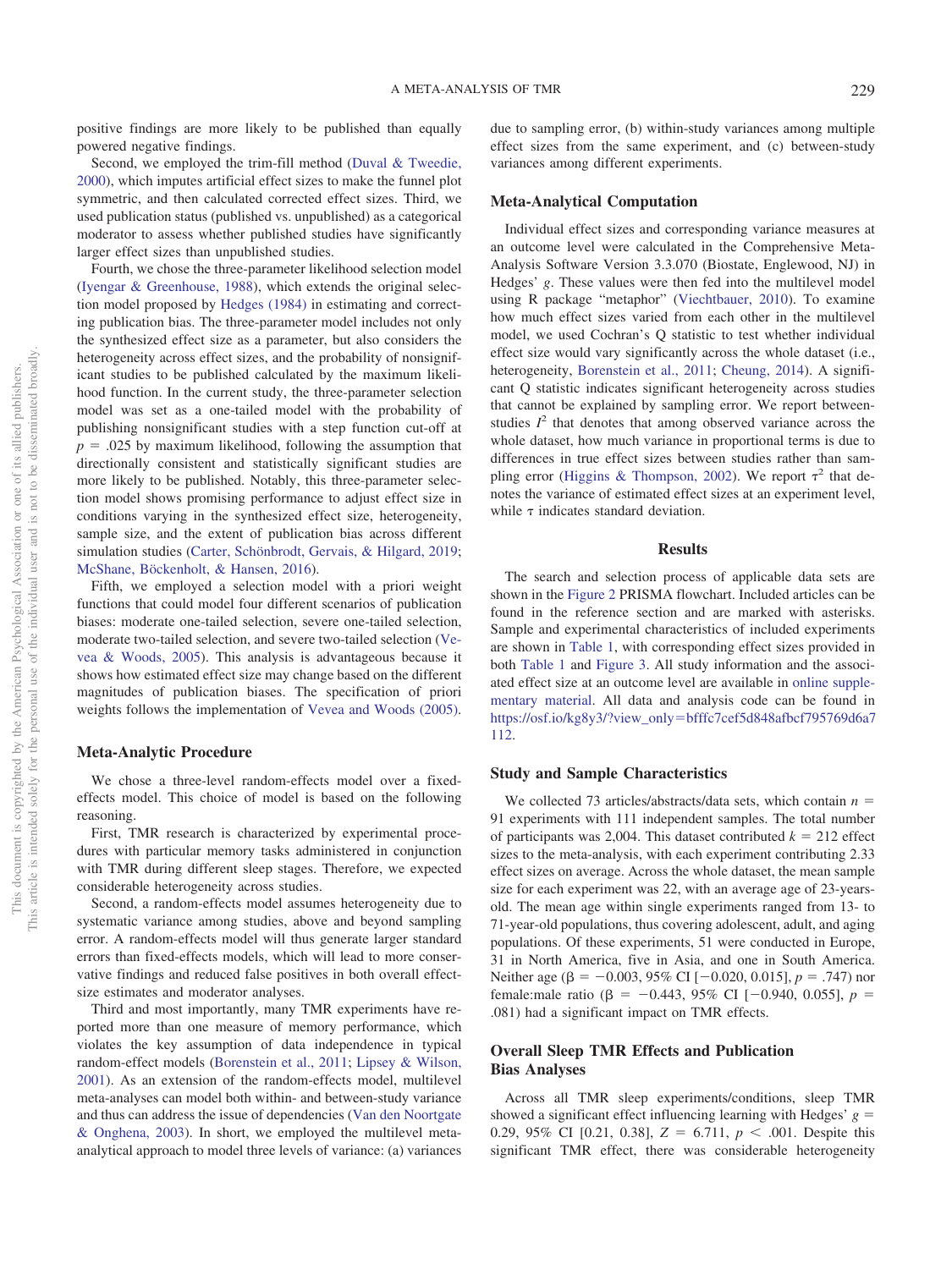positive findings are more likely to be published than equally powered negative findings.

Second, we employed the trim-fill method (Duval & Tweedie, 2000), which imputes artificial effect sizes to make the funnel plot symmetric, and then calculated corrected effect sizes. Third, we used publication status (published vs. unpublished) as a categorical moderator to assess whether published studies have significantly larger effect sizes than unpublished studies.

Fourth, we chose the three-parameter likelihood selection model (Iyengar & Greenhouse, 1988), which extends the original selection model proposed by Hedges (1984) in estimating and correcting publication bias. The three-parameter model includes not only the synthesized effect size as a parameter, but also considers the heterogeneity across effect sizes, and the probability of nonsignificant studies to be published calculated by the maximum likelihood function. In the current study, the three-parameter selection model was set as a one-tailed model with the probability of publishing nonsignificant studies with a step function cut-off at $p$ = .025 by maximum likelihood, following the assumption that directionally consistent and statistically significant studies are more likely to be published. Notably, this three-parameter selection model shows promising performance to adjust effect size in conditions varying in the synthesized effect size, heterogeneity, sample size, and the extent of publication bias across different simulation studies (Carter, Schönbrodt, Gervais, & Hilgard, 2019; McShane, Böckenholt, & Hansen, 2016).

Fifth, we employed a selection model with a priori weight functions that could model four different scenarios of publication biases: moderate one-tailed selection, severe one-tailed selection, moderate two-tailed selection, and severe two-tailed selection (Vevea & Woods, 2005). This analysis is advantageous because it shows how estimated effect size may change based on the different magnitudes of publication biases. The specification of priori weights follows the implementation of Vevea and Woods (2005).

## Meta-Analytic Procedure

We chose a three-level random-effects model over a fixed-effects model. This choice of model is based on the following reasoning.

First, TMR research is characterized by experimental procedures with particular memory tasks administered in conjunction with TMR during different sleep stages. Therefore, we expected considerable heterogeneity across studies.

Second, a random-effects model assumes heterogeneity due to systematic variance among studies, above and beyond sampling error. A random-effects model will thus generate larger standard errors than fixed-effects models, which will lead to more conservative findings and reduced false positives in both overall effect-size estimates and moderator analyses.

Third and most importantly, many TMR experiments have reported more than one measure of memory performance, which violates the key assumption of data independence in typical random-effect models (Borenstein et al., 2011; Lipsey & Wilson, 2001). As an extension of the random-effects model, multilevel meta-analyses can model both within- and between-study variance and thus can address the issue of dependencies (Van den Noortgate & Onghena, 2003). In short, we employed the multilevel meta-analytical approach to model three levels of variance: (a) variances due to sampling error, (b) within-study variances among multiple effect sizes from the same experiment, and (c) between-study variances among different experiments.

## Meta-Analytical Computation

Individual effect sizes and corresponding variance measures at an outcome level were calculated in the Comprehensive Meta-Analysis Software Version 3.3.070 (Biostate, Englewood, NJ) in Hedges' $g$. These values were then fed into the multilevel model using R package "metaphor" (Viechtbauer, 2010). To examine how much effect sizes varied from each other in the multilevel model, we used Cochran's Q statistic to test whether individual effect size would vary significantly across the whole dataset (i.e., heterogeneity, Borenstein et al., 2011; Cheung, 2014). A significant Q statistic indicates significant heterogeneity across studies that cannot be explained by sampling error. We report between-studies $I^2$ that denotes that among observed variance across the whole dataset, how much variance in proportional terms is due to differences in true effect sizes between studies rather than sampling error (Higgins & Thompson, 2002). We report $\tau^2$ that denotes the variance of estimated effect sizes at an experiment level, while $\tau$ indicates standard deviation.

# Results

The search and selection process of applicable data sets are shown in the Figure 2 PRISMA flowchart. Included articles can be found in the reference section and are marked with asterisks. Sample and experimental characteristics of included experiments are shown in Table 1, with corresponding effect sizes provided in both Table 1 and Figure 3. All study information and the associated effect size at an outcome level are available in online supplementary material. All data and analysis code can be found in https://osf.io/kg8y3/?view_only=bfffc7cef5d848afbcf795769d6a7112.

## Study and Sample Characteristics

We collected 73 articles/abstracts/data sets, which contain $n$ = 91 experiments with 111 independent samples. The total number of participants was 2,004. This dataset contributed $k$ = 212 effect sizes to the meta-analysis, with each experiment contributing 2.33 effect sizes on average. Across the whole dataset, the mean sample size for each experiment was 22, with an average age of 23-years-old. The mean age within single experiments ranged from 13- to 71-year-old populations, thus covering adolescent, adult, and aging populations. Of these experiments, 51 were conducted in Europe, 31 in North America, five in Asia, and one in South America. Neither age ($\beta$ = −0.003, 95% CI [−0.020, 0.015], $p$ = .747) nor female:male ratio ($\beta$ = −0.443, 95% CI [−0.940, 0.055], $p$ = .081) had a significant impact on TMR effects.

## Overall Sleep TMR Effects and Publication Bias Analyses

Across all TMR sleep experiments/conditions, sleep TMR showed a significant effect influencing learning with Hedges' $g$ = 0.29, 95% CI [0.21, 0.38], $Z$ = 6.711, $p$ < .001. Despite this significant TMR effect, there was considerable heterogeneity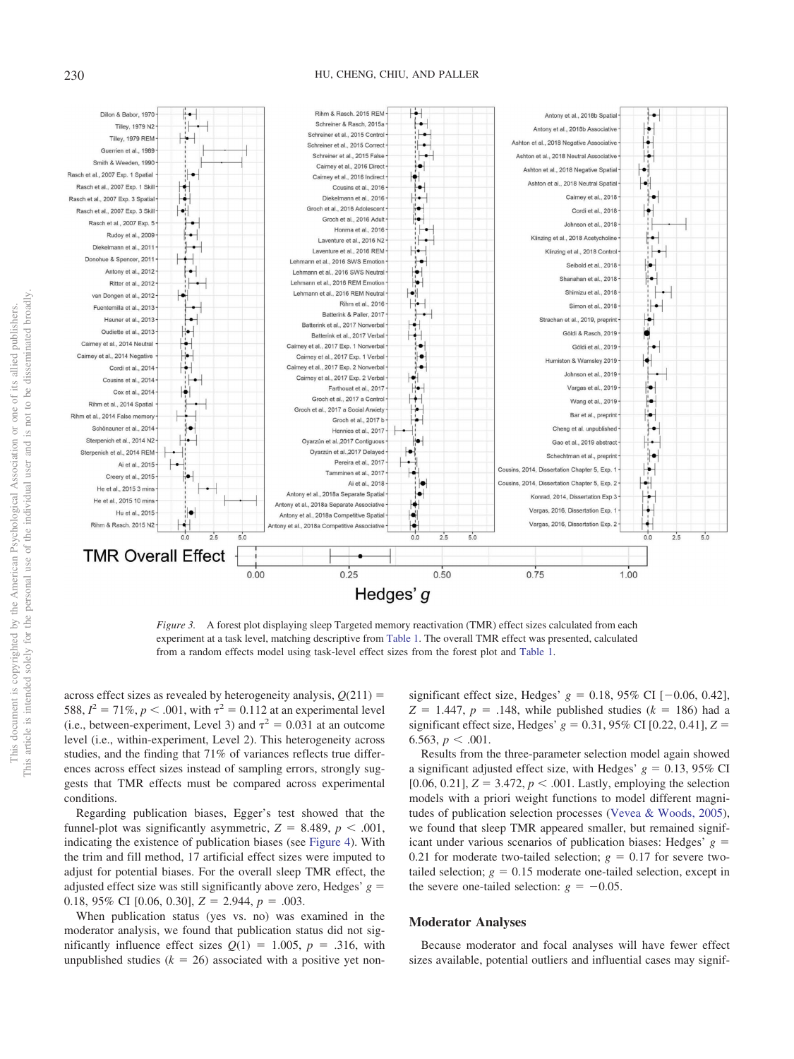*Figure 3.* A forest plot displaying sleep Targeted memory reactivation (TMR) effect sizes calculated from each experiment at a task level, matching descriptive from Table 1. The overall TMR effect was presented, calculated from a random effects model using task-level effect sizes from the forest plot and Table 1.

across effect sizes as revealed by heterogeneity analysis, $Q(211) = 588$, $I^2 = 71\%$, $p < .001$, with $\tau^2 = 0.112$ at an experimental level (i.e., between-experiment, Level 3) and $\tau^2 = 0.031$ at an outcome level (i.e., within-experiment, Level 2). This heterogeneity across studies, and the finding that 71% of variances reflects true differences across effect sizes instead of sampling errors, strongly suggests that TMR effects must be compared across experimental conditions.

Regarding publication biases, Egger's test showed that the funnel-plot was significantly asymmetric, $Z = 8.489$, $p < .001$, indicating the existence of publication biases (see Figure 4). With the trim and fill method, 17 artificial effect sizes were imputed to adjust for potential biases. For the overall sleep TMR effect, the adjusted effect size was still significantly above zero, Hedges' $g = 0.18$, 95% CI [0.06, 0.30], $Z = 2.944$, $p = .003$.

When publication status (yes vs. no) was examined in the moderator analysis, we found that publication status did not significantly influence effect sizes $Q(1) = 1.005$, $p = .316$, with unpublished studies ($k = 26$) associated with a positive yet non-significant effect size, Hedges' $g = 0.18$, 95% CI [−0.06, 0.42], $Z = 1.447$, $p = .148$, while published studies ($k = 186$) had a significant effect size, Hedges' $g = 0.31$, 95% CI [0.22, 0.41], $Z = 6.563$, $p < .001$.

Results from the three-parameter selection model again showed a significant adjusted effect size, with Hedges' $g = 0.13$, 95% CI [0.06, 0.21], $Z = 3.472$, $p < .001$. Lastly, employing the selection models with a priori weight functions to model different magnitudes of publication selection processes (Vevea & Woods, 2005), we found that sleep TMR appeared smaller, but remained significant under various scenarios of publication biases: Hedges' $g = 0.21$ for moderate two-tailed selection; $g = 0.17$ for severe two-tailed selection; $g = 0.15$ moderate one-tailed selection, except in the severe one-tailed selection: $g = -0.05$.

## Moderator Analyses

Because moderator and focal analyses will have fewer effect sizes available, potential outliers and influential cases may signif-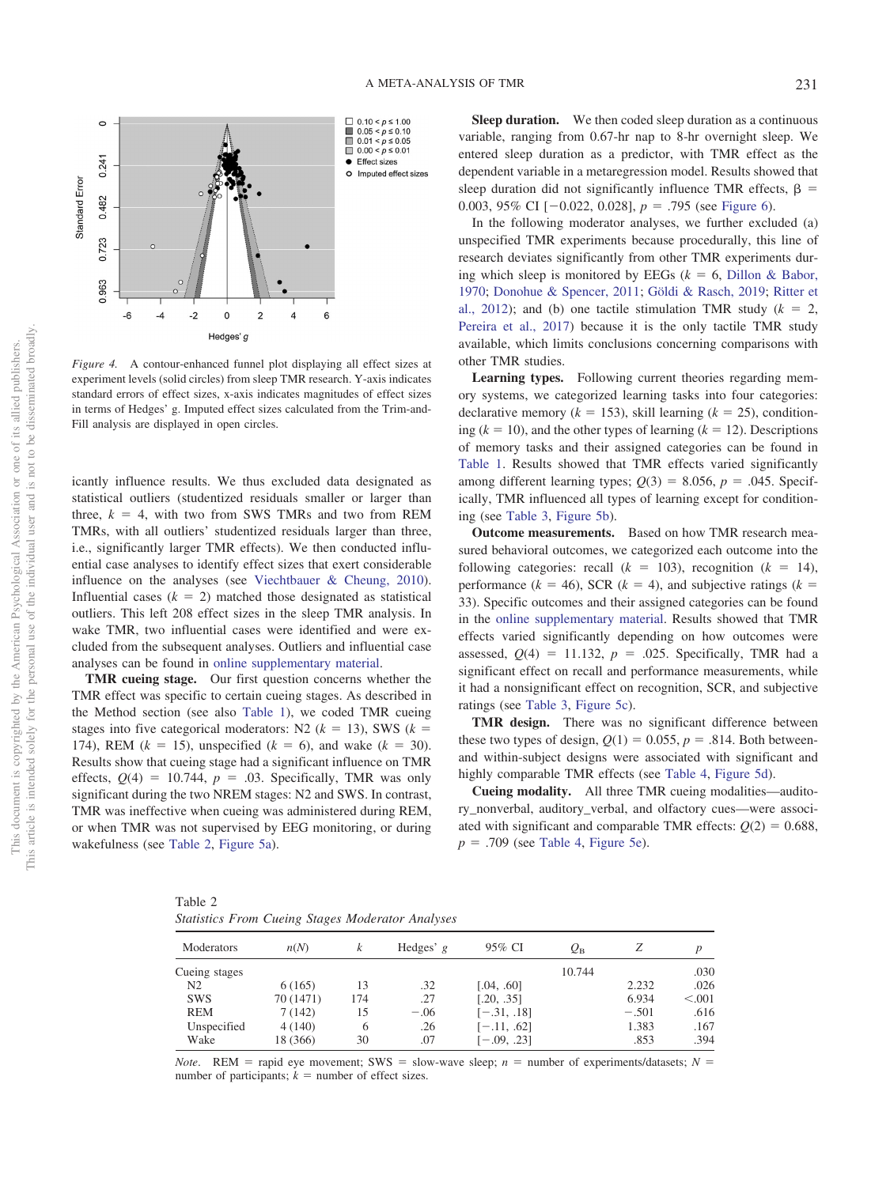*Figure 4.* A contour-enhanced funnel plot displaying all effect sizes at experiment levels (solid circles) from sleep TMR research. Y-axis indicates standard errors of effect sizes, x-axis indicates magnitudes of effect sizes in terms of Hedges' g. Imputed effect sizes calculated from the Trim-and-Fill analysis are displayed in open circles.

icantly influence results. We thus excluded data designated as statistical outliers (studentized residuals smaller or larger than three, $k$ = 4, with two from SWS TMRs and two from REM TMRs, with all outliers' studentized residuals larger than three, i.e., significantly larger TMR effects). We then conducted influential case analyses to identify effect sizes that exert considerable influence on the analyses (see Viechtbauer & Cheung, 2010). Influential cases ($k$ = 2) matched those designated as statistical outliers. This left 208 effect sizes in the sleep TMR analysis. In wake TMR, two influential cases were identified and were excluded from the subsequent analyses. Outliers and influential case analyses can be found in online supplementary material.

**TMR cueing stage.** Our first question concerns whether the TMR effect was specific to certain cueing stages. As described in the Method section (see also Table 1), we coded TMR cueing stages into five categorical moderators: N2 ($k$ = 13), SWS ($k$ = 174), REM ($k$ = 15), unspecified ($k$ = 6), and wake ($k$ = 30). Results show that cueing stage had a significant influence on TMR effects, $Q(4)$ = 10.744, $p$ = .03. Specifically, TMR was only significant during the two NREM stages: N2 and SWS. In contrast, TMR was ineffective when cueing was administered during REM, or when TMR was not supervised by EEG monitoring, or during wakefulness (see Table 2, Figure 5a).

**Sleep duration.** We then coded sleep duration as a continuous variable, ranging from 0.67-hr nap to 8-hr overnight sleep. We entered sleep duration as a predictor, with TMR effect as the dependent variable in a metaregression model. Results showed that sleep duration did not significantly influence TMR effects, $\beta$ = 0.003, 95% CI [−0.022, 0.028], $p$ = .795 (see Figure 6).

In the following moderator analyses, we further excluded (a) unspecified TMR experiments because procedurally, this line of research deviates significantly from other TMR experiments during which sleep is monitored by EEGs ($k$ = 6, Dillon & Babor, 1970; Donohue & Spencer, 2011; Göldi & Rasch, 2019; Ritter et al., 2012); and (b) one tactile stimulation TMR study ($k$ = 2, Pereira et al., 2017) because it is the only tactile TMR study available, which limits conclusions concerning comparisons with other TMR studies.

**Learning types.** Following current theories regarding memory systems, we categorized learning tasks into four categories: declarative memory ($k$ = 153), skill learning ($k$ = 25), conditioning ($k$ = 10), and the other types of learning ($k$ = 12). Descriptions of memory tasks and their assigned categories can be found in Table 1. Results showed that TMR effects varied significantly among different learning types; $Q(3)$ = 8.056, $p$ = .045. Specifically, TMR influenced all types of learning except for conditioning (see Table 3, Figure 5b).

**Outcome measurements.** Based on how TMR research measured behavioral outcomes, we categorized each outcome into the following categories: recall ($k$ = 103), recognition ($k$ = 14), performance ($k$ = 46), SCR ($k$ = 4), and subjective ratings ($k$ = 33). Specific outcomes and their assigned categories can be found in the online supplementary material. Results showed that TMR effects varied significantly depending on how outcomes were assessed, $Q(4)$ = 11.132, $p$ = .025. Specifically, TMR had a significant effect on recall and performance measurements, while it had a nonsignificant effect on recognition, SCR, and subjective ratings (see Table 3, Figure 5c).

**TMR design.** There was no significant difference between these two types of design, $Q(1)$ = 0.055, $p$ = .814. Both between- and within-subject designs were associated with significant and highly comparable TMR effects (see Table 4, Figure 5d).

**Cueing modality.** All three TMR cueing modalities—auditory_nonverbal, auditory_verbal, and olfactory cues—were associated with significant and comparable TMR effects: $Q(2)$ = 0.688, $p$ = .709 (see Table 4, Figure 5e).

Table 2
*Statistics From Cueing Stages Moderator Analyses*

| Moderators | $n(N)$ | $k$ | Hedges' $g$ | 95% CI | $Q_B$ | $Z$ | $p$ |
|---|---|---|---|---|---|---|---|
| Cueing stages | | | | | 10.744 | | .030 |
| N2 | 6 (165) | 13 | .32 | [.04, .60] | | 2.232 | .026 |
| SWS | 70 (1471) | 174 | .27 | [.20, .35] | | 6.934 | <.001 |
| REM | 7 (142) | 15 | −.06 | [−.31, .18] | | −.501 | .616 |
| Unspecified | 4 (140) | 6 | .26 | [−.11, .62] | | 1.383 | .167 |
| Wake | 18 (366) | 30 | .07 | [−.09, .23] | | .853 | .394 |

*Note*. REM = rapid eye movement; SWS = slow-wave sleep; $n$ = number of experiments/datasets; $N$ = number of participants; $k$ = number of effect sizes.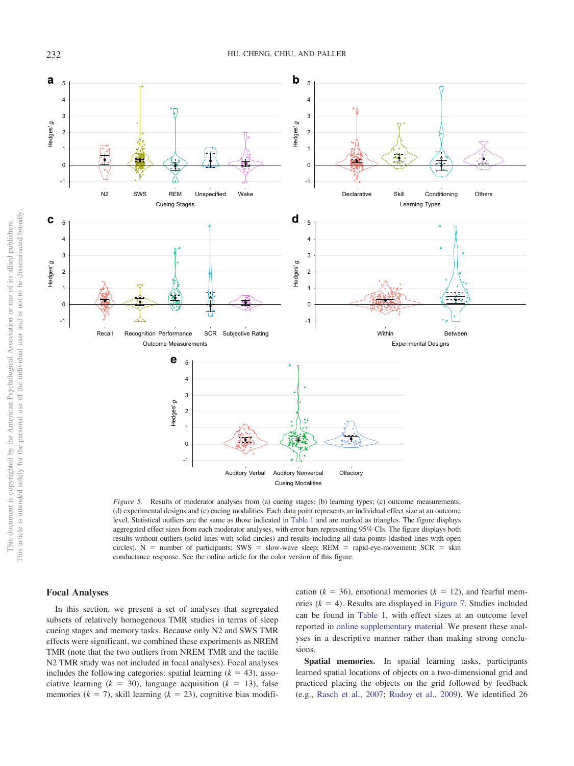*Figure 5.* Results of moderator analyses from (a) cueing stages; (b) learning types; (c) outcome measurements; (d) experimental designs and (e) cueing modalities. Each data point represents an individual effect size at an outcome level. Statistical outliers are the same as those indicated in Table 1 and are marked as triangles. The figure displays aggregated effect sizes from each moderator analyses, with error bars representing 95% CIs. The figure displays both results without outliers (solid lines with solid circles) and results including all data points (dashed lines with open circles). N = number of participants; SWS = slow-wave sleep; REM = rapid-eye-movement; SCR = skin conductance response. See the online article for the color version of this figure.

## Focal Analyses

In this section, we present a set of analyses that segregated subsets of relatively homogenous TMR studies in terms of sleep cueing stages and memory tasks. Because only N2 and SWS TMR effects were significant, we combined these experiments as NREM TMR (note that the two outliers from NREM TMR and the tactile N2 TMR study was not included in focal analyses). Focal analyses includes the following categories: spatial learning ($k$ = 43), associative learning ($k$ = 30), language acquisition ($k$ = 13), false memories ($k$ = 7), skill learning ($k$ = 23), cognitive bias modification ($k$ = 36), emotional memories ($k$ = 12), and fearful memories ($k$ = 4). Results are displayed in Figure 7. Studies included can be found in Table 1, with effect sizes at an outcome level reported in online supplementary material. We present these analyses in a descriptive manner rather than making strong conclusions.

**Spatial memories.** In spatial learning tasks, participants learned spatial locations of objects on a two-dimensional grid and practiced placing the objects on the grid followed by feedback (e.g., Rasch et al., 2007; Rudoy et al., 2009). We identified 26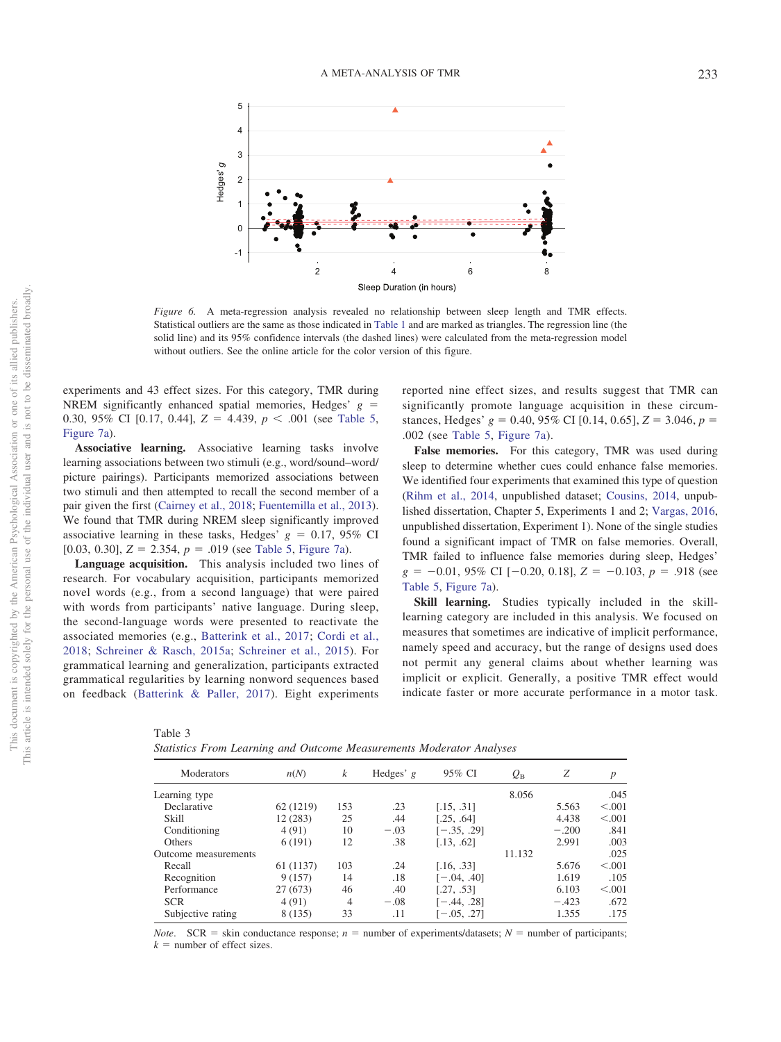*Figure 6.* A meta-regression analysis revealed no relationship between sleep length and TMR effects. Statistical outliers are the same as those indicated in Table 1 and are marked as triangles. The regression line (the solid line) and its 95% confidence intervals (the dashed lines) were calculated from the meta-regression model without outliers. See the online article for the color version of this figure.

experiments and 43 effect sizes. For this category, TMR during NREM significantly enhanced spatial memories, Hedges' $g$ = 0.30, 95% CI [0.17, 0.44], $Z$ = 4.439, $p$ < .001 (see Table 5, Figure 7a).

**Associative learning.** Associative learning tasks involve learning associations between two stimuli (e.g., word/sound–word/picture pairings). Participants memorized associations between two stimuli and then attempted to recall the second member of a pair given the first (Cairney et al., 2018; Fuentemilla et al., 2013). We found that TMR during NREM sleep significantly improved associative learning in these tasks, Hedges' $g$ = 0.17, 95% CI [0.03, 0.30], $Z$ = 2.354, $p$ = .019 (see Table 5, Figure 7a).

**Language acquisition.** This analysis included two lines of research. For vocabulary acquisition, participants memorized novel words (e.g., from a second language) that were paired with words from participants' native language. During sleep, the second-language words were presented to reactivate the associated memories (e.g., Batterink et al., 2017; Cordi et al., 2018; Schreiner & Rasch, 2015a; Schreiner et al., 2015). For grammatical learning and generalization, participants extracted grammatical regularities by learning nonword sequences based on feedback (Batterink & Paller, 2017). Eight experiments reported nine effect sizes, and results suggest that TMR can significantly promote language acquisition in these circumstances, Hedges' $g$ = 0.40, 95% CI [0.14, 0.65], $Z$ = 3.046, $p$ = .002 (see Table 5, Figure 7a).

**False memories.** For this category, TMR was used during sleep to determine whether cues could enhance false memories. We identified four experiments that examined this type of question (Rihm et al., 2014, unpublished dataset; Cousins, 2014, unpublished dissertation, Chapter 5, Experiments 1 and 2; Vargas, 2016, unpublished dissertation, Experiment 1). None of the single studies found a significant impact of TMR on false memories. Overall, TMR failed to influence false memories during sleep, Hedges' $g$ = −0.01, 95% CI [−0.20, 0.18], $Z$ = −0.103, $p$ = .918 (see Table 5, Figure 7a).

**Skill learning.** Studies typically included in the skill-learning category are included in this analysis. We focused on measures that sometimes are indicative of implicit performance, namely speed and accuracy, but the range of designs used does not permit any general claims about whether learning was implicit or explicit. Generally, a positive TMR effect would indicate faster or more accurate performance in a motor task.

Table 3
*Statistics From Learning and Outcome Measurements Moderator Analyses*

| Moderators | n(N) | k | Hedges' g | 95% CI | $Q_B$ | Z | p |
|---|---|---|---|---|---|---|---|
| Learning type | | | | | 8.056 | | .045 |
| Declarative | 62 (1219) | 153 | .23 | [.15, .31] | | 5.563 | <.001 |
| Skill | 12 (283) | 25 | .44 | [.25, .64] | | 4.438 | <.001 |
| Conditioning | 4 (91) | 10 | −.03 | [−.35, .29] | | −.200 | .841 |
| Others | 6 (191) | 12 | .38 | [.13, .62] | | 2.991 | .003 |
| Outcome measurements | | | | | 11.132 | | .025 |
| Recall | 61 (1137) | 103 | .24 | [.16, .33] | | 5.676 | <.001 |
| Recognition | 9 (157) | 14 | .18 | [−.04, .40] | | 1.619 | .105 |
| Performance | 27 (673) | 46 | .40 | [.27, .53] | | 6.103 | <.001 |
| SCR | 4 (91) | 4 | −.08 | [−.44, .28] | | −.423 | .672 |
| Subjective rating | 8 (135) | 33 | .11 | [−.05, .27] | | 1.355 | .175 |

*Note.* SCR = skin conductance response; $n$ = number of experiments/datasets; $N$ = number of participants; $k$ = number of effect sizes.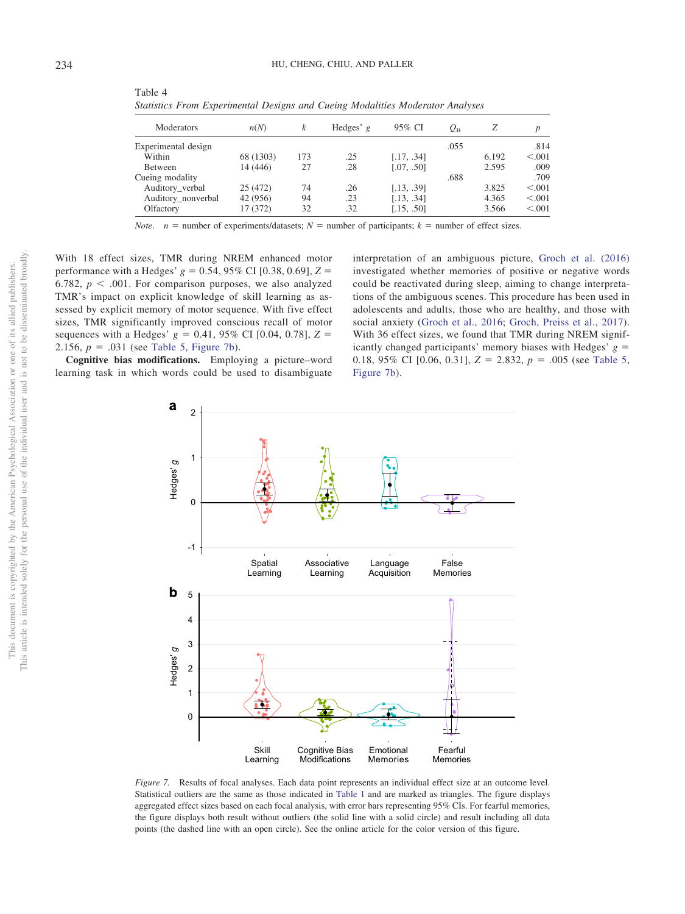Table 4
*Statistics From Experimental Designs and Cueing Modalities Moderator Analyses*

| Moderators | *n*(*N*) | *k* | Hedges' *g* | 95% CI | $Q_B$ | *Z* | *p* |
|---|---|---|---|---|---|---|---|
| Experimental design | | | | | .055 | | .814 |
| Within | 68 (1303) | 173 | .25 | [.17, .34] | | 6.192 | <.001 |
| Between | 14 (446) | 27 | .28 | [.07, .50] | | 2.595 | .009 |
| Cueing modality | | | | | .688 | | .709 |
| Auditory_verbal | 25 (472) | 74 | .26 | [.13, .39] | | 3.825 | <.001 |
| Auditory_nonverbal | 42 (956) | 94 | .23 | [.13, .34] | | 4.365 | <.001 |
| Olfactory | 17 (372) | 32 | .32 | [.15, .50] | | 3.566 | <.001 |

*Note.* *n* = number of experiments/datasets; *N* = number of participants; *k* = number of effect sizes.

With 18 effect sizes, TMR during NREM enhanced motor performance with a Hedges' $g = 0.54$, 95% CI [0.38, 0.69], $Z = 6.782$, $p < .001$. For comparison purposes, we also analyzed TMR's impact on explicit knowledge of skill learning as assessed by explicit memory of motor sequence. With five effect sizes, TMR significantly improved conscious recall of motor sequences with a Hedges' $g = 0.41$, 95% CI [0.04, 0.78], $Z = 2.156$, $p = .031$ (see Table 5, Figure 7b).

**Cognitive bias modifications.** Employing a picture–word learning task in which words could be used to disambiguate interpretation of an ambiguous picture, Groch et al. (2016) investigated whether memories of positive or negative words could be reactivated during sleep, aiming to change interpretations of the ambiguous scenes. This procedure has been used in adolescents and adults, those who are healthy, and those with social anxiety (Groch et al., 2016; Groch, Preiss et al., 2017). With 36 effect sizes, we found that TMR during NREM significantly changed participants' memory biases with Hedges' $g = 0.18$, 95% CI [0.06, 0.31], $Z = 2.832$, $p = .005$ (see Table 5, Figure 7b).

*Figure 7.* Results of focal analyses. Each data point represents an individual effect size at an outcome level. Statistical outliers are the same as those indicated in Table 1 and are marked as triangles. The figure displays aggregated effect sizes based on each focal analysis, with error bars representing 95% CIs. For fearful memories, the figure displays both result without outliers (the solid line with a solid circle) and result including all data points (the dashed line with an open circle). See the online article for the color version of this figure.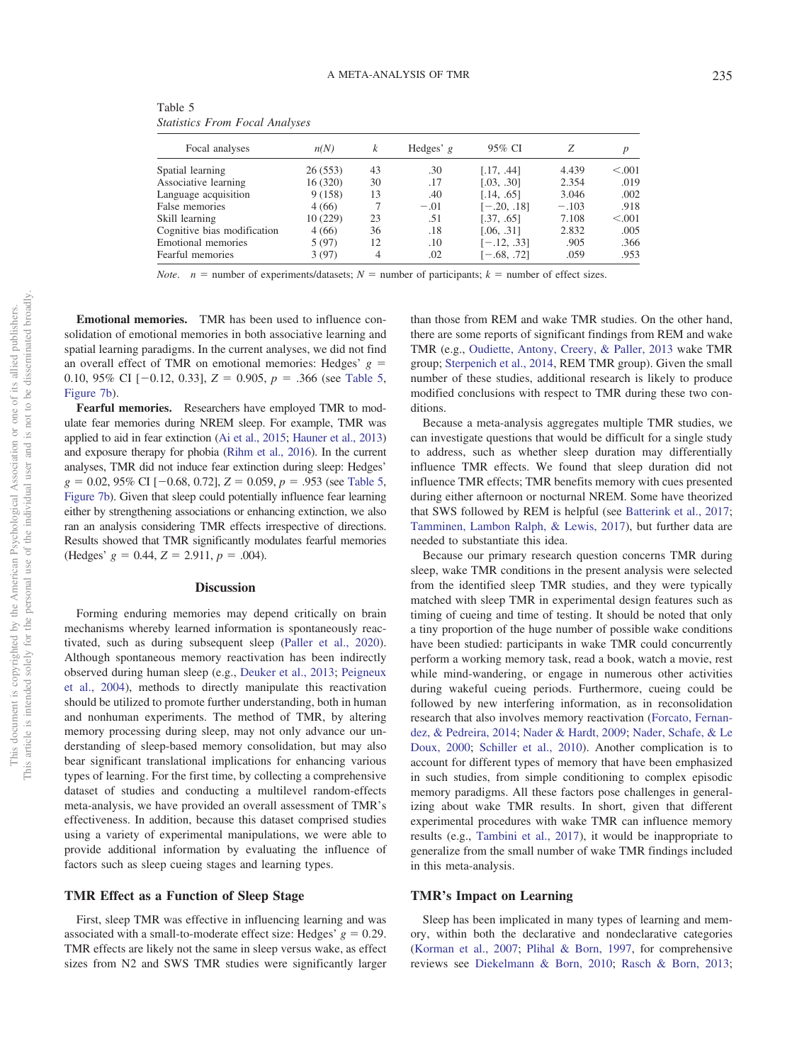Table 5
*Statistics From Focal Analyses*

| Focal analyses | n(N) | k | Hedges' g | 95% CI | Z | p |
|---|---|---|---|---|---|---|
| Spatial learning | 26 (553) | 43 | .30 | [.17, .44] | 4.439 | <.001 |
| Associative learning | 16 (320) | 30 | .17 | [.03, .30] | 2.354 | .019 |
| Language acquisition | 9 (158) | 13 | .40 | [.14, .65] | 3.046 | .002 |
| False memories | 4 (66) | 7 | −.01 | [−.20, .18] | −.103 | .918 |
| Skill learning | 10 (229) | 23 | .51 | [.37, .65] | 7.108 | <.001 |
| Cognitive bias modification | 4 (66) | 36 | .18 | [.06, .31] | 2.832 | .005 |
| Emotional memories | 5 (97) | 12 | .10 | [−.12, .33] | .905 | .366 |
| Fearful memories | 3 (97) | 4 | .02 | [−.68, .72] | .059 | .953 |

*Note.* $n$ = number of experiments/datasets; $N$ = number of participants; $k$ = number of effect sizes.

**Emotional memories.** TMR has been used to influence consolidation of emotional memories in both associative learning and spatial learning paradigms. In the current analyses, we did not find an overall effect of TMR on emotional memories: Hedges' $g$ = 0.10, 95% CI [−0.12, 0.33], $Z$ = 0.905, $p$ = .366 (see Table 5, Figure 7b).

**Fearful memories.** Researchers have employed TMR to modulate fear memories during NREM sleep. For example, TMR was applied to aid in fear extinction (Ai et al., 2015; Hauner et al., 2013) and exposure therapy for phobia (Rihm et al., 2016). In the current analyses, TMR did not induce fear extinction during sleep: Hedges' $g$ = 0.02, 95% CI [−0.68, 0.72], $Z$ = 0.059, $p$ = .953 (see Table 5, Figure 7b). Given that sleep could potentially influence fear learning either by strengthening associations or enhancing extinction, we also ran an analysis considering TMR effects irrespective of directions. Results showed that TMR significantly modulates fearful memories (Hedges' $g$ = 0.44, $Z$ = 2.911, $p$ = .004).

## Discussion

Forming enduring memories may depend critically on brain mechanisms whereby learned information is spontaneously reactivated, such as during subsequent sleep (Paller et al., 2020). Although spontaneous memory reactivation has been indirectly observed during human sleep (e.g., Deuker et al., 2013; Peigneux et al., 2004), methods to directly manipulate this reactivation should be utilized to promote further understanding, both in human and nonhuman experiments. The method of TMR, by altering memory processing during sleep, may not only advance our understanding of sleep-based memory consolidation, but may also bear significant translational implications for enhancing various types of learning. For the first time, by collecting a comprehensive dataset of studies and conducting a multilevel random-effects meta-analysis, we have provided an overall assessment of TMR's effectiveness. In addition, because this dataset comprised studies using a variety of experimental manipulations, we were able to provide additional information by evaluating the influence of factors such as sleep cueing stages and learning types.

### TMR Effect as a Function of Sleep Stage

First, sleep TMR was effective in influencing learning and was associated with a small-to-moderate effect size: Hedges' $g$ = 0.29. TMR effects are likely not the same in sleep versus wake, as effect sizes from N2 and SWS TMR studies were significantly larger than those from REM and wake TMR studies. On the other hand, there are some reports of significant findings from REM and wake TMR (e.g., Oudiette, Antony, Creery, & Paller, 2013 wake TMR group; Sterpenich et al., 2014, REM TMR group). Given the small number of these studies, additional research is likely to produce modified conclusions with respect to TMR during these two conditions.

Because a meta-analysis aggregates multiple TMR studies, we can investigate questions that would be difficult for a single study to address, such as whether sleep duration may differentially influence TMR effects. We found that sleep duration did not influence TMR effects; TMR benefits memory with cues presented during either afternoon or nocturnal NREM. Some have theorized that SWS followed by REM is helpful (see Batterink et al., 2017; Tamminen, Lambon Ralph, & Lewis, 2017), but further data are needed to substantiate this idea.

Because our primary research question concerns TMR during sleep, wake TMR conditions in the present analysis were selected from the identified sleep TMR studies, and they were typically matched with sleep TMR in experimental design features such as timing of cueing and time of testing. It should be noted that only a tiny proportion of the huge number of possible wake conditions have been studied: participants in wake TMR could concurrently perform a working memory task, read a book, watch a movie, rest while mind-wandering, or engage in numerous other activities during wakeful cueing periods. Furthermore, cueing could be followed by new interfering information, as in reconsolidation research that also involves memory reactivation (Forcato, Fernandez, & Pedreira, 2014; Nader & Hardt, 2009; Nader, Schafe, & Le Doux, 2000; Schiller et al., 2010). Another complication is to account for different types of memory that have been emphasized in such studies, from simple conditioning to complex episodic memory paradigms. All these factors pose challenges in generalizing about wake TMR results. In short, given that different experimental procedures with wake TMR can influence memory results (e.g., Tambini et al., 2017), it would be inappropriate to generalize from the small number of wake TMR findings included in this meta-analysis.

### TMR's Impact on Learning

Sleep has been implicated in many types of learning and memory, within both the declarative and nondeclarative categories (Korman et al., 2007; Plihal & Born, 1997, for comprehensive reviews see Diekelmann & Born, 2010; Rasch & Born, 2013;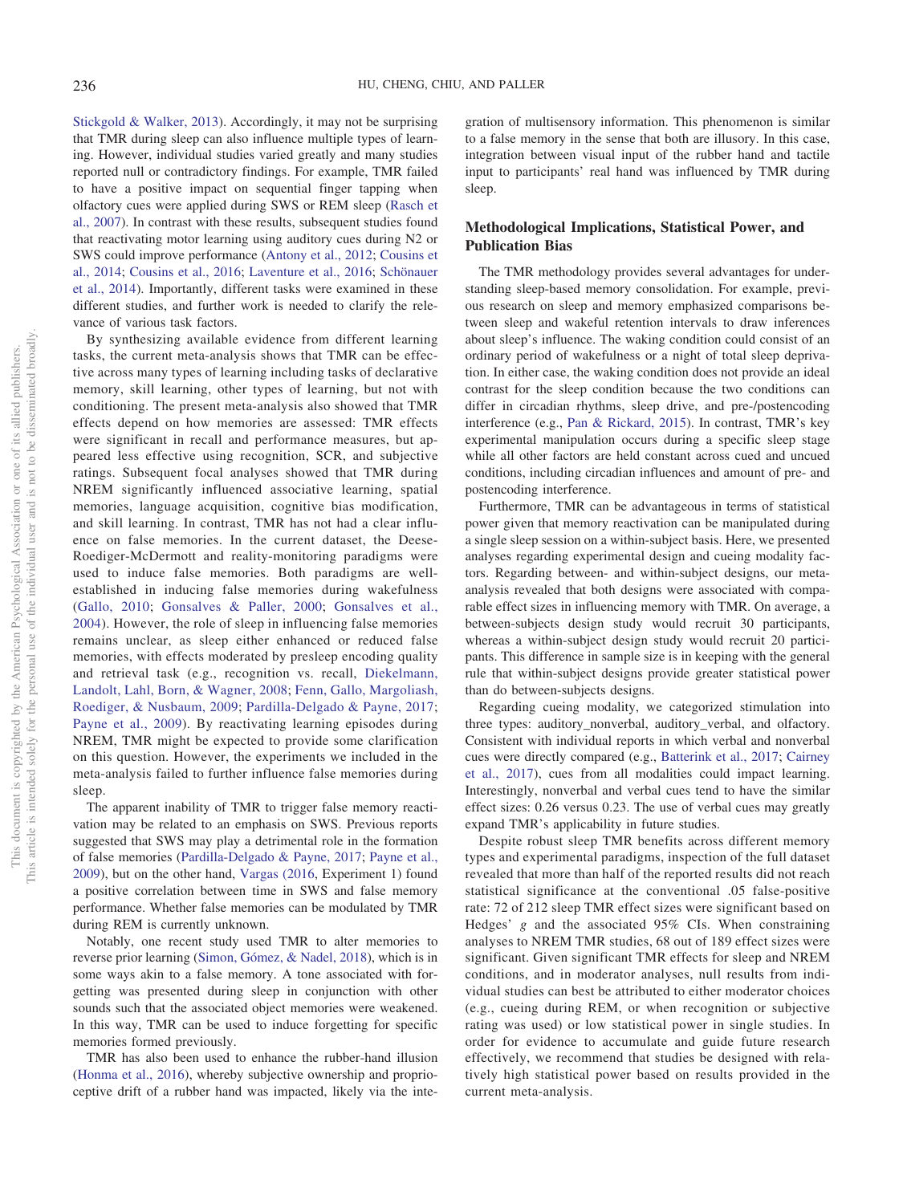Stickgold & Walker, 2013). Accordingly, it may not be surprising that TMR during sleep can also influence multiple types of learning. However, individual studies varied greatly and many studies reported null or contradictory findings. For example, TMR failed to have a positive impact on sequential finger tapping when olfactory cues were applied during SWS or REM sleep (Rasch et al., 2007). In contrast with these results, subsequent studies found that reactivating motor learning using auditory cues during N2 or SWS could improve performance (Antony et al., 2012; Cousins et al., 2014; Cousins et al., 2016; Laventure et al., 2016; Schönauer et al., 2014). Importantly, different tasks were examined in these different studies, and further work is needed to clarify the relevance of various task factors.

By synthesizing available evidence from different learning tasks, the current meta-analysis shows that TMR can be effective across many types of learning including tasks of declarative memory, skill learning, other types of learning, but not with conditioning. The present meta-analysis also showed that TMR effects depend on how memories are assessed: TMR effects were significant in recall and performance measures, but appeared less effective using recognition, SCR, and subjective ratings. Subsequent focal analyses showed that TMR during NREM significantly influenced associative learning, spatial memories, language acquisition, cognitive bias modification, and skill learning. In contrast, TMR has not had a clear influence on false memories. In the current dataset, the Deese-Roediger-McDermott and reality-monitoring paradigms were used to induce false memories. Both paradigms are well-established in inducing false memories during wakefulness (Gallo, 2010; Gonsalves & Paller, 2000; Gonsalves et al., 2004). However, the role of sleep in influencing false memories remains unclear, as sleep either enhanced or reduced false memories, with effects moderated by presleep encoding quality and retrieval task (e.g., recognition vs. recall, Diekelmann, Landolt, Lahl, Born, & Wagner, 2008; Fenn, Gallo, Margoliash, Roediger, & Nusbaum, 2009; Pardilla-Delgado & Payne, 2017; Payne et al., 2009). By reactivating learning episodes during NREM, TMR might be expected to provide some clarification on this question. However, the experiments we included in the meta-analysis failed to further influence false memories during sleep.

The apparent inability of TMR to trigger false memory reactivation may be related to an emphasis on SWS. Previous reports suggested that SWS may play a detrimental role in the formation of false memories (Pardilla-Delgado & Payne, 2017; Payne et al., 2009), but on the other hand, Vargas (2016, Experiment 1) found a positive correlation between time in SWS and false memory performance. Whether false memories can be modulated by TMR during REM is currently unknown.

Notably, one recent study used TMR to alter memories to reverse prior learning (Simon, Gómez, & Nadel, 2018), which is in some ways akin to a false memory. A tone associated with forgetting was presented during sleep in conjunction with other sounds such that the associated object memories were weakened. In this way, TMR can be used to induce forgetting for specific memories formed previously.

TMR has also been used to enhance the rubber-hand illusion (Honma et al., 2016), whereby subjective ownership and proprioceptive drift of a rubber hand was impacted, likely via the integration of multisensory information. This phenomenon is similar to a false memory in the sense that both are illusory. In this case, integration between visual input of the rubber hand and tactile input to participants' real hand was influenced by TMR during sleep.

## Methodological Implications, Statistical Power, and Publication Bias

The TMR methodology provides several advantages for understanding sleep-based memory consolidation. For example, previous research on sleep and memory emphasized comparisons between sleep and wakeful retention intervals to draw inferences about sleep's influence. The waking condition could consist of an ordinary period of wakefulness or a night of total sleep deprivation. In either case, the waking condition does not provide an ideal contrast for the sleep condition because the two conditions can differ in circadian rhythms, sleep drive, and pre-/postencoding interference (e.g., Pan & Rickard, 2015). In contrast, TMR's key experimental manipulation occurs during a specific sleep stage while all other factors are held constant across cued and uncued conditions, including circadian influences and amount of pre- and postencoding interference.

Furthermore, TMR can be advantageous in terms of statistical power given that memory reactivation can be manipulated during a single sleep session on a within-subject basis. Here, we presented analyses regarding experimental design and cueing modality factors. Regarding between- and within-subject designs, our meta-analysis revealed that both designs were associated with comparable effect sizes in influencing memory with TMR. On average, a between-subjects design study would recruit 30 participants, whereas a within-subject design study would recruit 20 participants. This difference in sample size is in keeping with the general rule that within-subject designs provide greater statistical power than do between-subjects designs.

Regarding cueing modality, we categorized stimulation into three types: auditory_nonverbal, auditory_verbal, and olfactory. Consistent with individual reports in which verbal and nonverbal cues were directly compared (e.g., Batterink et al., 2017; Cairney et al., 2017), cues from all modalities could impact learning. Interestingly, nonverbal and verbal cues tend to have the similar effect sizes: 0.26 versus 0.23. The use of verbal cues may greatly expand TMR's applicability in future studies.

Despite robust sleep TMR benefits across different memory types and experimental paradigms, inspection of the full dataset revealed that more than half of the reported results did not reach statistical significance at the conventional .05 false-positive rate: 72 of 212 sleep TMR effect sizes were significant based on Hedges' $g$ and the associated 95% CIs. When constraining analyses to NREM TMR studies, 68 out of 189 effect sizes were significant. Given significant TMR effects for sleep and NREM conditions, and in moderator analyses, null results from individual studies can best be attributed to either moderator choices (e.g., cueing during REM, or when recognition or subjective rating was used) or low statistical power in single studies. In order for evidence to accumulate and guide future research effectively, we recommend that studies be designed with relatively high statistical power based on results provided in the current meta-analysis.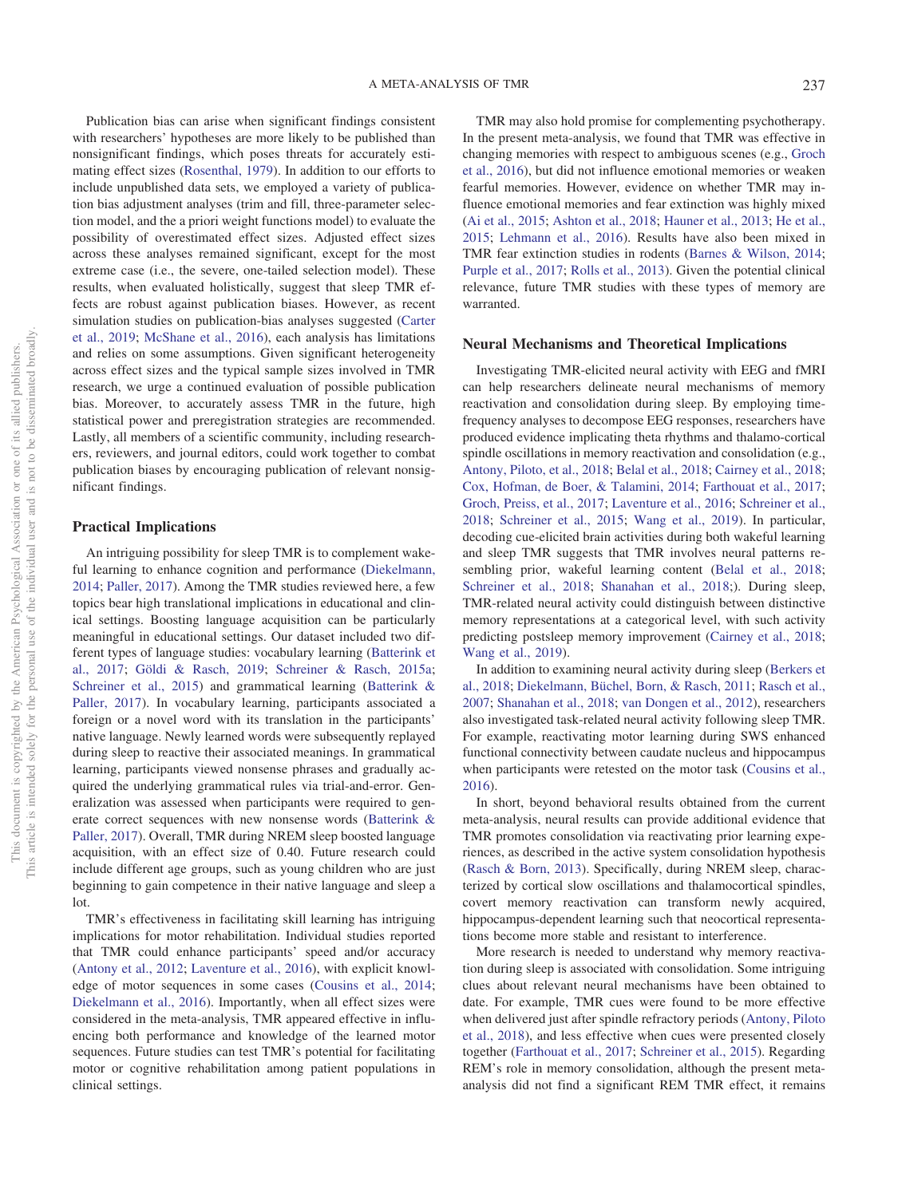Publication bias can arise when significant findings consistent with researchers' hypotheses are more likely to be published than nonsignificant findings, which poses threats for accurately estimating effect sizes (Rosenthal, 1979). In addition to our efforts to include unpublished data sets, we employed a variety of publication bias adjustment analyses (trim and fill, three-parameter selection model, and the a priori weight functions model) to evaluate the possibility of overestimated effect sizes. Adjusted effect sizes across these analyses remained significant, except for the most extreme case (i.e., the severe, one-tailed selection model). These results, when evaluated holistically, suggest that sleep TMR effects are robust against publication biases. However, as recent simulation studies on publication-bias analyses suggested (Carter et al., 2019; McShane et al., 2016), each analysis has limitations and relies on some assumptions. Given significant heterogeneity across effect sizes and the typical sample sizes involved in TMR research, we urge a continued evaluation of possible publication bias. Moreover, to accurately assess TMR in the future, high statistical power and preregistration strategies are recommended. Lastly, all members of a scientific community, including researchers, reviewers, and journal editors, could work together to combat publication biases by encouraging publication of relevant nonsignificant findings.

## Practical Implications

An intriguing possibility for sleep TMR is to complement wakeful learning to enhance cognition and performance (Diekelmann, 2014; Paller, 2017). Among the TMR studies reviewed here, a few topics bear high translational implications in educational and clinical settings. Boosting language acquisition can be particularly meaningful in educational settings. Our dataset included two different types of language studies: vocabulary learning (Batterink et al., 2017; Göldi & Rasch, 2019; Schreiner & Rasch, 2015a; Schreiner et al., 2015) and grammatical learning (Batterink & Paller, 2017). In vocabulary learning, participants associated a foreign or a novel word with its translation in the participants' native language. Newly learned words were subsequently replayed during sleep to reactive their associated meanings. In grammatical learning, participants viewed nonsense phrases and gradually acquired the underlying grammatical rules via trial-and-error. Generalization was assessed when participants were required to generate correct sequences with new nonsense words (Batterink & Paller, 2017). Overall, TMR during NREM sleep boosted language acquisition, with an effect size of 0.40. Future research could include different age groups, such as young children who are just beginning to gain competence in their native language and sleep a lot.

TMR's effectiveness in facilitating skill learning has intriguing implications for motor rehabilitation. Individual studies reported that TMR could enhance participants' speed and/or accuracy (Antony et al., 2012; Laventure et al., 2016), with explicit knowledge of motor sequences in some cases (Cousins et al., 2014; Diekelmann et al., 2016). Importantly, when all effect sizes were considered in the meta-analysis, TMR appeared effective in influencing both performance and knowledge of the learned motor sequences. Future studies can test TMR's potential for facilitating motor or cognitive rehabilitation among patient populations in clinical settings.

TMR may also hold promise for complementing psychotherapy. In the present meta-analysis, we found that TMR was effective in changing memories with respect to ambiguous scenes (e.g., Groch et al., 2016), but did not influence emotional memories or weaken fearful memories. However, evidence on whether TMR may influence emotional memories and fear extinction was highly mixed (Ai et al., 2015; Ashton et al., 2018; Hauner et al., 2013; He et al., 2015; Lehmann et al., 2016). Results have also been mixed in TMR fear extinction studies in rodents (Barnes & Wilson, 2014; Purple et al., 2017; Rolls et al., 2013). Given the potential clinical relevance, future TMR studies with these types of memory are warranted.

## Neural Mechanisms and Theoretical Implications

Investigating TMR-elicited neural activity with EEG and fMRI can help researchers delineate neural mechanisms of memory reactivation and consolidation during sleep. By employing time-frequency analyses to decompose EEG responses, researchers have produced evidence implicating theta rhythms and thalamo-cortical spindle oscillations in memory reactivation and consolidation (e.g., Antony, Piloto, et al., 2018; Belal et al., 2018; Cairney et al., 2018; Cox, Hofman, de Boer, & Talamini, 2014; Farthouat et al., 2017; Groch, Preiss, et al., 2017; Laventure et al., 2016; Schreiner et al., 2018; Schreiner et al., 2015; Wang et al., 2019). In particular, decoding cue-elicited brain activities during both wakeful learning and sleep TMR suggests that TMR involves neural patterns resembling prior, wakeful learning content (Belal et al., 2018; Schreiner et al., 2018; Shanahan et al., 2018;). During sleep, TMR-related neural activity could distinguish between distinctive memory representations at a categorical level, with such activity predicting postsleep memory improvement (Cairney et al., 2018; Wang et al., 2019).

In addition to examining neural activity during sleep (Berkers et al., 2018; Diekelmann, Büchel, Born, & Rasch, 2011; Rasch et al., 2007; Shanahan et al., 2018; van Dongen et al., 2012), researchers also investigated task-related neural activity following sleep TMR. For example, reactivating motor learning during SWS enhanced functional connectivity between caudate nucleus and hippocampus when participants were retested on the motor task (Cousins et al., 2016).

In short, beyond behavioral results obtained from the current meta-analysis, neural results can provide additional evidence that TMR promotes consolidation via reactivating prior learning experiences, as described in the active system consolidation hypothesis (Rasch & Born, 2013). Specifically, during NREM sleep, characterized by cortical slow oscillations and thalamocortical spindles, covert memory reactivation can transform newly acquired, hippocampus-dependent learning such that neocortical representations become more stable and resistant to interference.

More research is needed to understand why memory reactivation during sleep is associated with consolidation. Some intriguing clues about relevant neural mechanisms have been obtained to date. For example, TMR cues were found to be more effective when delivered just after spindle refractory periods (Antony, Piloto et al., 2018), and less effective when cues were presented closely together (Farthouat et al., 2017; Schreiner et al., 2015). Regarding REM's role in memory consolidation, although the present meta-analysis did not find a significant REM TMR effect, it remains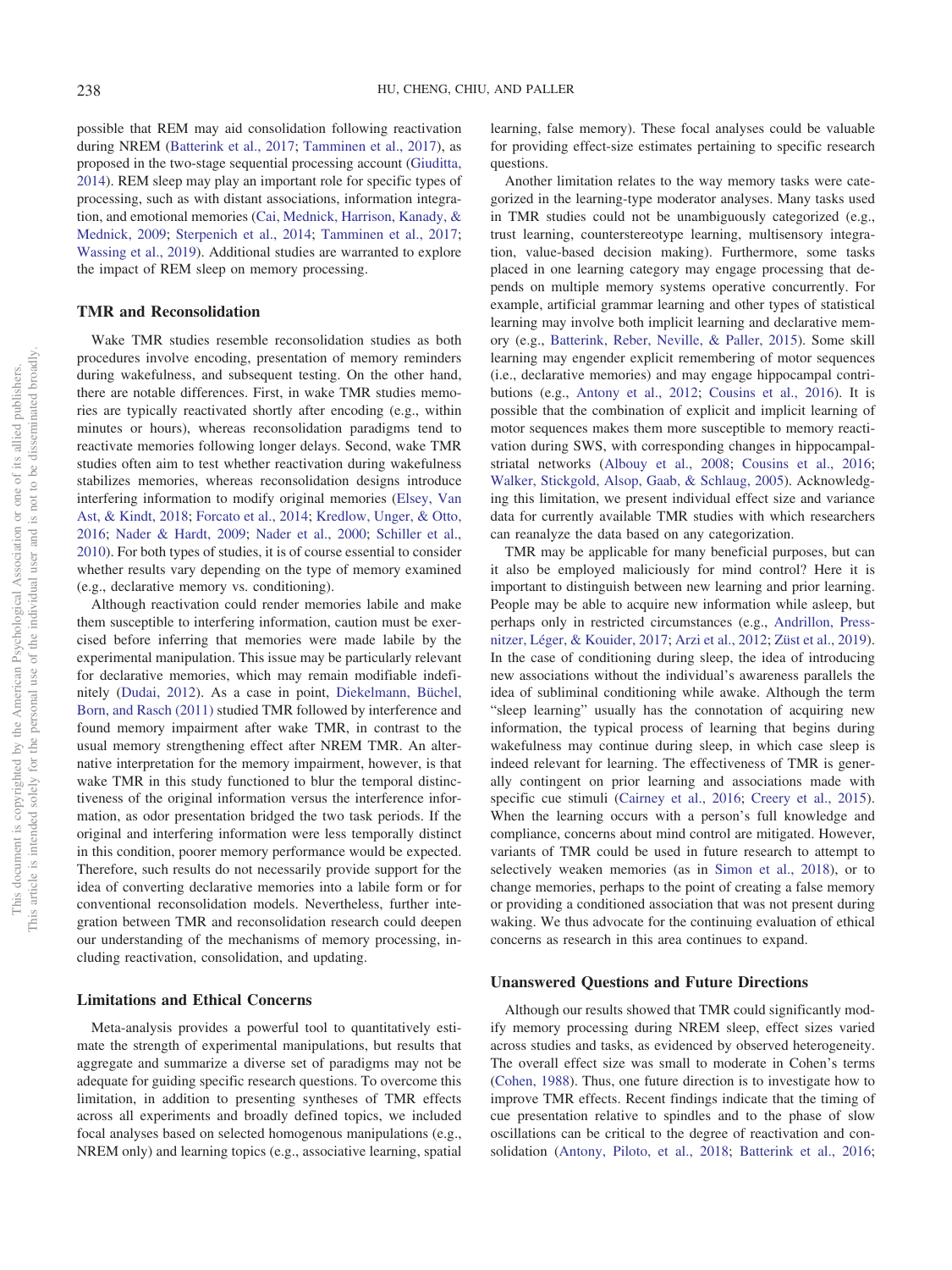possible that REM may aid consolidation following reactivation during NREM (Batterink et al., 2017; Tamminen et al., 2017), as proposed in the two-stage sequential processing account (Giuditta, 2014). REM sleep may play an important role for specific types of processing, such as with distant associations, information integration, and emotional memories (Cai, Mednick, Harrison, Kanady, & Mednick, 2009; Sterpenich et al., 2014; Tamminen et al., 2017; Wassing et al., 2019). Additional studies are warranted to explore the impact of REM sleep on memory processing.

### TMR and Reconsolidation

Wake TMR studies resemble reconsolidation studies as both procedures involve encoding, presentation of memory reminders during wakefulness, and subsequent testing. On the other hand, there are notable differences. First, in wake TMR studies memories are typically reactivated shortly after encoding (e.g., within minutes or hours), whereas reconsolidation paradigms tend to reactivate memories following longer delays. Second, wake TMR studies often aim to test whether reactivation during wakefulness stabilizes memories, whereas reconsolidation designs introduce interfering information to modify original memories (Elsey, Van Ast, & Kindt, 2018; Forcato et al., 2014; Kredlow, Unger, & Otto, 2016; Nader & Hardt, 2009; Nader et al., 2000; Schiller et al., 2010). For both types of studies, it is of course essential to consider whether results vary depending on the type of memory examined (e.g., declarative memory vs. conditioning).

Although reactivation could render memories labile and make them susceptible to interfering information, caution must be exercised before inferring that memories were made labile by the experimental manipulation. This issue may be particularly relevant for declarative memories, which may remain modifiable indefinitely (Dudai, 2012). As a case in point, Diekelmann, Büchel, Born, and Rasch (2011) studied TMR followed by interference and found memory impairment after wake TMR, in contrast to the usual memory strengthening effect after NREM TMR. An alternative interpretation for the memory impairment, however, is that wake TMR in this study functioned to blur the temporal distinctiveness of the original information versus the interference information, as odor presentation bridged the two task periods. If the original and interfering information were less temporally distinct in this condition, poorer memory performance would be expected. Therefore, such results do not necessarily provide support for the idea of converting declarative memories into a labile form or for conventional reconsolidation models. Nevertheless, further integration between TMR and reconsolidation research could deepen our understanding of the mechanisms of memory processing, including reactivation, consolidation, and updating.

### Limitations and Ethical Concerns

Meta-analysis provides a powerful tool to quantitatively estimate the strength of experimental manipulations, but results that aggregate and summarize a diverse set of paradigms may not be adequate for guiding specific research questions. To overcome this limitation, in addition to presenting syntheses of TMR effects across all experiments and broadly defined topics, we included focal analyses based on selected homogenous manipulations (e.g., NREM only) and learning topics (e.g., associative learning, spatial learning, false memory). These focal analyses could be valuable for providing effect-size estimates pertaining to specific research questions.

Another limitation relates to the way memory tasks were categorized in the learning-type moderator analyses. Many tasks used in TMR studies could not be unambiguously categorized (e.g., trust learning, counterstereotype learning, multisensory integration, value-based decision making). Furthermore, some tasks placed in one learning category may engage processing that depends on multiple memory systems operative concurrently. For example, artificial grammar learning and other types of statistical learning may involve both implicit learning and declarative memory (e.g., Batterink, Reber, Neville, & Paller, 2015). Some skill learning may engender explicit remembering of motor sequences (i.e., declarative memories) and may engage hippocampal contributions (e.g., Antony et al., 2012; Cousins et al., 2016). It is possible that the combination of explicit and implicit learning of motor sequences makes them more susceptible to memory reactivation during SWS, with corresponding changes in hippocampal-striatal networks (Albouy et al., 2008; Cousins et al., 2016; Walker, Stickgold, Alsop, Gaab, & Schlaug, 2005). Acknowledging this limitation, we present individual effect size and variance data for currently available TMR studies with which researchers can reanalyze the data based on any categorization.

TMR may be applicable for many beneficial purposes, but can it also be employed maliciously for mind control? Here it is important to distinguish between new learning and prior learning. People may be able to acquire new information while asleep, but perhaps only in restricted circumstances (e.g., Andrillon, Pressnitzer, Léger, & Kouider, 2017; Arzi et al., 2012; Züst et al., 2019). In the case of conditioning during sleep, the idea of introducing new associations without the individual's awareness parallels the idea of subliminal conditioning while awake. Although the term "sleep learning" usually has the connotation of acquiring new information, the typical process of learning that begins during wakefulness may continue during sleep, in which case sleep is indeed relevant for learning. The effectiveness of TMR is generally contingent on prior learning and associations made with specific cue stimuli (Cairney et al., 2016; Creery et al., 2015). When the learning occurs with a person's full knowledge and compliance, concerns about mind control are mitigated. However, variants of TMR could be used in future research to attempt to selectively weaken memories (as in Simon et al., 2018), or to change memories, perhaps to the point of creating a false memory or providing a conditioned association that was not present during waking. We thus advocate for the continuing evaluation of ethical concerns as research in this area continues to expand.

### Unanswered Questions and Future Directions

Although our results showed that TMR could significantly modify memory processing during NREM sleep, effect sizes varied across studies and tasks, as evidenced by observed heterogeneity. The overall effect size was small to moderate in Cohen's terms (Cohen, 1988). Thus, one future direction is to investigate how to improve TMR effects. Recent findings indicate that the timing of cue presentation relative to spindles and to the phase of slow oscillations can be critical to the degree of reactivation and consolidation (Antony, Piloto, et al., 2018; Batterink et al., 2016;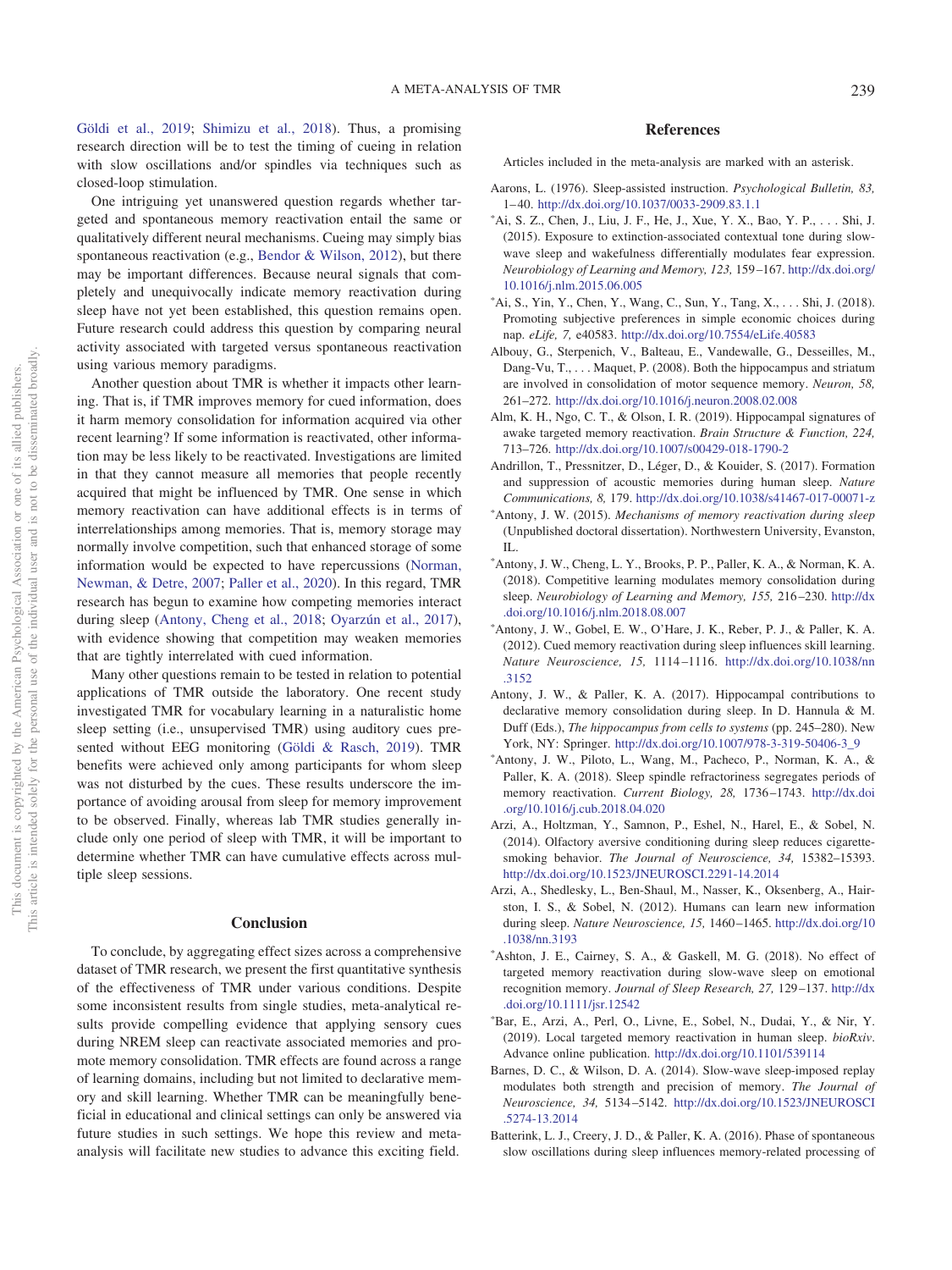Göldi et al., 2019; Shimizu et al., 2018). Thus, a promising research direction will be to test the timing of cueing in relation with slow oscillations and/or spindles via techniques such as closed-loop stimulation.

One intriguing yet unanswered question regards whether targeted and spontaneous memory reactivation entail the same or qualitatively different neural mechanisms. Cueing may simply bias spontaneous reactivation (e.g., Bendor & Wilson, 2012), but there may be important differences. Because neural signals that completely and unequivocally indicate memory reactivation during sleep have not yet been established, this question remains open. Future research could address this question by comparing neural activity associated with targeted versus spontaneous reactivation using various memory paradigms.

Another question about TMR is whether it impacts other learning. That is, if TMR improves memory for cued information, does it harm memory consolidation for information acquired via other recent learning? If some information is reactivated, other information may be less likely to be reactivated. Investigations are limited in that they cannot measure all memories that people recently acquired that might be influenced by TMR. One sense in which memory reactivation can have additional effects is in terms of interrelationships among memories. That is, memory storage may normally involve competition, such that enhanced storage of some information would be expected to have repercussions (Norman, Newman, & Detre, 2007; Paller et al., 2020). In this regard, TMR research has begun to examine how competing memories interact during sleep (Antony, Cheng et al., 2018; Oyarzún et al., 2017), with evidence showing that competition may weaken memories that are tightly interrelated with cued information.

Many other questions remain to be tested in relation to potential applications of TMR outside the laboratory. One recent study investigated TMR for vocabulary learning in a naturalistic home sleep setting (i.e., unsupervised TMR) using auditory cues presented without EEG monitoring (Göldi & Rasch, 2019). TMR benefits were achieved only among participants for whom sleep was not disturbed by the cues. These results underscore the importance of avoiding arousal from sleep for memory improvement to be observed. Finally, whereas lab TMR studies generally include only one period of sleep with TMR, it will be important to determine whether TMR can have cumulative effects across multiple sleep sessions.

## Conclusion

To conclude, by aggregating effect sizes across a comprehensive dataset of TMR research, we present the first quantitative synthesis of the effectiveness of TMR under various conditions. Despite some inconsistent results from single studies, meta-analytical results provide compelling evidence that applying sensory cues during NREM sleep can reactivate associated memories and promote memory consolidation. TMR effects are found across a range of learning domains, including but not limited to declarative memory and skill learning. Whether TMR can be meaningfully beneficial in educational and clinical settings can only be answered via future studies in such settings. We hope this review and meta-analysis will facilitate new studies to advance this exciting field.

## References

Articles included in the meta-analysis are marked with an asterisk.

Aarons, L. (1976). Sleep-assisted instruction. *Psychological Bulletin, 83,* 1–40. http://dx.doi.org/10.1037/0033-2909.83.1.1

*Ai, S. Z., Chen, J., Liu, J. F., He, J., Xue, Y. X., Bao, Y. P., . . . Shi, J. (2015). Exposure to extinction-associated contextual tone during slow-wave sleep and wakefulness differentially modulates fear expression. *Neurobiology of Learning and Memory, 123,* 159–167. http://dx.doi.org/10.1016/j.nlm.2015.06.005

*Ai, S., Yin, Y., Chen, Y., Wang, C., Sun, Y., Tang, X., . . . Shi, J. (2018). Promoting subjective preferences in simple economic choices during nap. *eLife, 7,* e40583. http://dx.doi.org/10.7554/eLife.40583

Albouy, G., Sterpenich, V., Balteau, E., Vandewalle, G., Desseilles, M., Dang-Vu, T., . . . Maquet, P. (2008). Both the hippocampus and striatum are involved in consolidation of motor sequence memory. *Neuron, 58,* 261–272. http://dx.doi.org/10.1016/j.neuron.2008.02.008

Alm, K. H., Ngo, C. T., & Olson, I. R. (2019). Hippocampal signatures of awake targeted memory reactivation. *Brain Structure & Function, 224,* 713–726. http://dx.doi.org/10.1007/s00429-018-1790-2

Andrillon, T., Pressnitzer, D., Léger, D., & Kouider, S. (2017). Formation and suppression of acoustic memories during human sleep. *Nature Communications, 8,* 179. http://dx.doi.org/10.1038/s41467-017-00071-z

*Antony, J. W. (2015). *Mechanisms of memory reactivation during sleep* (Unpublished doctoral dissertation). Northwestern University, Evanston, IL.

*Antony, J. W., Cheng, L. Y., Brooks, P. P., Paller, K. A., & Norman, K. A. (2018). Competitive learning modulates memory consolidation during sleep. *Neurobiology of Learning and Memory, 155,* 216–230. http://dx.doi.org/10.1016/j.nlm.2018.08.007

*Antony, J. W., Gobel, E. W., O'Hare, J. K., Reber, P. J., & Paller, K. A. (2012). Cued memory reactivation during sleep influences skill learning. *Nature Neuroscience, 15,* 1114–1116. http://dx.doi.org/10.1038/nn.3152

Antony, J. W., & Paller, K. A. (2017). Hippocampal contributions to declarative memory consolidation during sleep. In D. Hannula & M. Duff (Eds.), *The hippocampus from cells to systems* (pp. 245–280). New York, NY: Springer. http://dx.doi.org/10.1007/978-3-319-50406-3_9

*Antony, J. W., Piloto, L., Wang, M., Pacheco, P., Norman, K. A., & Paller, K. A. (2018). Sleep spindle refractoriness segregates periods of memory reactivation. *Current Biology, 28,* 1736–1743. http://dx.doi.org/10.1016/j.cub.2018.04.020

Arzi, A., Holtzman, Y., Samnon, P., Eshel, N., Harel, E., & Sobel, N. (2014). Olfactory aversive conditioning during sleep reduces cigarette-smoking behavior. *The Journal of Neuroscience, 34,* 15382–15393. http://dx.doi.org/10.1523/JNEUROSCI.2291-14.2014

Arzi, A., Shedlesky, L., Ben-Shaul, M., Nasser, K., Oksenberg, A., Hairston, I. S., & Sobel, N. (2012). Humans can learn new information during sleep. *Nature Neuroscience, 15,* 1460–1465. http://dx.doi.org/10.1038/nn.3193

*Ashton, J. E., Cairney, S. A., & Gaskell, M. G. (2018). No effect of targeted memory reactivation during slow-wave sleep on emotional recognition memory. *Journal of Sleep Research, 27,* 129–137. http://dx.doi.org/10.1111/jsr.12542

*Bar, E., Arzi, A., Perl, O., Livne, E., Sobel, N., Dudai, Y., & Nir, Y. (2019). Local targeted memory reactivation in human sleep. *bioRxiv*. Advance online publication. http://dx.doi.org/10.1101/539114

Barnes, D. C., & Wilson, D. A. (2014). Slow-wave sleep-imposed replay modulates both strength and precision of memory. *The Journal of Neuroscience, 34,* 5134–5142. http://dx.doi.org/10.1523/JNEUROSCI.5274-13.2014

Batterink, L. J., Creery, J. D., & Paller, K. A. (2016). Phase of spontaneous slow oscillations during sleep influences memory-related processing of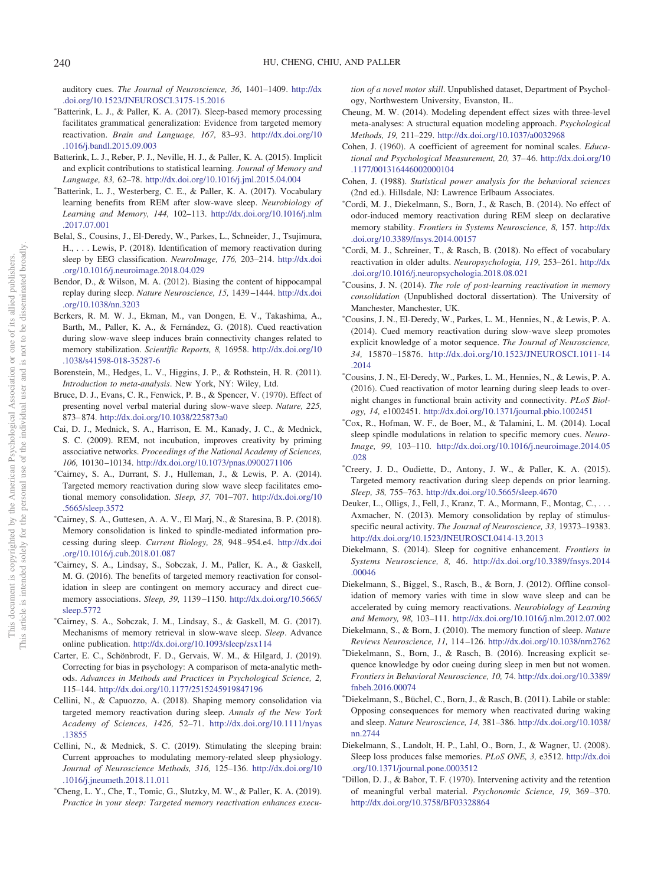auditory cues. *The Journal of Neuroscience, 36,* 1401–1409. http://dx.doi.org/10.1523/JNEUROSCI.3175-15.2016

*Batterink, L. J., & Paller, K. A. (2017). Sleep-based memory processing facilitates grammatical generalization: Evidence from targeted memory reactivation. *Brain and Language, 167,* 83–93. http://dx.doi.org/10.1016/j.bandl.2015.09.003

Batterink, L. J., Reber, P. J., Neville, H. J., & Paller, K. A. (2015). Implicit and explicit contributions to statistical learning. *Journal of Memory and Language, 83,* 62–78. http://dx.doi.org/10.1016/j.jml.2015.04.004

*Batterink, L. J., Westerberg, C. E., & Paller, K. A. (2017). Vocabulary learning benefits from REM after slow-wave sleep. *Neurobiology of Learning and Memory, 144,* 102–113. http://dx.doi.org/10.1016/j.nlm.2017.07.001

Belal, S., Cousins, J., El-Deredy, W., Parkes, L., Schneider, J., Tsujimura, H., . . . Lewis, P. (2018). Identification of memory reactivation during sleep by EEG classification. *NeuroImage, 176,* 203–214. http://dx.doi.org/10.1016/j.neuroimage.2018.04.029

Bendor, D., & Wilson, M. A. (2012). Biasing the content of hippocampal replay during sleep. *Nature Neuroscience, 15,* 1439–1444. http://dx.doi.org/10.1038/nn.3203

Berkers, R. M. W. J., Ekman, M., van Dongen, E. V., Takashima, A., Barth, M., Paller, K. A., & Fernández, G. (2018). Cued reactivation during slow-wave sleep induces brain connectivity changes related to memory stabilization. *Scientific Reports, 8,* 16958. http://dx.doi.org/10.1038/s41598-018-35287-6

Borenstein, M., Hedges, L. V., Higgins, J. P., & Rothstein, H. R. (2011). *Introduction to meta-analysis*. New York, NY: Wiley, Ltd.

Bruce, D. J., Evans, C. R., Fenwick, P. B., & Spencer, V. (1970). Effect of presenting novel verbal material during slow-wave sleep. *Nature, 225,* 873–874. http://dx.doi.org/10.1038/225873a0

Cai, D. J., Mednick, S. A., Harrison, E. M., Kanady, J. C., & Mednick, S. C. (2009). REM, not incubation, improves creativity by priming associative networks. *Proceedings of the National Academy of Sciences, 106,* 10130–10134. http://dx.doi.org/10.1073/pnas.0900271106

*Cairney, S. A., Durrant, S. J., Hulleman, J., & Lewis, P. A. (2014). Targeted memory reactivation during slow wave sleep facilitates emotional memory consolidation. *Sleep, 37,* 701–707. http://dx.doi.org/10.5665/sleep.3572

*Cairney, S. A., Guttesen, A. A. V., El Marj, N., & Staresina, B. P. (2018). Memory consolidation is linked to spindle-mediated information processing during sleep. *Current Biology, 28,* 948–954.e4. http://dx.doi.org/10.1016/j.cub.2018.01.087

*Cairney, S. A., Lindsay, S., Sobczak, J. M., Paller, K. A., & Gaskell, M. G. (2016). The benefits of targeted memory reactivation for consolidation in sleep are contingent on memory accuracy and direct cue-memory associations. *Sleep, 39,* 1139–1150. http://dx.doi.org/10.5665/sleep.5772

*Cairney, S. A., Sobczak, J. M., Lindsay, S., & Gaskell, M. G. (2017). Mechanisms of memory retrieval in slow-wave sleep. *Sleep*. Advance online publication. http://dx.doi.org/10.1093/sleep/zsx114

Carter, E. C., Schönbrodt, F. D., Gervais, W. M., & Hilgard, J. (2019). Correcting for bias in psychology: A comparison of meta-analytic methods. *Advances in Methods and Practices in Psychological Science, 2,* 115–144. http://dx.doi.org/10.1177/2515245919847196

Cellini, N., & Capuozzo, A. (2018). Shaping memory consolidation via targeted memory reactivation during sleep. *Annals of the New York Academy of Sciences, 1426,* 52–71. http://dx.doi.org/10.1111/nyas.13855

Cellini, N., & Mednick, S. C. (2019). Stimulating the sleeping brain: Current approaches to modulating memory-related sleep physiology. *Journal of Neuroscience Methods, 316,* 125–136. http://dx.doi.org/10.1016/j.jneumeth.2018.11.011

*Cheng, L. Y., Che, T., Tomic, G., Slutzky, M. W., & Paller, K. A. (2019). *Practice in your sleep: Targeted memory reactivation enhances execution of a novel motor skill*. Unpublished dataset, Department of Psychology, Northwestern University, Evanston, IL.

Cheung, M. W. (2014). Modeling dependent effect sizes with three-level meta-analyses: A structural equation modeling approach. *Psychological Methods, 19,* 211–229. http://dx.doi.org/10.1037/a0032968

Cohen, J. (1960). A coefficient of agreement for nominal scales. *Educational and Psychological Measurement, 20,* 37–46. http://dx.doi.org/10.1177/001316446002000104

Cohen, J. (1988). *Statistical power analysis for the behavioral sciences* (2nd ed.). Hillsdale, NJ: Lawrence Erlbaum Associates.

*Cordi, M. J., Diekelmann, S., Born, J., & Rasch, B. (2014). No effect of odor-induced memory reactivation during REM sleep on declarative memory stability. *Frontiers in Systems Neuroscience, 8,* 157. http://dx.doi.org/10.3389/fnsys.2014.00157

*Cordi, M. J., Schreiner, T., & Rasch, B. (2018). No effect of vocabulary reactivation in older adults. *Neuropsychologia, 119,* 253–261. http://dx.doi.org/10.1016/j.neuropsychologia.2018.08.021

*Cousins, J. N. (2014). *The role of post-learning reactivation in memory consolidation* (Unpublished doctoral dissertation). The University of Manchester, Manchester, UK.

*Cousins, J. N., El-Deredy, W., Parkes, L. M., Hennies, N., & Lewis, P. A. (2014). Cued memory reactivation during slow-wave sleep promotes explicit knowledge of a motor sequence. *The Journal of Neuroscience, 34,* 15870–15876. http://dx.doi.org/10.1523/JNEUROSCI.1011-14.2014

*Cousins, J. N., El-Deredy, W., Parkes, L. M., Hennies, N., & Lewis, P. A. (2016). Cued reactivation of motor learning during sleep leads to overnight changes in functional brain activity and connectivity. *PLoS Biology, 14,* e1002451. http://dx.doi.org/10.1371/journal.pbio.1002451

*Cox, R., Hofman, W. F., de Boer, M., & Talamini, L. M. (2014). Local sleep spindle modulations in relation to specific memory cues. *NeuroImage, 99,* 103–110. http://dx.doi.org/10.1016/j.neuroimage.2014.05.028

*Creery, J. D., Oudiette, D., Antony, J. W., & Paller, K. A. (2015). Targeted memory reactivation during sleep depends on prior learning. *Sleep, 38,* 755–763. http://dx.doi.org/10.5665/sleep.4670

Deuker, L., Olligs, J., Fell, J., Kranz, T. A., Mormann, F., Montag, C., . . . Axmacher, N. (2013). Memory consolidation by replay of stimulus-specific neural activity. *The Journal of Neuroscience, 33,* 19373–19383. http://dx.doi.org/10.1523/JNEUROSCI.0414-13.2013

Diekelmann, S. (2014). Sleep for cognitive enhancement. *Frontiers in Systems Neuroscience, 8,* 46. http://dx.doi.org/10.3389/fnsys.2014.00046

Diekelmann, S., Biggel, S., Rasch, B., & Born, J. (2012). Offline consolidation of memory varies with time in slow wave sleep and can be accelerated by cuing memory reactivations. *Neurobiology of Learning and Memory, 98,* 103–111. http://dx.doi.org/10.1016/j.nlm.2012.07.002

Diekelmann, S., & Born, J. (2010). The memory function of sleep. *Nature Reviews Neuroscience, 11,* 114–126. http://dx.doi.org/10.1038/nrn2762

*Diekelmann, S., Born, J., & Rasch, B. (2016). Increasing explicit sequence knowledge by odor cueing during sleep in men but not women. *Frontiers in Behavioral Neuroscience, 10,* 74. http://dx.doi.org/10.3389/fnbeh.2016.00074

*Diekelmann, S., Büchel, C., Born, J., & Rasch, B. (2011). Labile or stable: Opposing consequences for memory when reactivated during waking and sleep. *Nature Neuroscience, 14,* 381–386. http://dx.doi.org/10.1038/nn.2744

Diekelmann, S., Landolt, H. P., Lahl, O., Born, J., & Wagner, U. (2008). Sleep loss produces false memories. *PLoS ONE, 3,* e3512. http://dx.doi.org/10.1371/journal.pone.0003512

*Dillon, D. J., & Babor, T. F. (1970). Intervening activity and the retention of meaningful verbal material. *Psychonomic Science, 19,* 369–370. http://dx.doi.org/10.3758/BF03328864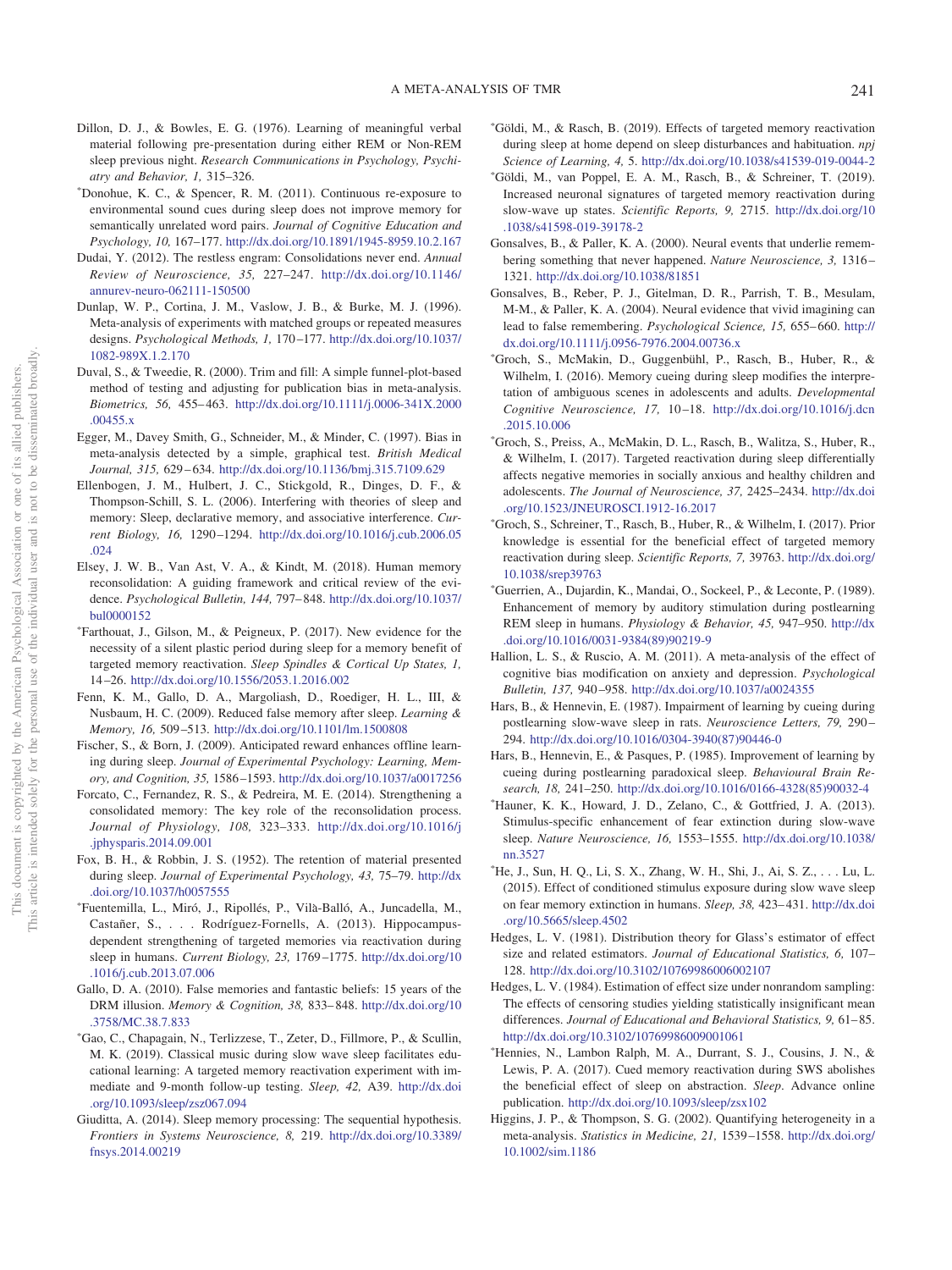Dillon, D. J., & Bowles, E. G. (1976). Learning of meaningful verbal material following pre-presentation during either REM or Non-REM sleep previous night. *Research Communications in Psychology, Psychiatry and Behavior, 1,* 315–326.

*Donohue, K. C., & Spencer, R. M. (2011). Continuous re-exposure to environmental sound cues during sleep does not improve memory for semantically unrelated word pairs. *Journal of Cognitive Education and Psychology, 10,* 167–177. http://dx.doi.org/10.1891/1945-8959.10.2.167

Dudai, Y. (2012). The restless engram: Consolidations never end. *Annual Review of Neuroscience, 35,* 227–247. http://dx.doi.org/10.1146/annurev-neuro-062111-150500

Dunlap, W. P., Cortina, J. M., Vaslow, J. B., & Burke, M. J. (1996). Meta-analysis of experiments with matched groups or repeated measures designs. *Psychological Methods, 1,* 170–177. http://dx.doi.org/10.1037/1082-989X.1.2.170

Duval, S., & Tweedie, R. (2000). Trim and fill: A simple funnel-plot-based method of testing and adjusting for publication bias in meta-analysis. *Biometrics, 56,* 455–463. http://dx.doi.org/10.1111/j.0006-341X.2000.00455.x

Egger, M., Davey Smith, G., Schneider, M., & Minder, C. (1997). Bias in meta-analysis detected by a simple, graphical test. *British Medical Journal, 315,* 629–634. http://dx.doi.org/10.1136/bmj.315.7109.629

Ellenbogen, J. M., Hulbert, J. C., Stickgold, R., Dinges, D. F., & Thompson-Schill, S. L. (2006). Interfering with theories of sleep and memory: Sleep, declarative memory, and associative interference. *Current Biology, 16,* 1290–1294. http://dx.doi.org/10.1016/j.cub.2006.05.024

Elsey, J. W. B., Van Ast, V. A., & Kindt, M. (2018). Human memory reconsolidation: A guiding framework and critical review of the evidence. *Psychological Bulletin, 144,* 797–848. http://dx.doi.org/10.1037/bul0000152

*Farthouat, J., Gilson, M., & Peigneux, P. (2017). New evidence for the necessity of a silent plastic period during sleep for a memory benefit of targeted memory reactivation. *Sleep Spindles & Cortical Up States, 1,* 14–26. http://dx.doi.org/10.1556/2053.1.2016.002

Fenn, K. M., Gallo, D. A., Margoliash, D., Roediger, H. L., III, & Nusbaum, H. C. (2009). Reduced false memory after sleep. *Learning & Memory, 16,* 509–513. http://dx.doi.org/10.1101/lm.1500808

Fischer, S., & Born, J. (2009). Anticipated reward enhances offline learning during sleep. *Journal of Experimental Psychology: Learning, Memory, and Cognition, 35,* 1586–1593. http://dx.doi.org/10.1037/a0017256

Forcato, C., Fernandez, R. S., & Pedreira, M. E. (2014). Strengthening a consolidated memory: The key role of the reconsolidation process. *Journal of Physiology, 108,* 323–333. http://dx.doi.org/10.1016/j.jphysparis.2014.09.001

Fox, B. H., & Robbin, J. S. (1952). The retention of material presented during sleep. *Journal of Experimental Psychology, 43,* 75–79. http://dx.doi.org/10.1037/h0057555

*Fuentemilla, L., Miró, J., Ripollés, P., Vilà-Balló, A., Juncadella, M., Castañer, S., . . . Rodríguez-Fornells, A. (2013). Hippocampus-dependent strengthening of targeted memories via reactivation during sleep in humans. *Current Biology, 23,* 1769–1775. http://dx.doi.org/10.1016/j.cub.2013.07.006

Gallo, D. A. (2010). False memories and fantastic beliefs: 15 years of the DRM illusion. *Memory & Cognition, 38,* 833–848. http://dx.doi.org/10.3758/MC.38.7.833

*Gao, C., Chapagain, N., Terlizzese, T., Zeter, D., Fillmore, P., & Scullin, M. K. (2019). Classical music during slow wave sleep facilitates educational learning: A targeted memory reactivation experiment with immediate and 9-month follow-up testing. *Sleep, 42,* A39. http://dx.doi.org/10.1093/sleep/zsz067.094

Giuditta, A. (2014). Sleep memory processing: The sequential hypothesis. *Frontiers in Systems Neuroscience, 8,* 219. http://dx.doi.org/10.3389/fnsys.2014.00219

*Göldi, M., & Rasch, B. (2019). Effects of targeted memory reactivation during sleep at home depend on sleep disturbances and habituation. *npj Science of Learning, 4,* 5. http://dx.doi.org/10.1038/s41539-019-0044-2

*Göldi, M., van Poppel, E. A. M., Rasch, B., & Schreiner, T. (2019). Increased neuronal signatures of targeted memory reactivation during slow-wave up states. *Scientific Reports, 9,* 2715. http://dx.doi.org/10.1038/s41598-019-39178-2

Gonsalves, B., & Paller, K. A. (2000). Neural events that underlie remembering something that never happened. *Nature Neuroscience, 3,* 1316–1321. http://dx.doi.org/10.1038/81851

Gonsalves, B., Reber, P. J., Gitelman, D. R., Parrish, T. B., Mesulam, M-M., & Paller, K. A. (2004). Neural evidence that vivid imagining can lead to false remembering. *Psychological Science, 15,* 655–660. http://dx.doi.org/10.1111/j.0956-7976.2004.00736.x

*Groch, S., McMakin, D., Guggenbühl, P., Rasch, B., Huber, R., & Wilhelm, I. (2016). Memory cueing during sleep modifies the interpretation of ambiguous scenes in adolescents and adults. *Developmental Cognitive Neuroscience, 17,* 10–18. http://dx.doi.org/10.1016/j.dcn.2015.10.006

*Groch, S., Preiss, A., McMakin, D. L., Rasch, B., Walitza, S., Huber, R., & Wilhelm, I. (2017). Targeted reactivation during sleep differentially affects negative memories in socially anxious and healthy children and adolescents. *The Journal of Neuroscience, 37,* 2425–2434. http://dx.doi.org/10.1523/JNEUROSCI.1912-16.2017

*Groch, S., Schreiner, T., Rasch, B., Huber, R., & Wilhelm, I. (2017). Prior knowledge is essential for the beneficial effect of targeted memory reactivation during sleep. *Scientific Reports, 7,* 39763. http://dx.doi.org/10.1038/srep39763

*Guerrien, A., Dujardin, K., Mandai, O., Sockeel, P., & Leconte, P. (1989). Enhancement of memory by auditory stimulation during postlearning REM sleep in humans. *Physiology & Behavior, 45,* 947–950. http://dx.doi.org/10.1016/0031-9384(89)90219-9

Hallion, L. S., & Ruscio, A. M. (2011). A meta-analysis of the effect of cognitive bias modification on anxiety and depression. *Psychological Bulletin, 137,* 940–958. http://dx.doi.org/10.1037/a0024355

Hars, B., & Hennevin, E. (1987). Impairment of learning by cueing during postlearning slow-wave sleep in rats. *Neuroscience Letters, 79,* 290–294. http://dx.doi.org/10.1016/0304-3940(87)90446-0

Hars, B., Hennevin, E., & Pasques, P. (1985). Improvement of learning by cueing during postlearning paradoxical sleep. *Behavioural Brain Research, 18,* 241–250. http://dx.doi.org/10.1016/0166-4328(85)90032-4

*Hauner, K. K., Howard, J. D., Zelano, C., & Gottfried, J. A. (2013). Stimulus-specific enhancement of fear extinction during slow-wave sleep. *Nature Neuroscience, 16,* 1553–1555. http://dx.doi.org/10.1038/nn.3527

*He, J., Sun, H. Q., Li, S. X., Zhang, W. H., Shi, J., Ai, S. Z., . . . Lu, L. (2015). Effect of conditioned stimulus exposure during slow wave sleep on fear memory extinction in humans. *Sleep, 38,* 423–431. http://dx.doi.org/10.5665/sleep.4502

Hedges, L. V. (1981). Distribution theory for Glass's estimator of effect size and related estimators. *Journal of Educational Statistics, 6,* 107–128. http://dx.doi.org/10.3102/10769986006002107

Hedges, L. V. (1984). Estimation of effect size under nonrandom sampling: The effects of censoring studies yielding statistically insignificant mean differences. *Journal of Educational and Behavioral Statistics, 9,* 61–85. http://dx.doi.org/10.3102/10769986009001061

*Hennies, N., Lambon Ralph, M. A., Durrant, S. J., Cousins, J. N., & Lewis, P. A. (2017). Cued memory reactivation during SWS abolishes the beneficial effect of sleep on abstraction. *Sleep*. Advance online publication. http://dx.doi.org/10.1093/sleep/zsx102

Higgins, J. P., & Thompson, S. G. (2002). Quantifying heterogeneity in a meta-analysis. *Statistics in Medicine, 21,* 1539–1558. http://dx.doi.org/10.1002/sim.1186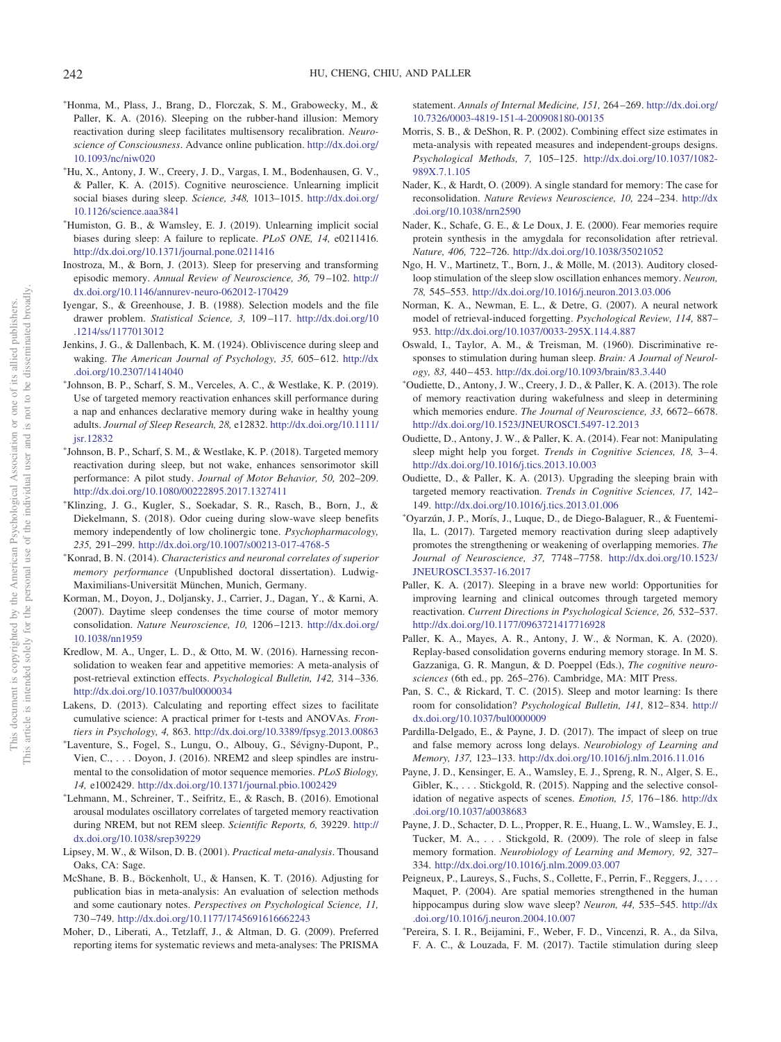*Honma, M., Plass, J., Brang, D., Florczak, S. M., Grabowecky, M., & Paller, K. A. (2016). Sleeping on the rubber-hand illusion: Memory reactivation during sleep facilitates multisensory recalibration. *Neuroscience of Consciousness*. Advance online publication. http://dx.doi.org/10.1093/nc/niw020

*Hu, X., Antony, J. W., Creery, J. D., Vargas, I. M., Bodenhausen, G. V., & Paller, K. A. (2015). Cognitive neuroscience. Unlearning implicit social biases during sleep. *Science, 348,* 1013–1015. http://dx.doi.org/10.1126/science.aaa3841

*Humiston, G. B., & Wamsley, E. J. (2019). Unlearning implicit social biases during sleep: A failure to replicate. *PLoS ONE, 14,* e0211416. http://dx.doi.org/10.1371/journal.pone.0211416

Inostroza, M., & Born, J. (2013). Sleep for preserving and transforming episodic memory. *Annual Review of Neuroscience, 36,* 79–102. http://dx.doi.org/10.1146/annurev-neuro-062012-170429

Iyengar, S., & Greenhouse, J. B. (1988). Selection models and the file drawer problem. *Statistical Science, 3,* 109–117. http://dx.doi.org/10.1214/ss/1177013012

Jenkins, J. G., & Dallenbach, K. M. (1924). Obliviscence during sleep and waking. *The American Journal of Psychology, 35,* 605–612. http://dx.doi.org/10.2307/1414040

*Johnson, B. P., Scharf, S. M., Verceles, A. C., & Westlake, K. P. (2019). Use of targeted memory reactivation enhances skill performance during a nap and enhances declarative memory during wake in healthy young adults. *Journal of Sleep Research, 28,* e12832. http://dx.doi.org/10.1111/jsr.12832

*Johnson, B. P., Scharf, S. M., & Westlake, K. P. (2018). Targeted memory reactivation during sleep, but not wake, enhances sensorimotor skill performance: A pilot study. *Journal of Motor Behavior, 50,* 202–209. http://dx.doi.org/10.1080/00222895.2017.1327411

*Klinzing, J. G., Kugler, S., Soekadar, S. R., Rasch, B., Born, J., & Diekelmann, S. (2018). Odor cueing during slow-wave sleep benefits memory independently of low cholinergic tone. *Psychopharmacology, 235,* 291–299. http://dx.doi.org/10.1007/s00213-017-4768-5

*Konrad, B. N. (2014). *Characteristics and neuronal correlates of superior memory performance* (Unpublished doctoral dissertation). Ludwig-Maximilians-Universität München, Munich, Germany.

Korman, M., Doyon, J., Doljansky, J., Carrier, J., Dagan, Y., & Karni, A. (2007). Daytime sleep condenses the time course of motor memory consolidation. *Nature Neuroscience, 10,* 1206–1213. http://dx.doi.org/10.1038/nn1959

Kredlow, M. A., Unger, L. D., & Otto, M. W. (2016). Harnessing reconsolidation to weaken fear and appetitive memories: A meta-analysis of post-retrieval extinction effects. *Psychological Bulletin, 142,* 314–336. http://dx.doi.org/10.1037/bul0000034

Lakens, D. (2013). Calculating and reporting effect sizes to facilitate cumulative science: A practical primer for t-tests and ANOVAs. *Frontiers in Psychology, 4,* 863. http://dx.doi.org/10.3389/fpsyg.2013.00863

*Laventure, S., Fogel, S., Lungu, O., Albouy, G., Sévigny-Dupont, P., Vien, C., . . . Doyon, J. (2016). NREM2 and sleep spindles are instrumental to the consolidation of motor sequence memories. *PLoS Biology, 14,* e1002429. http://dx.doi.org/10.1371/journal.pbio.1002429

*Lehmann, M., Schreiner, T., Seifritz, E., & Rasch, B. (2016). Emotional arousal modulates oscillatory correlates of targeted memory reactivation during NREM, but not REM sleep. *Scientific Reports, 6,* 39229. http://dx.doi.org/10.1038/srep39229

Lipsey, M. W., & Wilson, D. B. (2001). *Practical meta-analysis*. Thousand Oaks, CA: Sage.

McShane, B. B., Böckenholt, U., & Hansen, K. T. (2016). Adjusting for publication bias in meta-analysis: An evaluation of selection methods and some cautionary notes. *Perspectives on Psychological Science, 11,* 730–749. http://dx.doi.org/10.1177/1745691616662243

Moher, D., Liberati, A., Tetzlaff, J., & Altman, D. G. (2009). Preferred reporting items for systematic reviews and meta-analyses: The PRISMA statement. *Annals of Internal Medicine, 151,* 264–269. http://dx.doi.org/10.7326/0003-4819-151-4-200908180-00135

Morris, S. B., & DeShon, R. P. (2002). Combining effect size estimates in meta-analysis with repeated measures and independent-groups designs. *Psychological Methods, 7,* 105–125. http://dx.doi.org/10.1037/1082-989X.7.1.105

Nader, K., & Hardt, O. (2009). A single standard for memory: The case for reconsolidation. *Nature Reviews Neuroscience, 10,* 224–234. http://dx.doi.org/10.1038/nrn2590

Nader, K., Schafe, G. E., & Le Doux, J. E. (2000). Fear memories require protein synthesis in the amygdala for reconsolidation after retrieval. *Nature, 406,* 722–726. http://dx.doi.org/10.1038/35021052

Ngo, H. V., Martinetz, T., Born, J., & Mölle, M. (2013). Auditory closed-loop stimulation of the sleep slow oscillation enhances memory. *Neuron, 78,* 545–553. http://dx.doi.org/10.1016/j.neuron.2013.03.006

Norman, K. A., Newman, E. L., & Detre, G. (2007). A neural network model of retrieval-induced forgetting. *Psychological Review, 114,* 887–953. http://dx.doi.org/10.1037/0033-295X.114.4.887

Oswald, I., Taylor, A. M., & Treisman, M. (1960). Discriminative responses to stimulation during human sleep. *Brain: A Journal of Neurology, 83,* 440–453. http://dx.doi.org/10.1093/brain/83.3.440

*Oudiette, D., Antony, J. W., Creery, J. D., & Paller, K. A. (2013). The role of memory reactivation during wakefulness and sleep in determining which memories endure. *The Journal of Neuroscience, 33,* 6672–6678. http://dx.doi.org/10.1523/JNEUROSCI.5497-12.2013

Oudiette, D., Antony, J. W., & Paller, K. A. (2014). Fear not: Manipulating sleep might help you forget. *Trends in Cognitive Sciences, 18,* 3–4. http://dx.doi.org/10.1016/j.tics.2013.10.003

Oudiette, D., & Paller, K. A. (2013). Upgrading the sleeping brain with targeted memory reactivation. *Trends in Cognitive Sciences, 17,* 142–149. http://dx.doi.org/10.1016/j.tics.2013.01.006

*Oyarzún, J. P., Morís, J., Luque, D., de Diego-Balaguer, R., & Fuentemilla, L. (2017). Targeted memory reactivation during sleep adaptively promotes the strengthening or weakening of overlapping memories. *The Journal of Neuroscience, 37,* 7748–7758. http://dx.doi.org/10.1523/JNEUROSCI.3537-16.2017

Paller, K. A. (2017). Sleeping in a brave new world: Opportunities for improving learning and clinical outcomes through targeted memory reactivation. *Current Directions in Psychological Science, 26,* 532–537. http://dx.doi.org/10.1177/0963721417716928

Paller, K. A., Mayes, A. R., Antony, J. W., & Norman, K. A. (2020). Replay-based consolidation governs enduring memory storage. In M. S. Gazzaniga, G. R. Mangun, & D. Poeppel (Eds.), *The cognitive neurosciences* (6th ed., pp. 265–276). Cambridge, MA: MIT Press.

Pan, S. C., & Rickard, T. C. (2015). Sleep and motor learning: Is there room for consolidation? *Psychological Bulletin, 141,* 812–834. http://dx.doi.org/10.1037/bul0000009

Pardilla-Delgado, E., & Payne, J. D. (2017). The impact of sleep on true and false memory across long delays. *Neurobiology of Learning and Memory, 137,* 123–133. http://dx.doi.org/10.1016/j.nlm.2016.11.016

Payne, J. D., Kensinger, E. A., Wamsley, E. J., Spreng, R. N., Alger, S. E., Gibler, K., . . . Stickgold, R. (2015). Napping and the selective consolidation of negative aspects of scenes. *Emotion, 15,* 176–186. http://dx.doi.org/10.1037/a0038683

Payne, J. D., Schacter, D. L., Propper, R. E., Huang, L. W., Wamsley, E. J., Tucker, M. A., . . . Stickgold, R. (2009). The role of sleep in false memory formation. *Neurobiology of Learning and Memory, 92,* 327–334. http://dx.doi.org/10.1016/j.nlm.2009.03.007

Peigneux, P., Laureys, S., Fuchs, S., Collette, F., Perrin, F., Reggers, J., . . . Maquet, P. (2004). Are spatial memories strengthened in the human hippocampus during slow wave sleep? *Neuron, 44,* 535–545. http://dx.doi.org/10.1016/j.neuron.2004.10.007

*Pereira, S. I. R., Beijamini, F., Weber, F. D., Vincenzi, R. A., da Silva, F. A. C., & Louzada, F. M. (2017). Tactile stimulation during sleep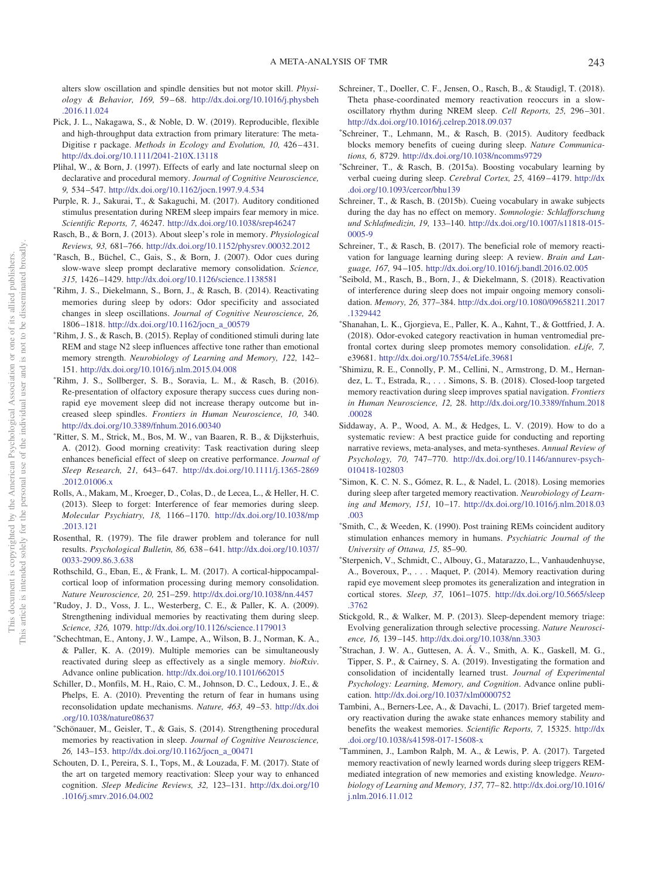alters slow oscillation and spindle densities but not motor skill. *Physiology & Behavior, 169,* 59–68. http://dx.doi.org/10.1016/j.physbeh.2016.11.024

Pick, J. L., Nakagawa, S., & Noble, D. W. (2019). Reproducible, flexible and high-throughput data extraction from primary literature: The metaDigitise r package. *Methods in Ecology and Evolution, 10,* 426–431. http://dx.doi.org/10.1111/2041-210X.13118

Plihal, W., & Born, J. (1997). Effects of early and late nocturnal sleep on declarative and procedural memory. *Journal of Cognitive Neuroscience, 9,* 534–547. http://dx.doi.org/10.1162/jocn.1997.9.4.534

Purple, R. J., Sakurai, T., & Sakaguchi, M. (2017). Auditory conditioned stimulus presentation during NREM sleep impairs fear memory in mice. *Scientific Reports, 7,* 46247. http://dx.doi.org/10.1038/srep46247

Rasch, B., & Born, J. (2013). About sleep's role in memory. *Physiological Reviews, 93,* 681–766. http://dx.doi.org/10.1152/physrev.00032.2012

*Rasch, B., Büchel, C., Gais, S., & Born, J. (2007). Odor cues during slow-wave sleep prompt declarative memory consolidation. *Science, 315,* 1426–1429. http://dx.doi.org/10.1126/science.1138581

*Rihm, J. S., Diekelmann, S., Born, J., & Rasch, B. (2014). Reactivating memories during sleep by odors: Odor specificity and associated changes in sleep oscillations. *Journal of Cognitive Neuroscience, 26,* 1806–1818. http://dx.doi.org/10.1162/jocn_a_00579

*Rihm, J. S., & Rasch, B. (2015). Replay of conditioned stimuli during late REM and stage N2 sleep influences affective tone rather than emotional memory strength. *Neurobiology of Learning and Memory, 122,* 142–151. http://dx.doi.org/10.1016/j.nlm.2015.04.008

*Rihm, J. S., Sollberger, S. B., Soravia, L. M., & Rasch, B. (2016). Re-presentation of olfactory exposure therapy success cues during non-rapid eye movement sleep did not increase therapy outcome but increased sleep spindles. *Frontiers in Human Neuroscience, 10,* 340. http://dx.doi.org/10.3389/fnhum.2016.00340

*Ritter, S. M., Strick, M., Bos, M. W., van Baaren, R. B., & Dijksterhuis, A. (2012). Good morning creativity: Task reactivation during sleep enhances beneficial effect of sleep on creative performance. *Journal of Sleep Research, 21,* 643–647. http://dx.doi.org/10.1111/j.1365-2869.2012.01006.x

Rolls, A., Makam, M., Kroeger, D., Colas, D., de Lecea, L., & Heller, H. C. (2013). Sleep to forget: Interference of fear memories during sleep. *Molecular Psychiatry, 18,* 1166–1170. http://dx.doi.org/10.1038/mp.2013.121

Rosenthal, R. (1979). The file drawer problem and tolerance for null results. *Psychological Bulletin, 86,* 638–641. http://dx.doi.org/10.1037/0033-2909.86.3.638

Rothschild, G., Eban, E., & Frank, L. M. (2017). A cortical-hippocampal-cortical loop of information processing during memory consolidation. *Nature Neuroscience, 20,* 251–259. http://dx.doi.org/10.1038/nn.4457

*Rudoy, J. D., Voss, J. L., Westerberg, C. E., & Paller, K. A. (2009). Strengthening individual memories by reactivating them during sleep. *Science, 326,* 1079. http://dx.doi.org/10.1126/science.1179013

*Schechtman, E., Antony, J. W., Lampe, A., Wilson, B. J., Norman, K. A., & Paller, K. A. (2019). Multiple memories can be simultaneously reactivated during sleep as effectively as a single memory. *bioRxiv*. Advance online publication. http://dx.doi.org/10.1101/662015

Schiller, D., Monfils, M. H., Raio, C. M., Johnson, D. C., Ledoux, J. E., & Phelps, E. A. (2010). Preventing the return of fear in humans using reconsolidation update mechanisms. *Nature, 463,* 49–53. http://dx.doi.org/10.1038/nature08637

*Schönauer, M., Geisler, T., & Gais, S. (2014). Strengthening procedural memories by reactivation in sleep. *Journal of Cognitive Neuroscience, 26,* 143–153. http://dx.doi.org/10.1162/jocn_a_00471

Schouten, D. I., Pereira, S. I., Tops, M., & Louzada, F. M. (2017). State of the art on targeted memory reactivation: Sleep your way to enhanced cognition. *Sleep Medicine Reviews, 32,* 123–131. http://dx.doi.org/10.1016/j.smrv.2016.04.002

Schreiner, T., Doeller, C. F., Jensen, O., Rasch, B., & Staudigl, T. (2018). Theta phase-coordinated memory reactivation reoccurs in a slow-oscillatory rhythm during NREM sleep. *Cell Reports, 25,* 296–301. http://dx.doi.org/10.1016/j.celrep.2018.09.037

*Schreiner, T., Lehmann, M., & Rasch, B. (2015). Auditory feedback blocks memory benefits of cueing during sleep. *Nature Communications, 6,* 8729. http://dx.doi.org/10.1038/ncomms9729

*Schreiner, T., & Rasch, B. (2015a). Boosting vocabulary learning by verbal cueing during sleep. *Cerebral Cortex, 25,* 4169–4179. http://dx.doi.org/10.1093/cercor/bhu139

Schreiner, T., & Rasch, B. (2015b). Cueing vocabulary in awake subjects during the day has no effect on memory. *Somnologie: Schlafforschung und Schlafmedizin, 19,* 133–140. http://dx.doi.org/10.1007/s11818-015-0005-9

Schreiner, T., & Rasch, B. (2017). The beneficial role of memory reactivation for language learning during sleep: A review. *Brain and Language, 167,* 94–105. http://dx.doi.org/10.1016/j.bandl.2016.02.005

*Seibold, M., Rasch, B., Born, J., & Diekelmann, S. (2018). Reactivation of interference during sleep does not impair ongoing memory consolidation. *Memory, 26,* 377–384. http://dx.doi.org/10.1080/09658211.2017.1329442

*Shanahan, L. K., Gjorgieva, E., Paller, K. A., Kahnt, T., & Gottfried, J. A. (2018). Odor-evoked category reactivation in human ventromedial prefrontal cortex during sleep promotes memory consolidation. *eLife, 7,* e39681. http://dx.doi.org/10.7554/eLife.39681

*Shimizu, R. E., Connolly, P. M., Cellini, N., Armstrong, D. M., Hernandez, L. T., Estrada, R., . . . Simons, S. B. (2018). Closed-loop targeted memory reactivation during sleep improves spatial navigation. *Frontiers in Human Neuroscience, 12,* 28. http://dx.doi.org/10.3389/fnhum.2018.00028

Siddaway, A. P., Wood, A. M., & Hedges, L. V. (2019). How to do a systematic review: A best practice guide for conducting and reporting narrative reviews, meta-analyses, and meta-syntheses. *Annual Review of Psychology, 70,* 747–770. http://dx.doi.org/10.1146/annurev-psych-010418-102803

*Simon, K. C. N. S., Gómez, R. L., & Nadel, L. (2018). Losing memories during sleep after targeted memory reactivation. *Neurobiology of Learning and Memory, 151,* 10–17. http://dx.doi.org/10.1016/j.nlm.2018.03.003

*Smith, C., & Weeden, K. (1990). Post training REMs coincident auditory stimulation enhances memory in humans. *Psychiatric Journal of the University of Ottawa, 15,* 85–90.

*Sterpenich, V., Schmidt, C., Albouy, G., Matarazzo, L., Vanhaudenhuyse, A., Boveroux, P., . . . Maquet, P. (2014). Memory reactivation during rapid eye movement sleep promotes its generalization and integration in cortical stores. *Sleep, 37,* 1061–1075. http://dx.doi.org/10.5665/sleep.3762

Stickgold, R., & Walker, M. P. (2013). Sleep-dependent memory triage: Evolving generalization through selective processing. *Nature Neuroscience, 16,* 139–145. http://dx.doi.org/10.1038/nn.3303

*Strachan, J. W. A., Guttesen, A. Á. V., Smith, A. K., Gaskell, M. G., Tipper, S. P., & Cairney, S. A. (2019). Investigating the formation and consolidation of incidentally learned trust. *Journal of Experimental Psychology: Learning, Memory, and Cognition*. Advance online publication. http://dx.doi.org/10.1037/xlm0000752

Tambini, A., Berners-Lee, A., & Davachi, L. (2017). Brief targeted memory reactivation during the awake state enhances memory stability and benefits the weakest memories. *Scientific Reports, 7,* 15325. http://dx.doi.org/10.1038/s41598-017-15608-x

*Tamminen, J., Lambon Ralph, M. A., & Lewis, P. A. (2017). Targeted memory reactivation of newly learned words during sleep triggers REM-mediated integration of new memories and existing knowledge. *Neurobiology of Learning and Memory, 137,* 77–82. http://dx.doi.org/10.1016/j.nlm.2016.11.012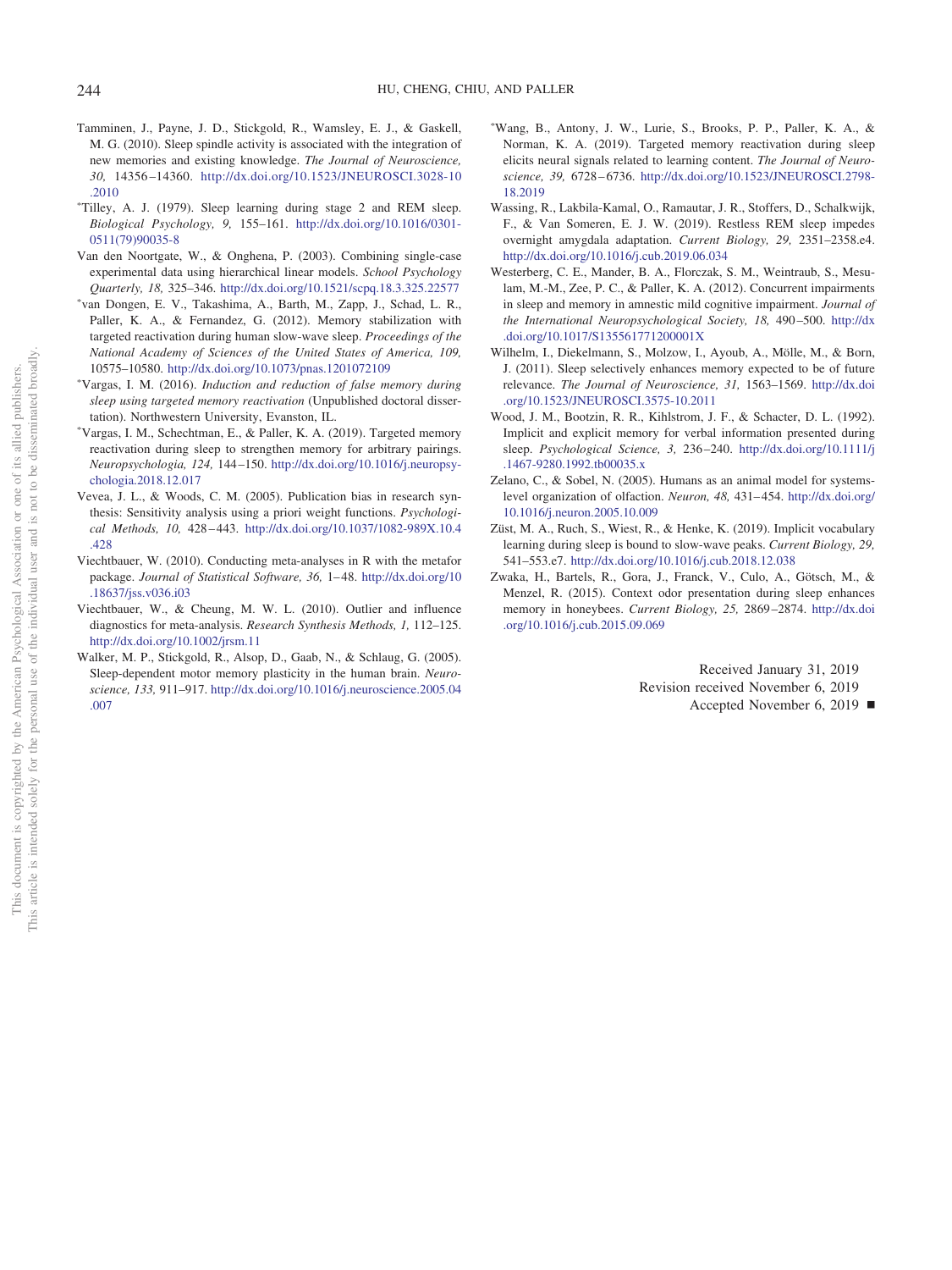Tamminen, J., Payne, J. D., Stickgold, R., Wamsley, E. J., & Gaskell, M. G. (2010). Sleep spindle activity is associated with the integration of new memories and existing knowledge. *The Journal of Neuroscience, 30,* 14356–14360. http://dx.doi.org/10.1523/JNEUROSCI.3028-10.2010

*Tilley, A. J. (1979). Sleep learning during stage 2 and REM sleep. *Biological Psychology, 9,* 155–161. http://dx.doi.org/10.1016/0301-0511(79)90035-8

Van den Noortgate, W., & Onghena, P. (2003). Combining single-case experimental data using hierarchical linear models. *School Psychology Quarterly, 18,* 325–346. http://dx.doi.org/10.1521/scpq.18.3.325.22577

*van Dongen, E. V., Takashima, A., Barth, M., Zapp, J., Schad, L. R., Paller, K. A., & Fernandez, G. (2012). Memory stabilization with targeted reactivation during human slow-wave sleep. *Proceedings of the National Academy of Sciences of the United States of America, 109,* 10575–10580. http://dx.doi.org/10.1073/pnas.1201072109

*Vargas, I. M. (2016). *Induction and reduction of false memory during sleep using targeted memory reactivation* (Unpublished doctoral dissertation). Northwestern University, Evanston, IL.

*Vargas, I. M., Schechtman, E., & Paller, K. A. (2019). Targeted memory reactivation during sleep to strengthen memory for arbitrary pairings. *Neuropsychologia, 124,* 144–150. http://dx.doi.org/10.1016/j.neuropsychologia.2018.12.017

Vevea, J. L., & Woods, C. M. (2005). Publication bias in research synthesis: Sensitivity analysis using a priori weight functions. *Psychological Methods, 10,* 428–443. http://dx.doi.org/10.1037/1082-989X.10.4.428

Viechtbauer, W. (2010). Conducting meta-analyses in R with the metafor package. *Journal of Statistical Software, 36,* 1–48. http://dx.doi.org/10.18637/jss.v036.i03

Viechtbauer, W., & Cheung, M. W. L. (2010). Outlier and influence diagnostics for meta-analysis. *Research Synthesis Methods, 1,* 112–125. http://dx.doi.org/10.1002/jrsm.11

Walker, M. P., Stickgold, R., Alsop, D., Gaab, N., & Schlaug, G. (2005). Sleep-dependent motor memory plasticity in the human brain. *Neuroscience, 133,* 911–917. http://dx.doi.org/10.1016/j.neuroscience.2005.04.007

*Wang, B., Antony, J. W., Lurie, S., Brooks, P. P., Paller, K. A., & Norman, K. A. (2019). Targeted memory reactivation during sleep elicits neural signals related to learning content. *The Journal of Neuroscience, 39,* 6728–6736. http://dx.doi.org/10.1523/JNEUROSCI.2798-18.2019

Wassing, R., Lakbila-Kamal, O., Ramautar, J. R., Stoffers, D., Schalkwijk, F., & Van Someren, E. J. W. (2019). Restless REM sleep impedes overnight amygdala adaptation. *Current Biology, 29,* 2351–2358.e4. http://dx.doi.org/10.1016/j.cub.2019.06.034

Westerberg, C. E., Mander, B. A., Florczak, S. M., Weintraub, S., Mesulam, M.-M., Zee, P. C., & Paller, K. A. (2012). Concurrent impairments in sleep and memory in amnestic mild cognitive impairment. *Journal of the International Neuropsychological Society, 18,* 490–500. http://dx.doi.org/10.1017/S135561771200001X

Wilhelm, I., Diekelmann, S., Molzow, I., Ayoub, A., Mölle, M., & Born, J. (2011). Sleep selectively enhances memory expected to be of future relevance. *The Journal of Neuroscience, 31,* 1563–1569. http://dx.doi.org/10.1523/JNEUROSCI.3575-10.2011

Wood, J. M., Bootzin, R. R., Kihlstrom, J. F., & Schacter, D. L. (1992). Implicit and explicit memory for verbal information presented during sleep. *Psychological Science, 3,* 236–240. http://dx.doi.org/10.1111/j.1467-9280.1992.tb00035.x

Zelano, C., & Sobel, N. (2005). Humans as an animal model for systems-level organization of olfaction. *Neuron, 48,* 431–454. http://dx.doi.org/10.1016/j.neuron.2005.10.009

Züst, M. A., Ruch, S., Wiest, R., & Henke, K. (2019). Implicit vocabulary learning during sleep is bound to slow-wave peaks. *Current Biology, 29,* 541–553.e7. http://dx.doi.org/10.1016/j.cub.2018.12.038

Zwaka, H., Bartels, R., Gora, J., Franck, V., Culo, A., Götsch, M., & Menzel, R. (2015). Context odor presentation during sleep enhances memory in honeybees. *Current Biology, 25,* 2869–2874. http://dx.doi.org/10.1016/j.cub.2015.09.069

Received January 31, 2019
Revision received November 6, 2019
Accepted November 6, 2019 ■